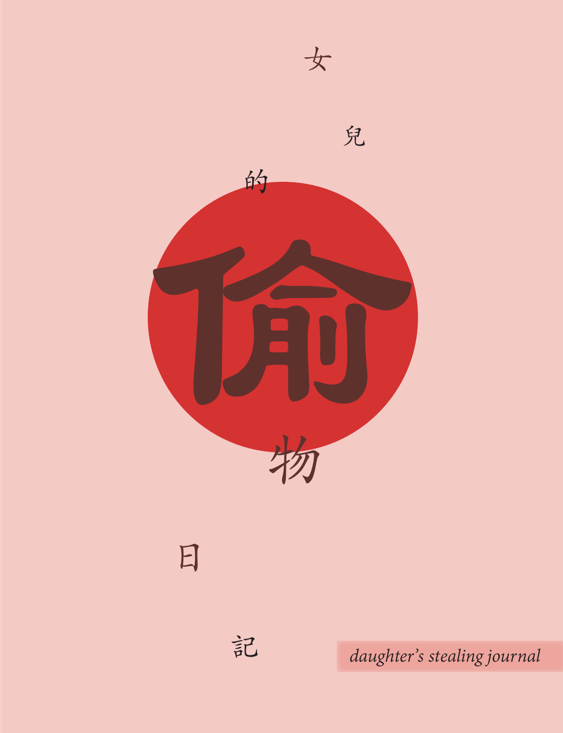# 女兒的偷物日記

*daughter's stealing journal*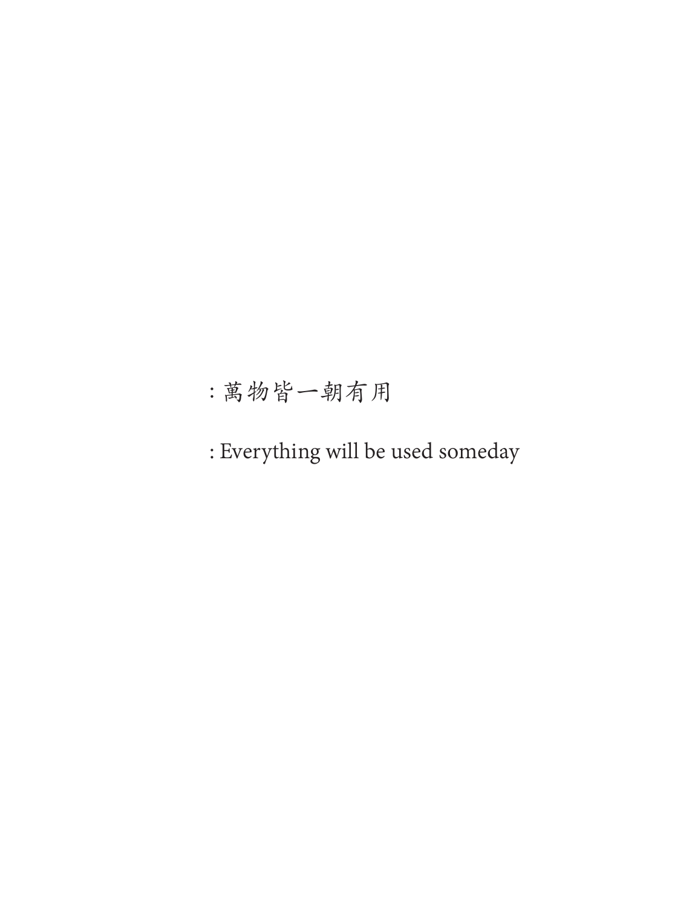: 萬物皆一朝有用

: Everything will be used someday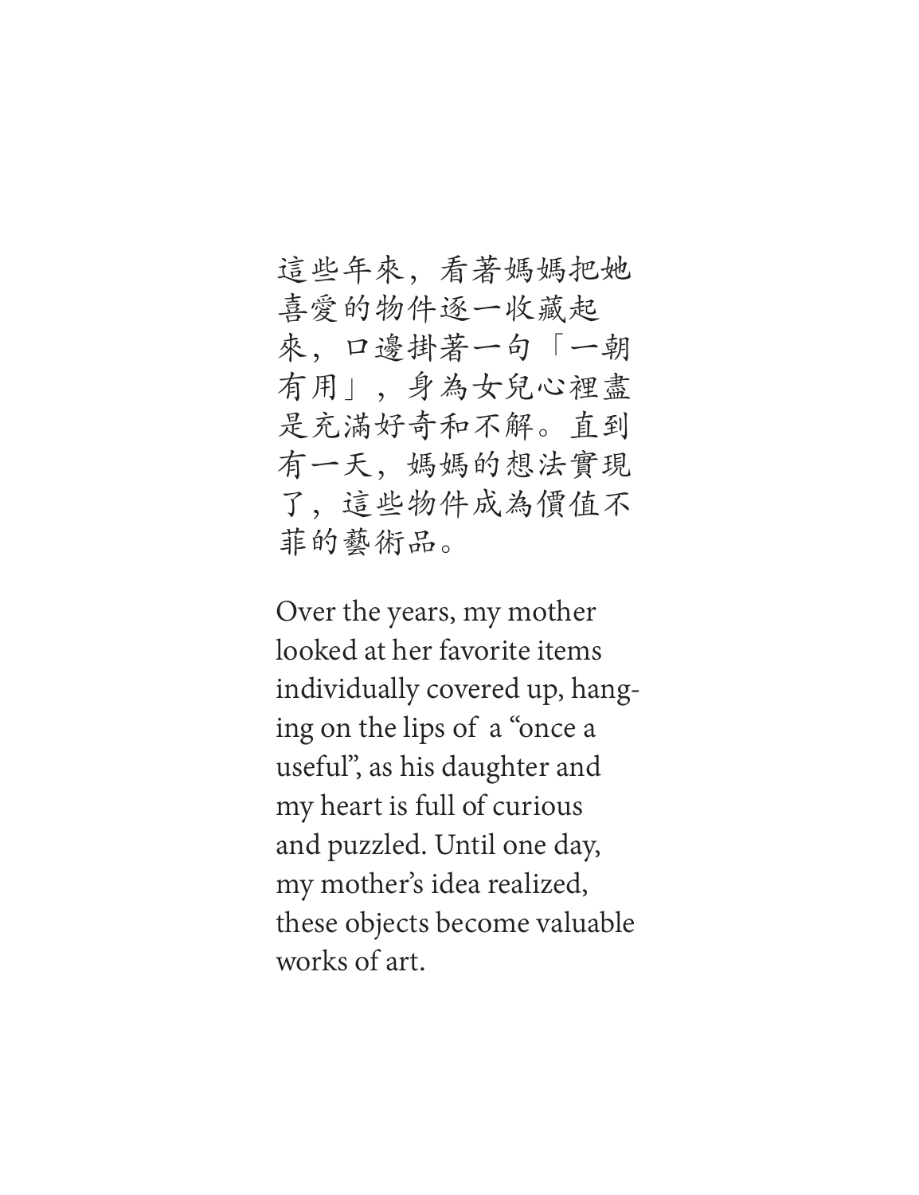這些年來，看著媽媽把她喜愛的物件逐一收藏起來，口邊掛著一句「一朝有用」，身為女兒心裡盡是充滿好奇和不解。直到有一天，媽媽的想法實現了，這些物件成為價值不菲的藝術品。

Over the years, my mother looked at her favorite items individually covered up, hanging on the lips of a “once a useful”, as his daughter and my heart is full of curious and puzzled. Until one day, my mother’s idea realized, these objects become valuable works of art.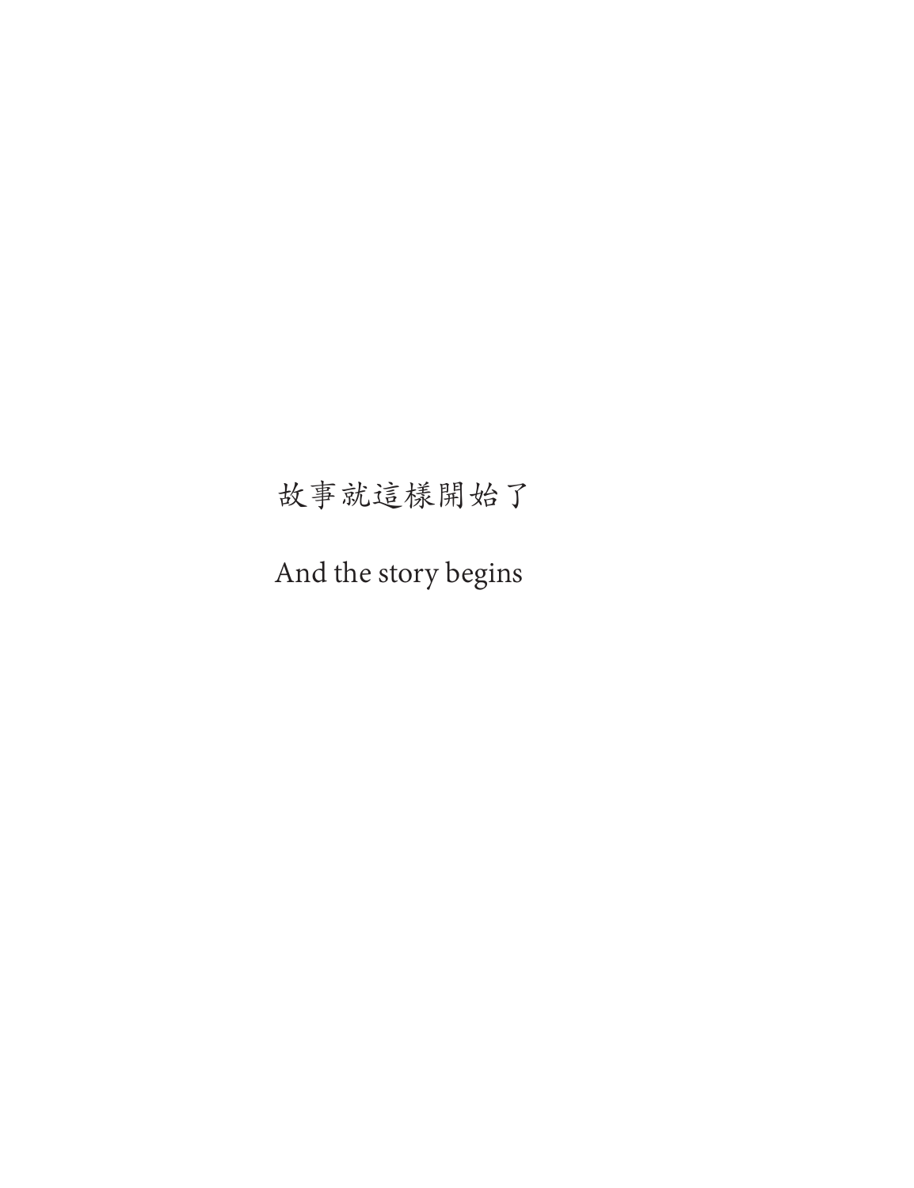故事就這樣開始了

And the story begins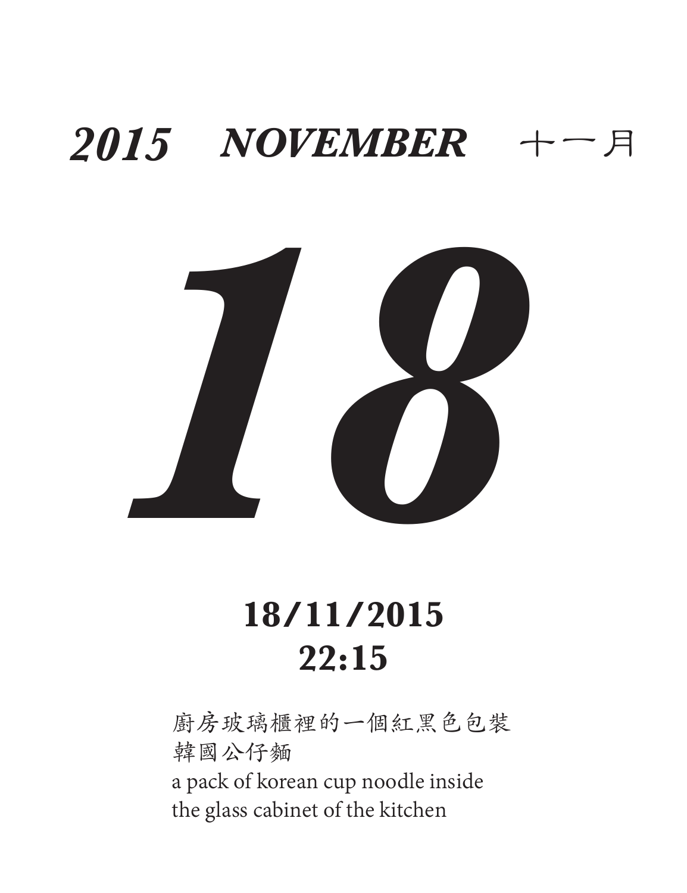***2015 NOVEMBER*** 十一月

# ***18***

**18/11/2015**
**22:15**

廚房玻璃櫃裡的一個紅黑色包裝
韓國公仔麵
a pack of korean cup noodle inside
the glass cabinet of the kitchen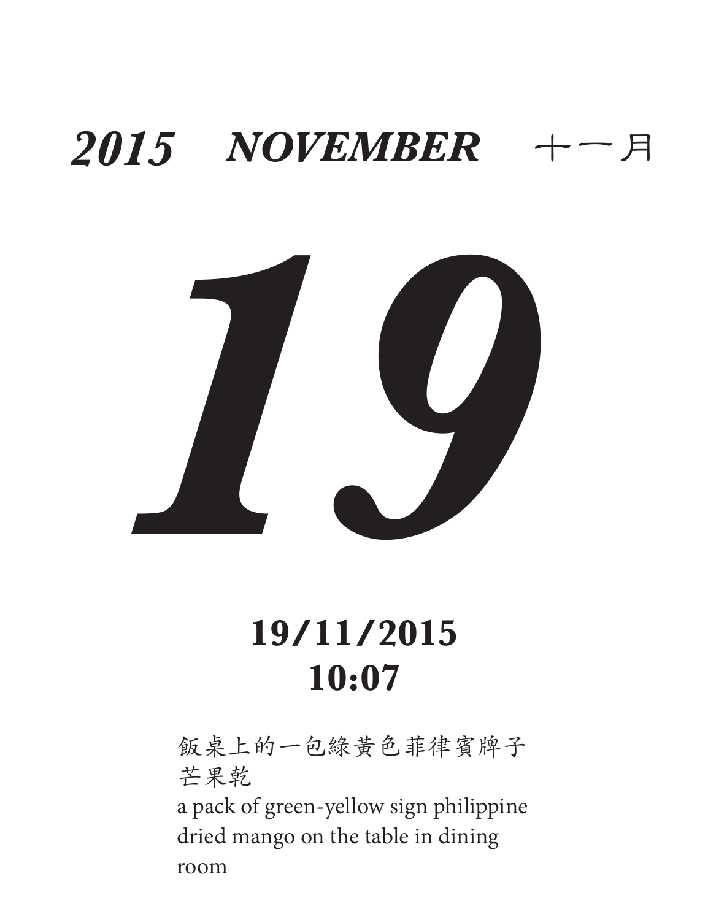***2015 NOVEMBER*** 十一月

# *19*

**19/11/2015**
**10:07**

飯桌上的一包綠黃色菲律賓牌子芒果乾
a pack of green-yellow sign philippine dried mango on the table in dining room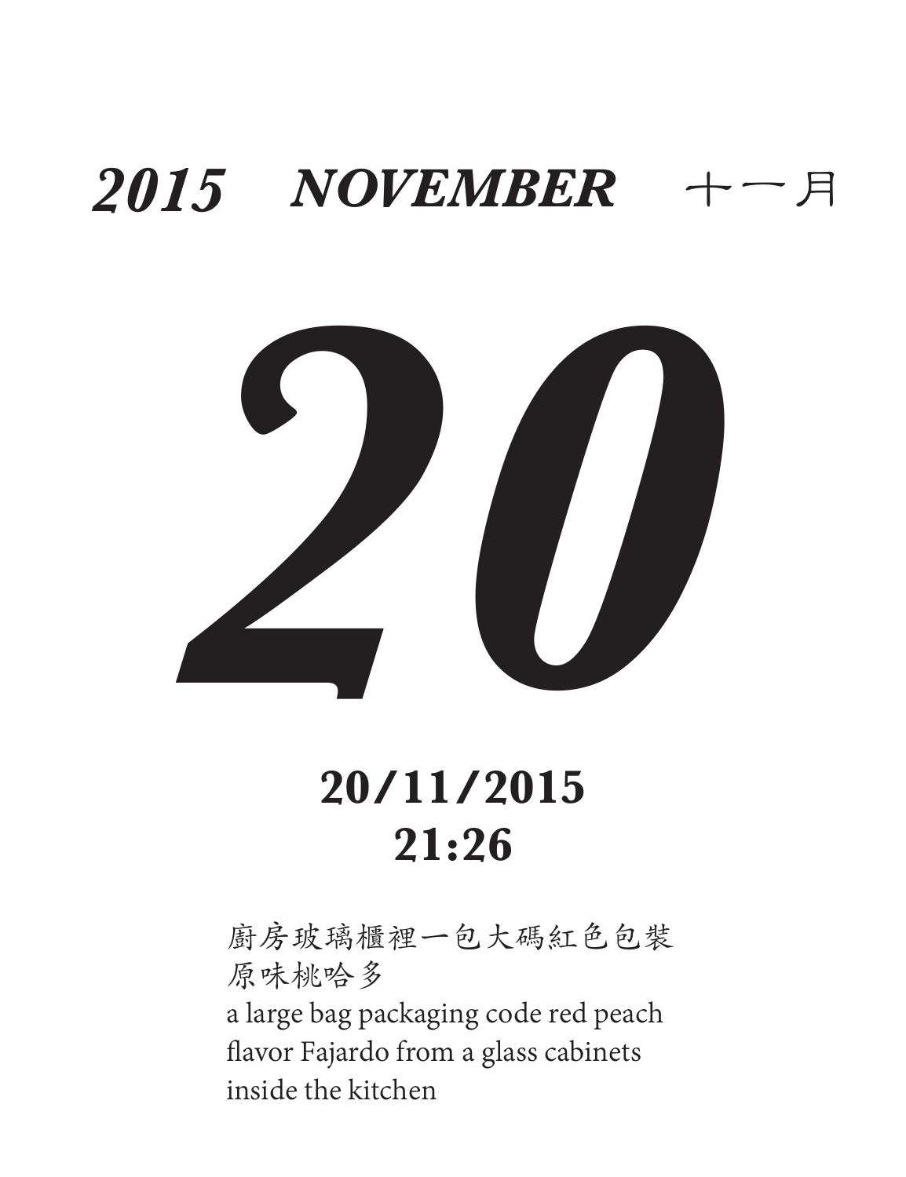# *2015 NOVEMBER* 十一月

# *20*

**20/11/2015**
**21:26**

廚房玻璃櫃裡一包大碼紅色包裝
原味桃哈多
a large bag packaging code red peach
flavor Fajardo from a glass cabinets
inside the kitchen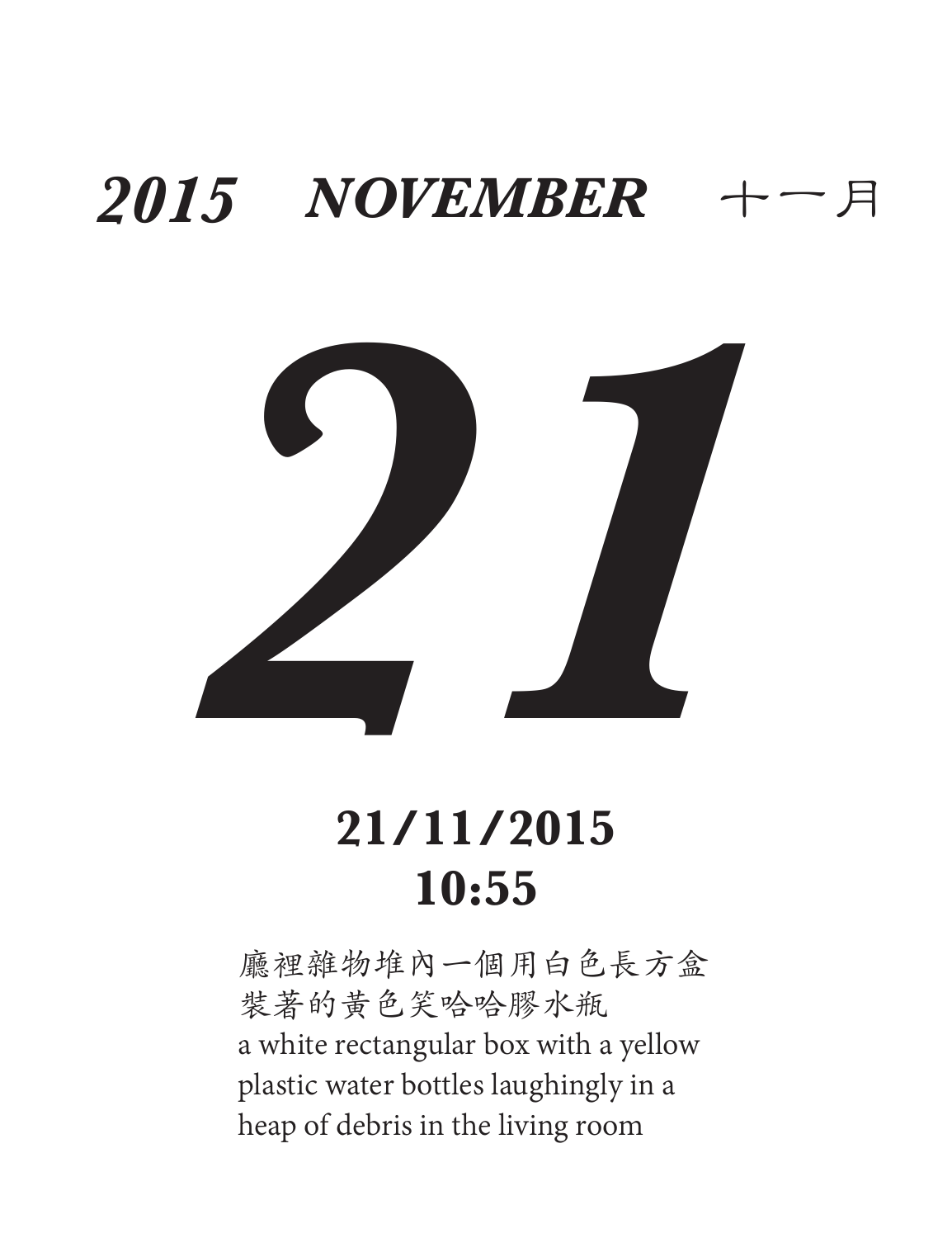# *2015 NOVEMBER* 十一月

# *21*

**21/11/2015**
**10:55**

廳裡雜物堆內一個用白色長方盒裝著的黃色笑哈哈膠水瓶
a white rectangular box with a yellow plastic water bottles laughingly in a heap of debris in the living room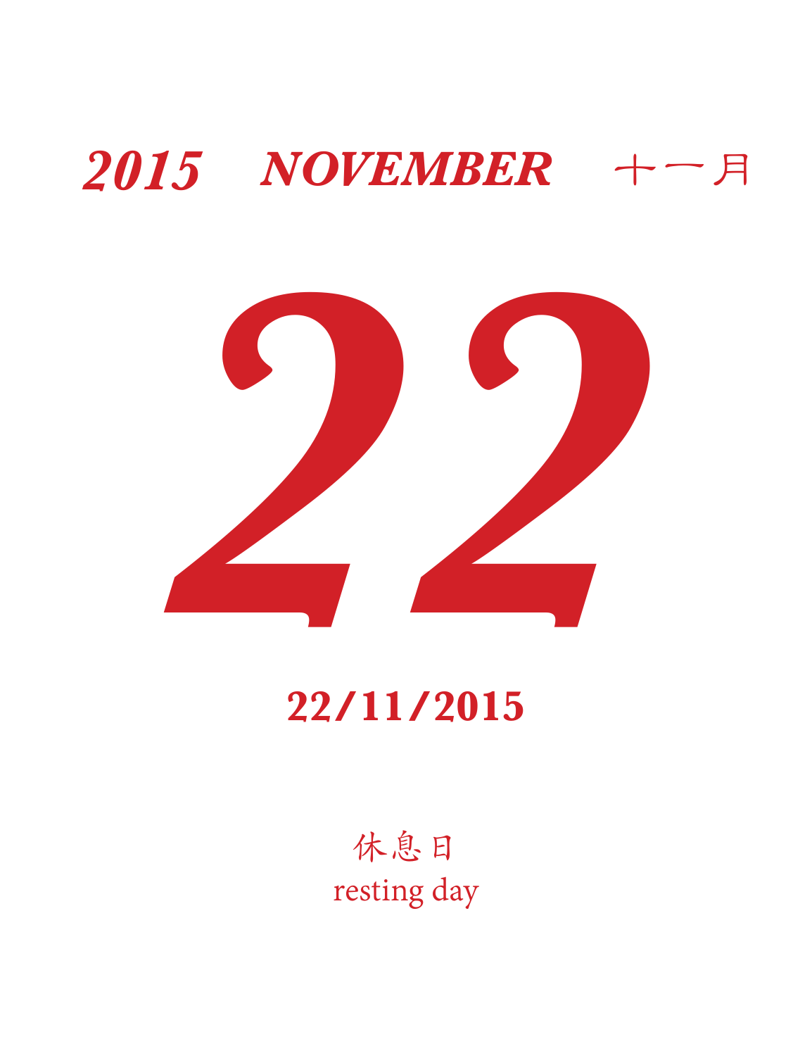***2015 NOVEMBER*** 十一月

# 22

**22/11/2015**

休息日

resting day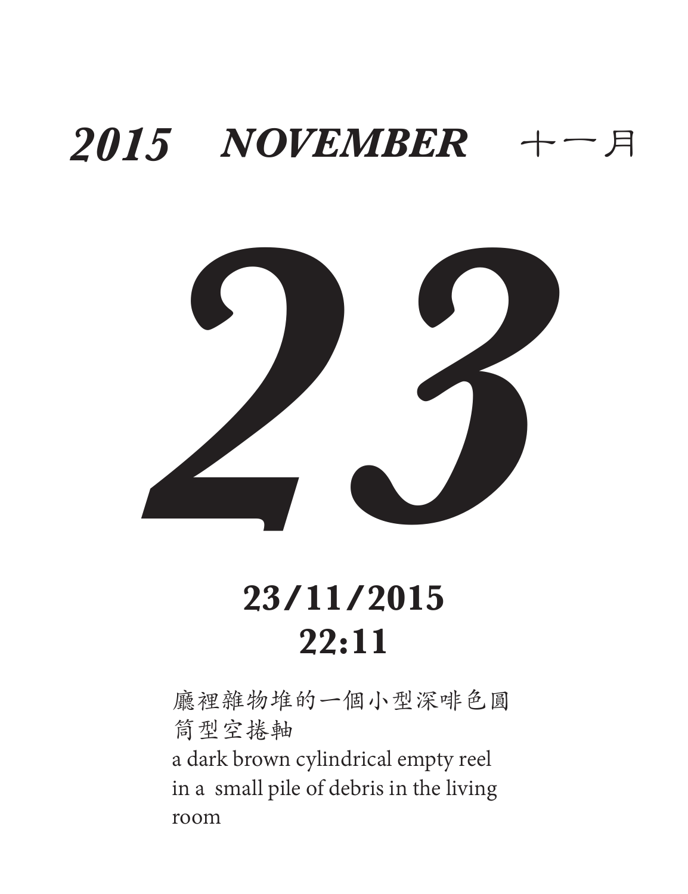***2015 NOVEMBER*** 十一月

# *23*

**23/11/2015**
**22:11**

廳裡雜物堆的一個小型深啡色圓筒型空捲軸

a dark brown cylindrical empty reel in a  small pile of debris in the living room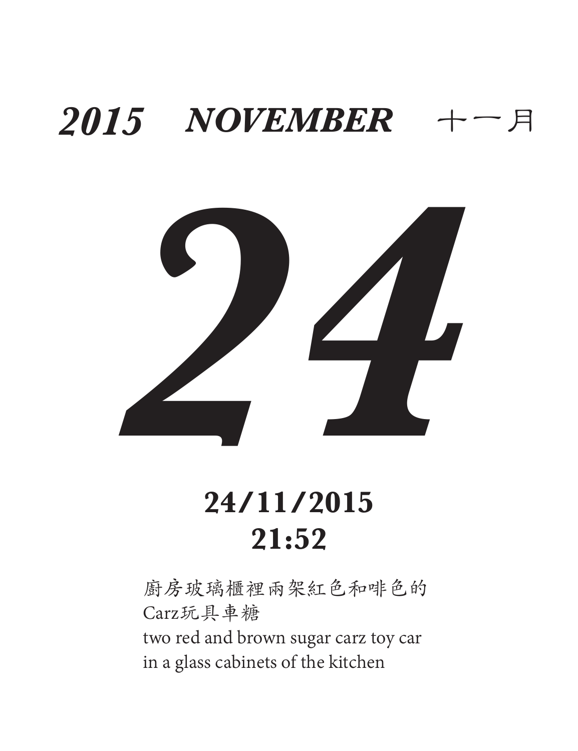***2015 NOVEMBER*** 十一月

# *24*

**24/11/2015**
**21:52**

廚房玻璃櫃裡兩架紅色和啡色的
Carz玩具車糖
two red and brown sugar carz toy car
in a glass cabinets of the kitchen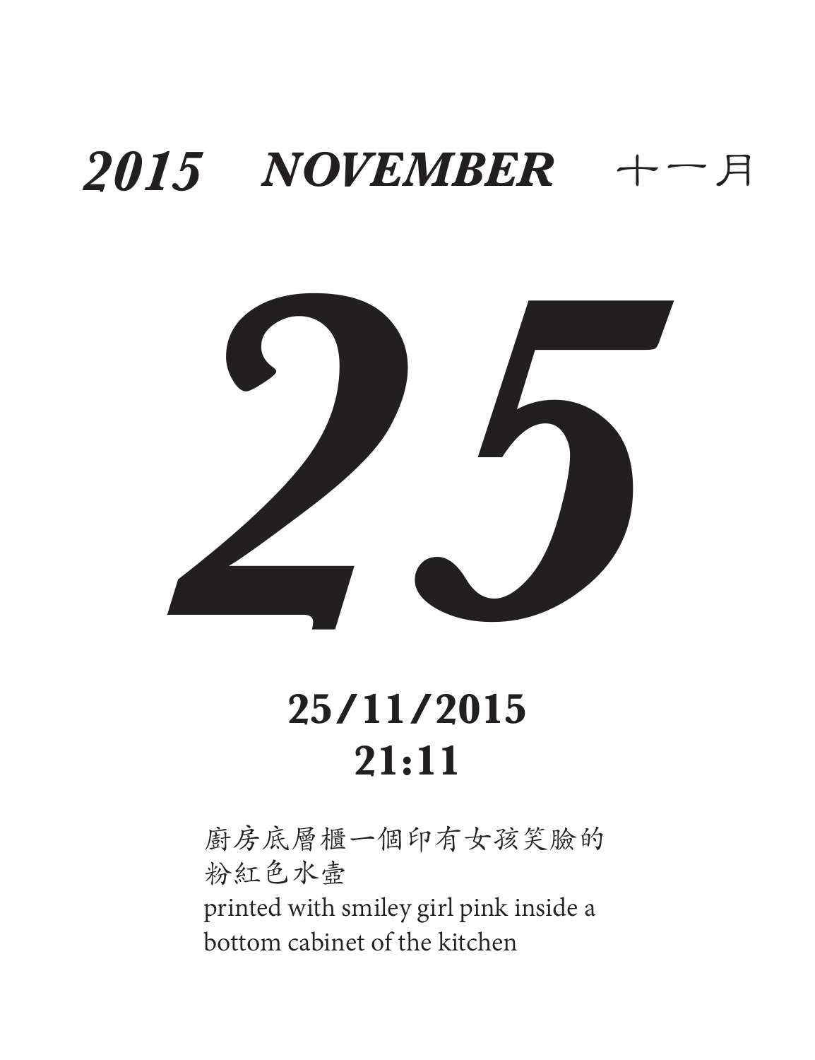## *2015 NOVEMBER* 十一月

# *25*

**25/11/2015**
**21:11**

廚房底層櫃一個印有女孩笑臉的
粉紅色水壺
printed with smiley girl pink inside a
bottom cabinet of the kitchen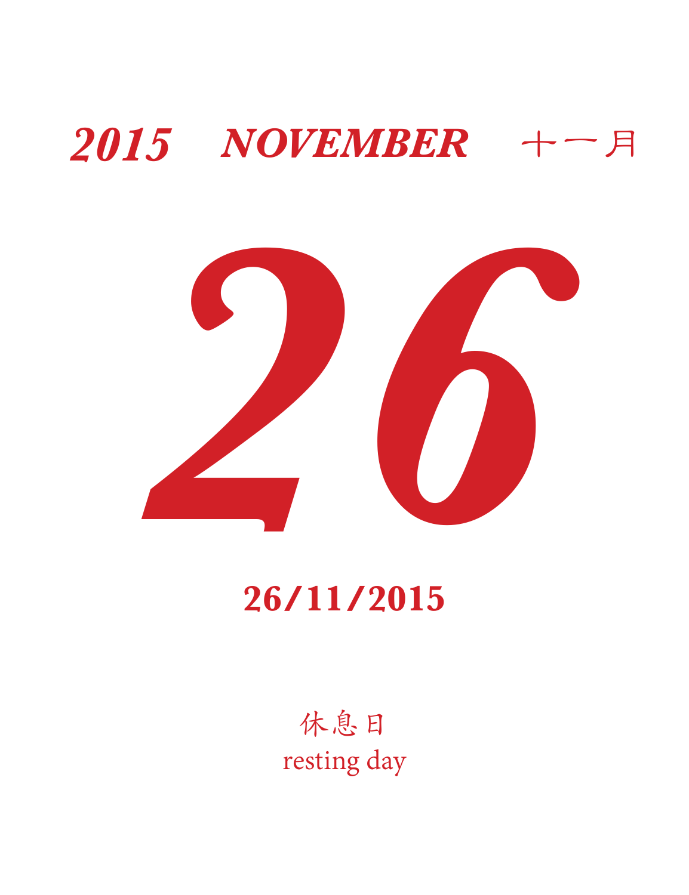***2015 NOVEMBER*** 十一月

# *26*

**26/11/2015**

休息日
resting day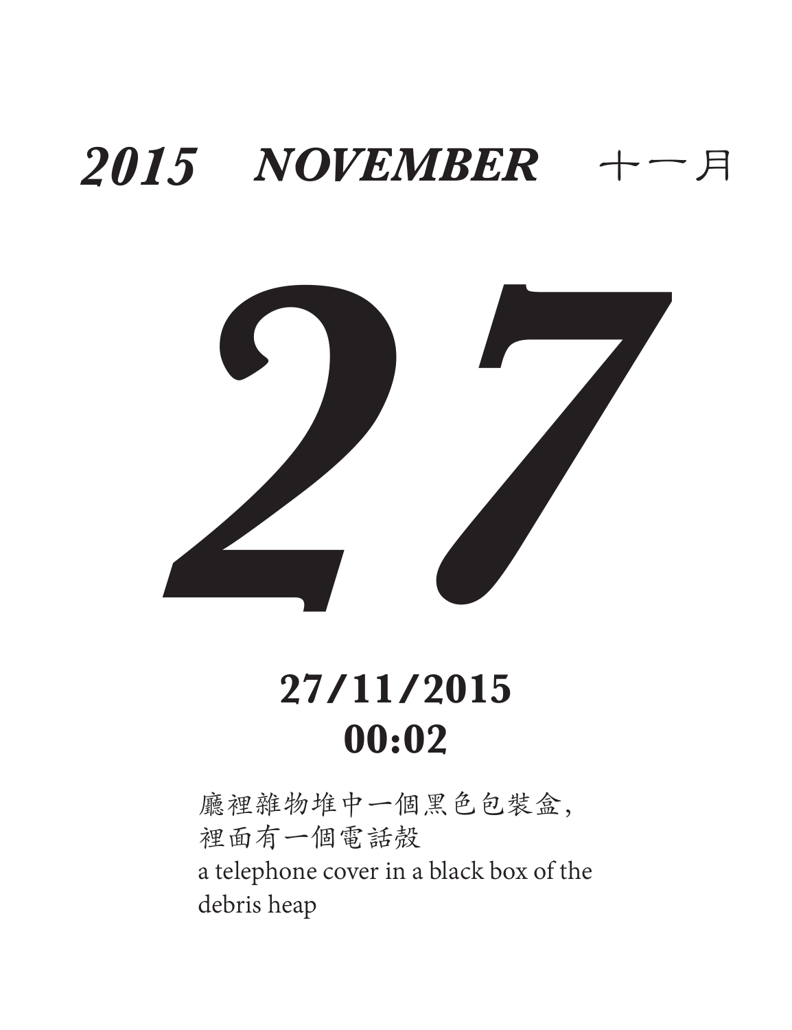# *2015 NOVEMBER* 十一月

# *27*

**27/11/2015**
**00:02**

廳裡雜物堆中一個黑色包裝盒，
裡面有一個電話殼

a telephone cover in a black box of the debris heap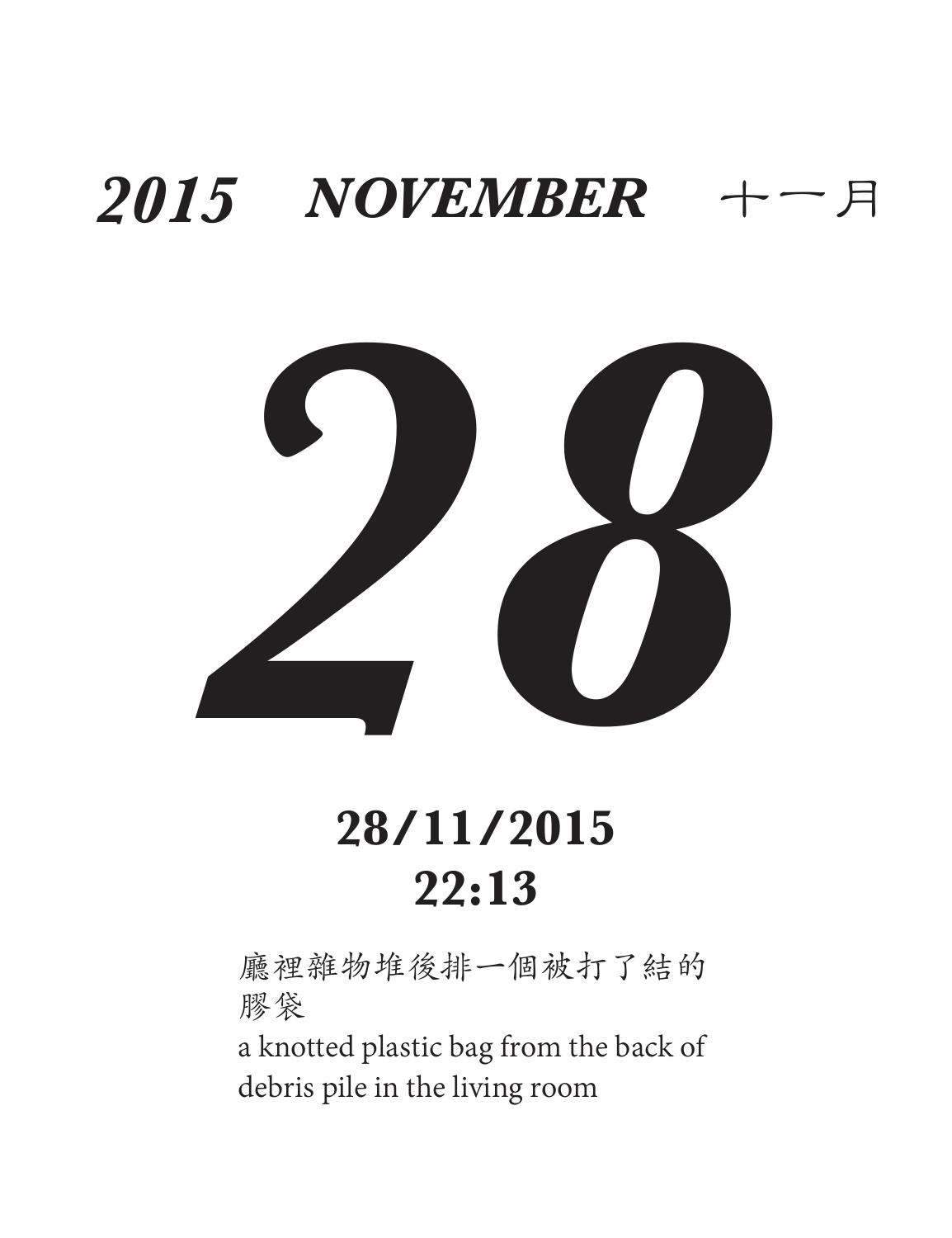***2015 NOVEMBER*** 十一月

# *28*

**28/11/2015**
**22:13**

廳裡雜物堆後排一個被打了結的膠袋

a knotted plastic bag from the back of debris pile in the living room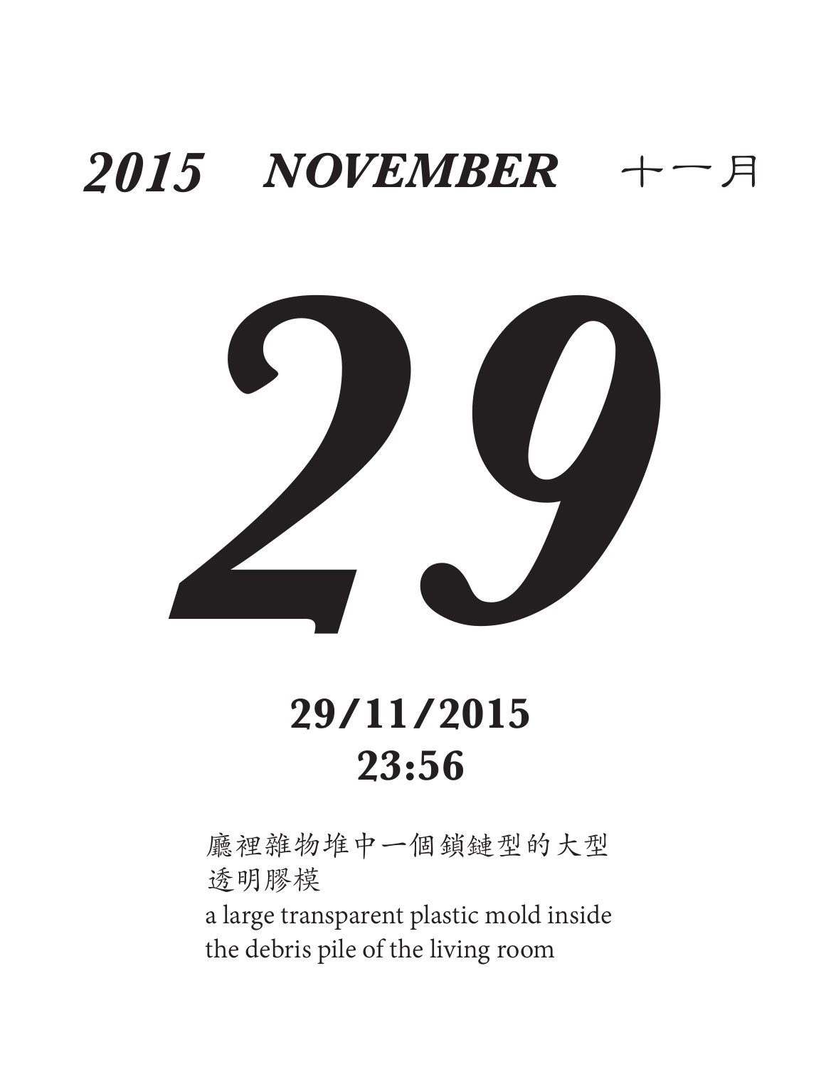***2015 NOVEMBER*** 十一月

# *29*

**29/11/2015**
**23:56**

廳裡雜物堆中一個鎖鏈型的大型
透明膠模

a large transparent plastic mold inside
the debris pile of the living room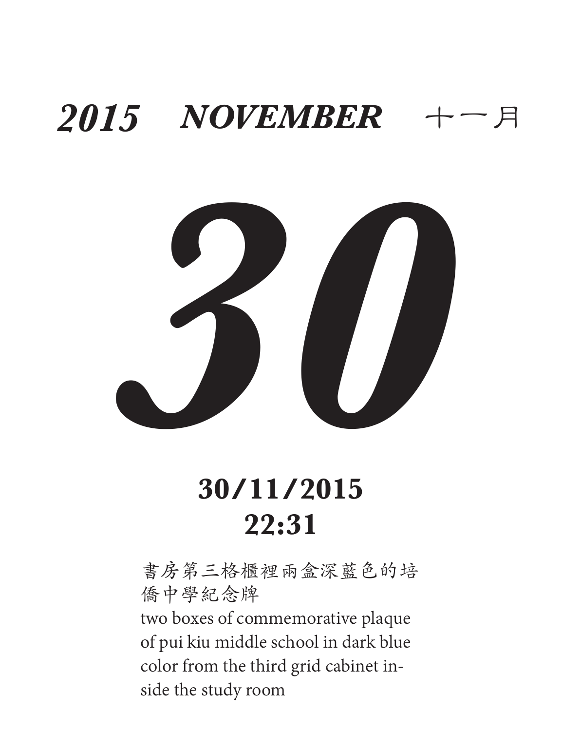**2015 NOVEMBER 十一月**

# 30

**30/11/2015**
**22:31**

書房第三格櫃裡兩盒深藍色的培僑中學紀念牌

two boxes of commemorative plaque of pui kiu middle school in dark blue color from the third grid cabinet inside the study room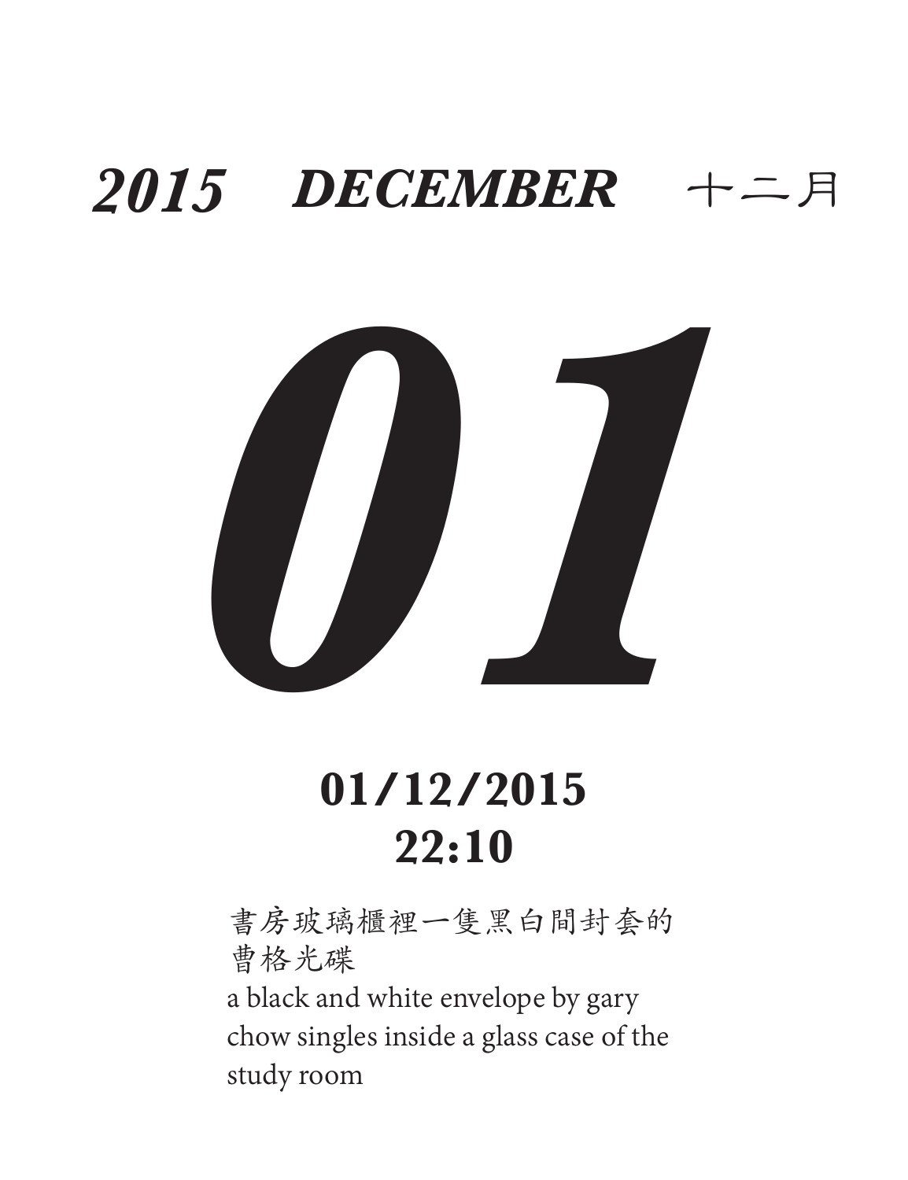# *2015 DECEMBER* 十二月

# *01*

**01/12/2015**
**22:10**

書房玻璃櫃裡一隻黑白間封套的曹格光碟

a black and white envelope by gary chow singles inside a glass case of the study room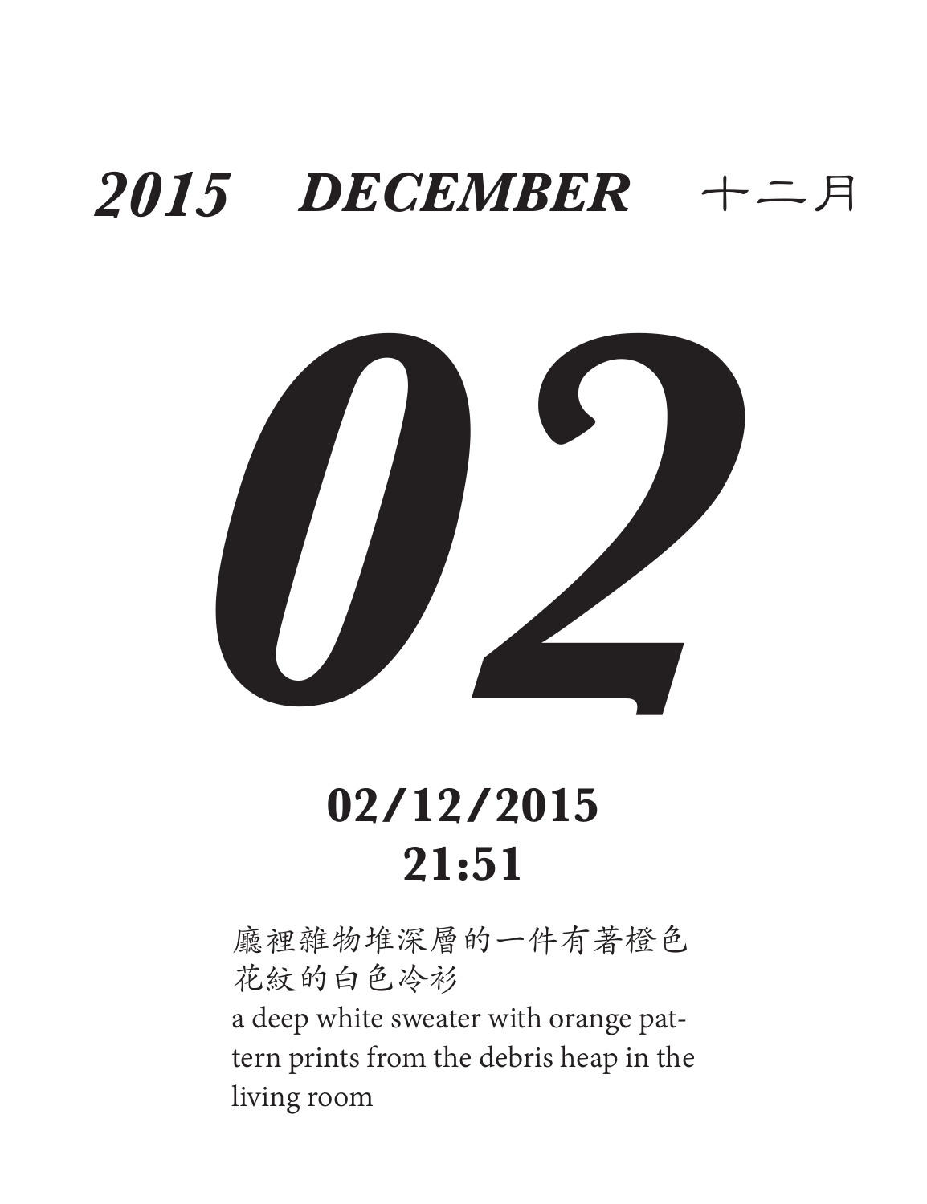## *2015 DECEMBER* 十二月

# *02*

**02/12/2015**
**21:51**

廳裡雜物堆深層的一件有著橙色花紋的白色冷衫
a deep white sweater with orange pattern prints from the debris heap in the living room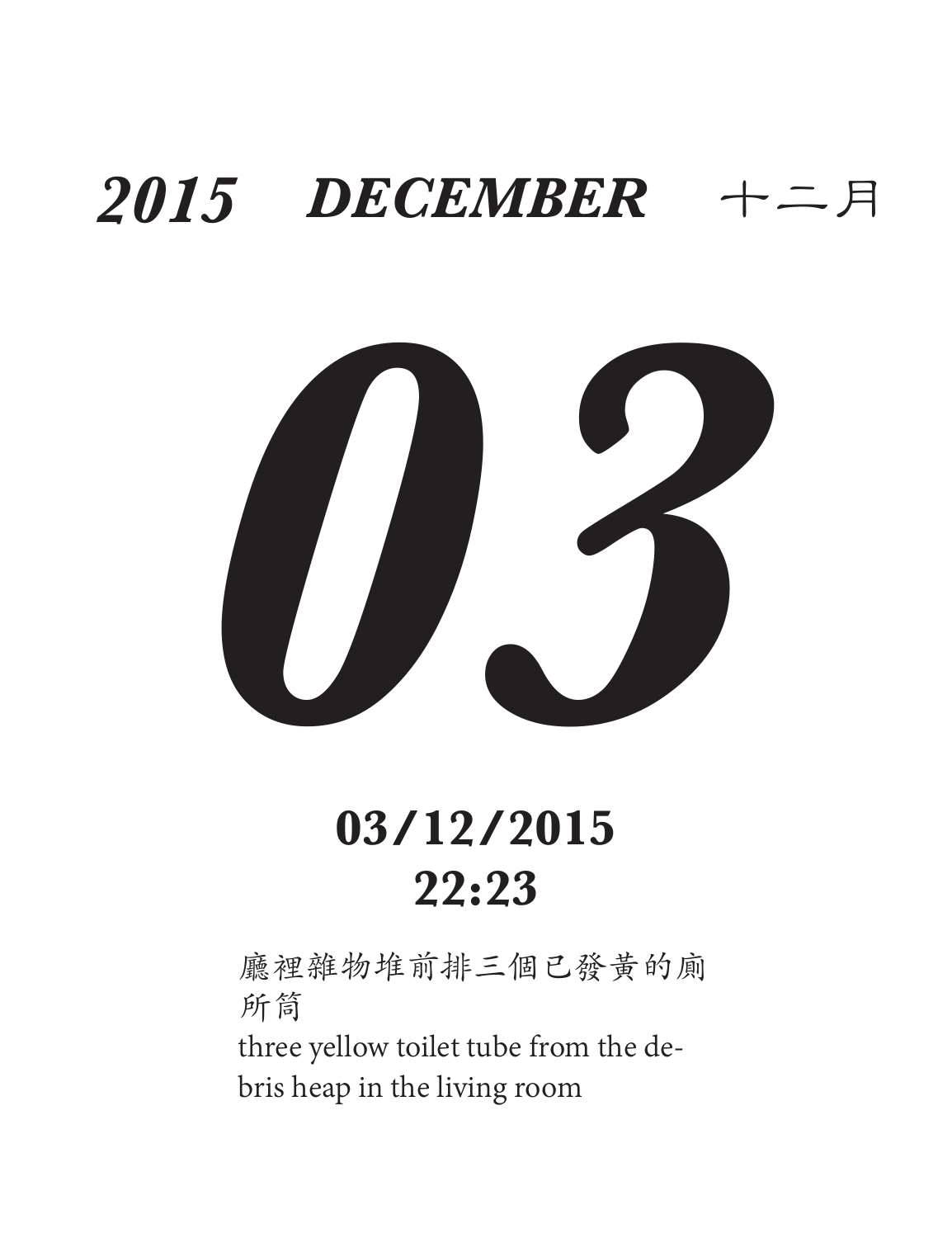**2015 DECEMBER 十二月**

# *03*

**03/12/2015**
**22:23**

廳裡雜物堆前排三個已發黃的廁所筒

three yellow toilet tube from the debris heap in the living room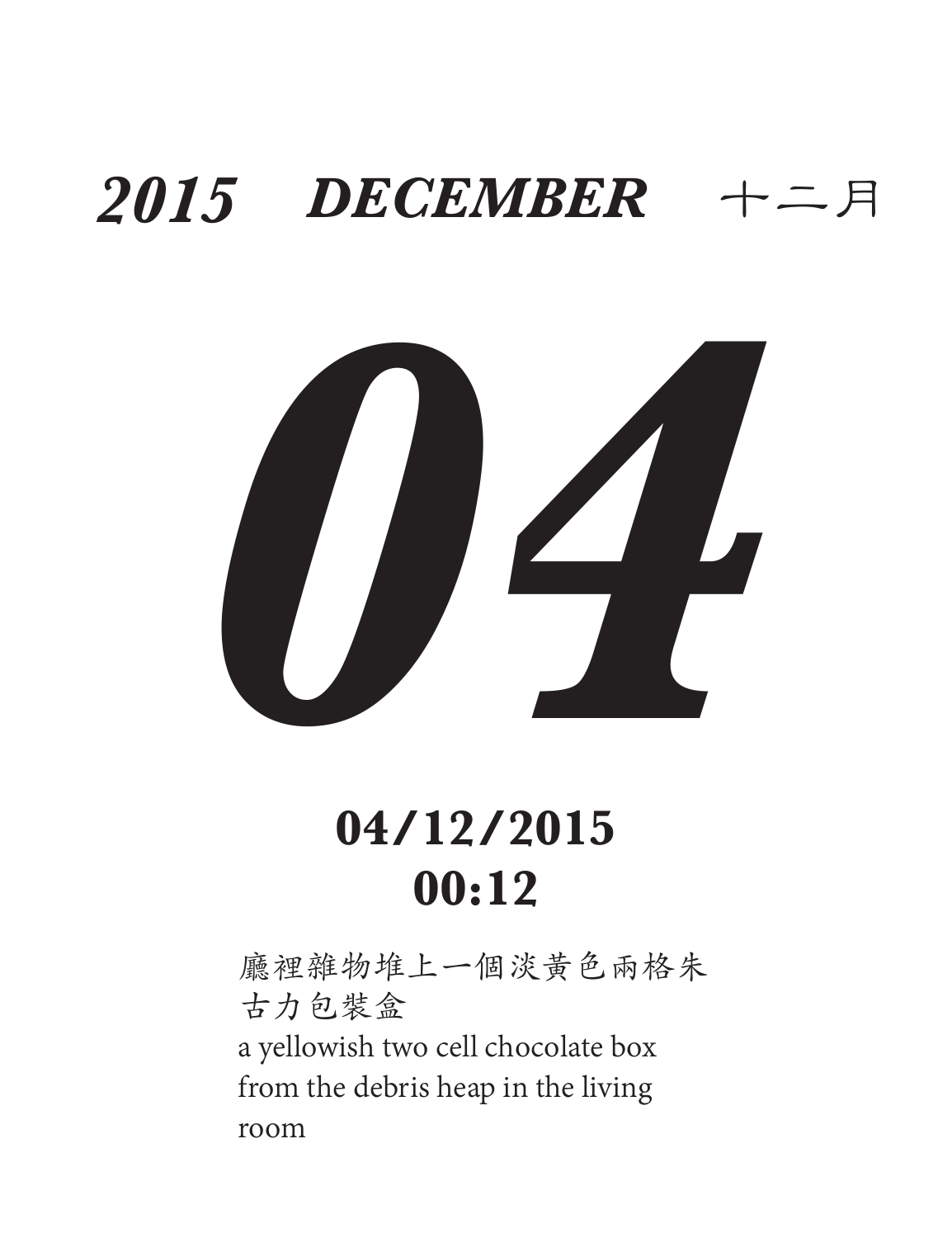***2015 DECEMBER*** 十二月

# *04*

**04/12/2015**
**00:12**

廳裡雜物堆上一個淡黃色兩格朱古力包裝盒
a yellowish two cell chocolate box from the debris heap in the living room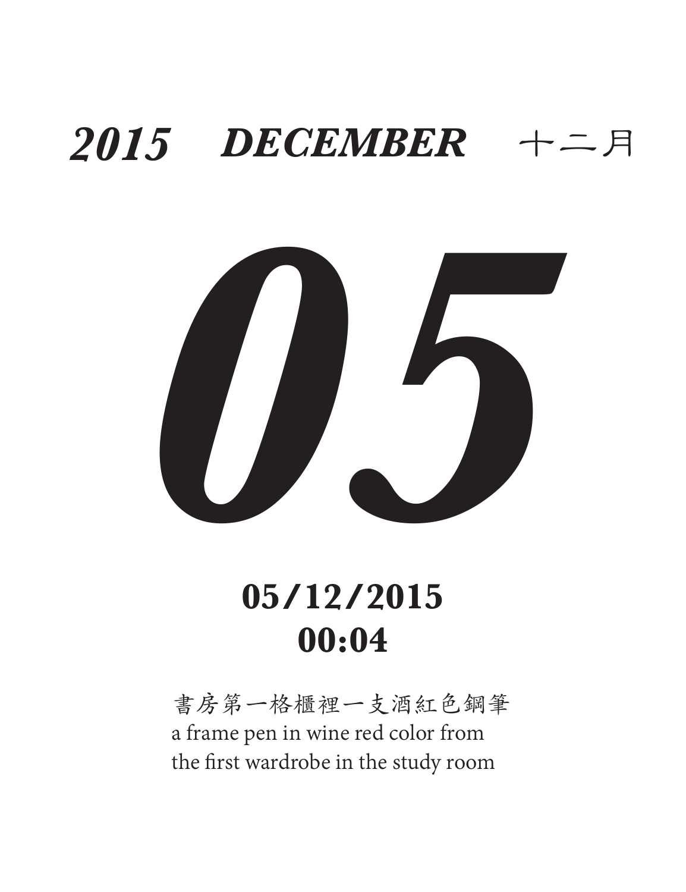***2015 DECEMBER*** 十二月

# ***05***

**05/12/2015**
**00:04**

書房第一格櫃裡一支酒紅色鋼筆
a frame pen in wine red color from
the first wardrobe in the study room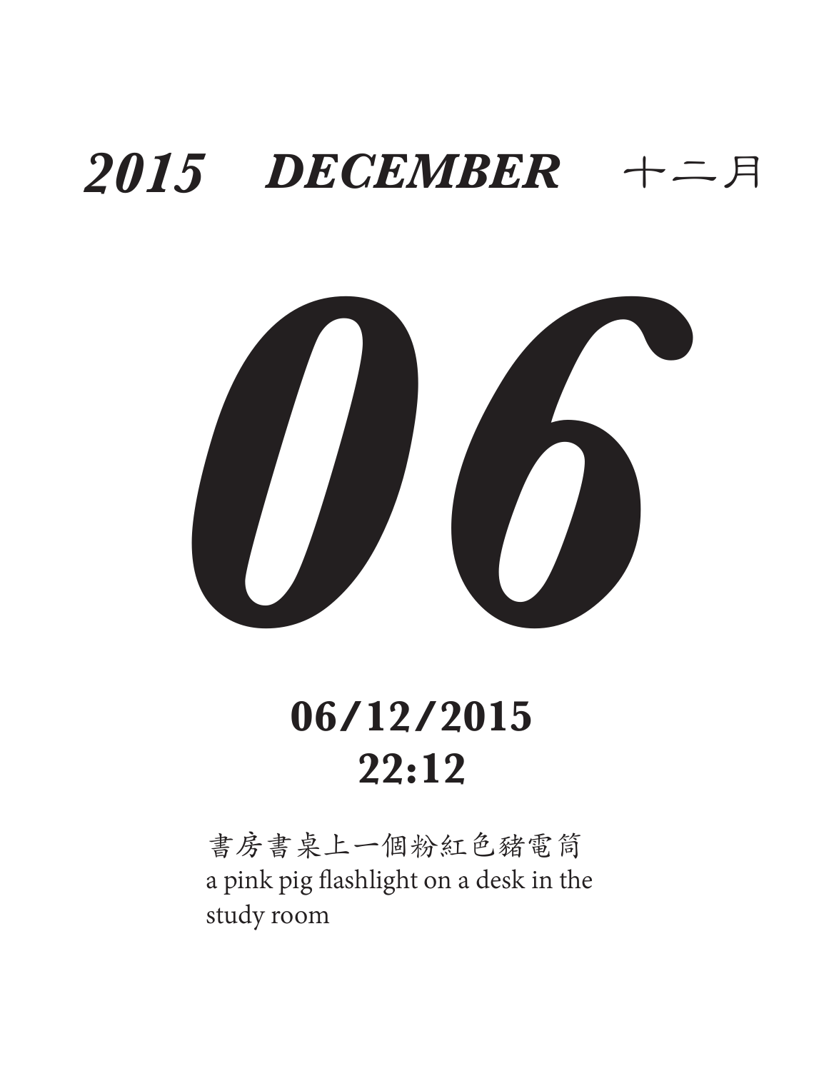## *2015 DECEMBER* 十二月

# *06*

**06/12/2015**
**22:12**

書房書桌上一個粉紅色豬電筒
a pink pig flashlight on a desk in the study room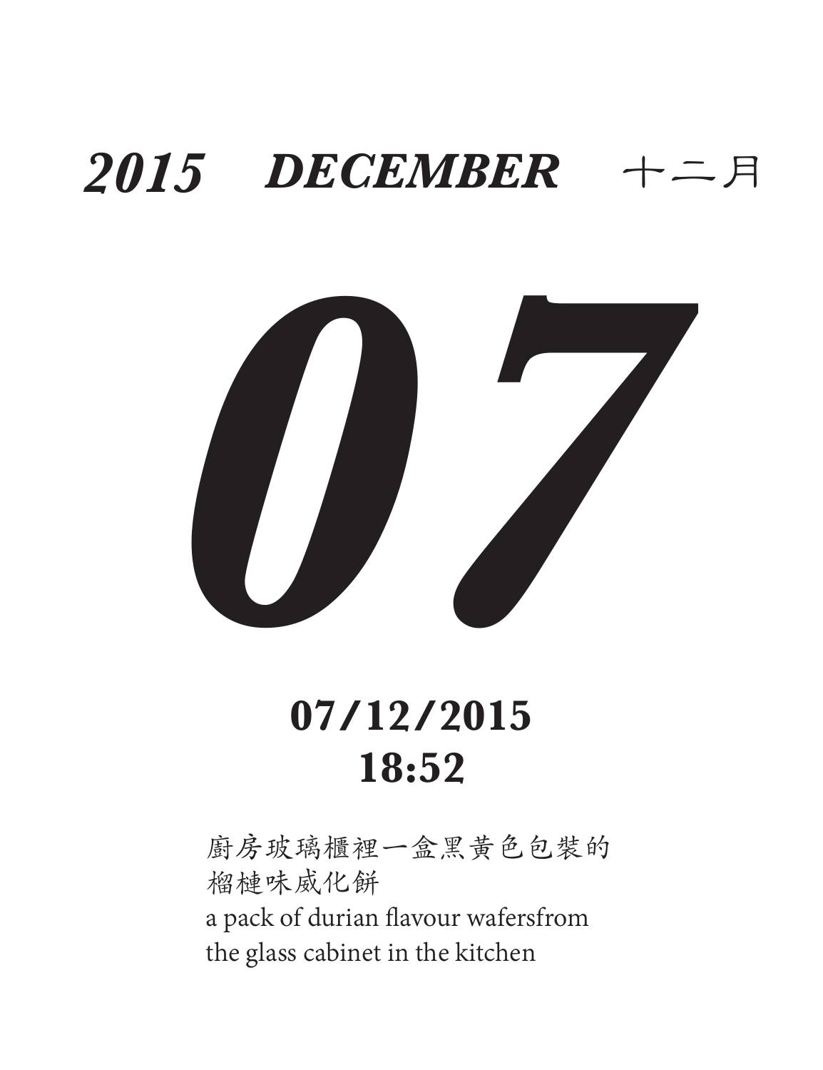***2015 DECEMBER*** 十二月

# *07*

**07/12/2015**
**18:52**

廚房玻璃櫃裡一盒黑黃色包裝的
榴槤味威化餅
a pack of durian flavour wafersfrom
the glass cabinet in the kitchen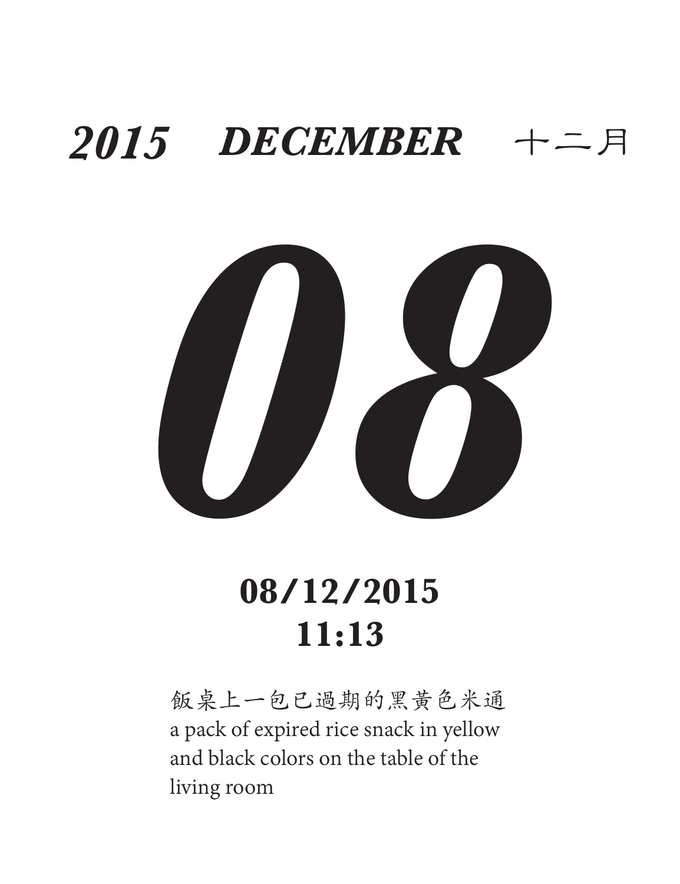***2015 DECEMBER*** 十二月

# *08*

**08/12/2015**
**11:13**

飯桌上一包已過期的黑黃色米通
a pack of expired rice snack in yellow and black colors on the table of the living room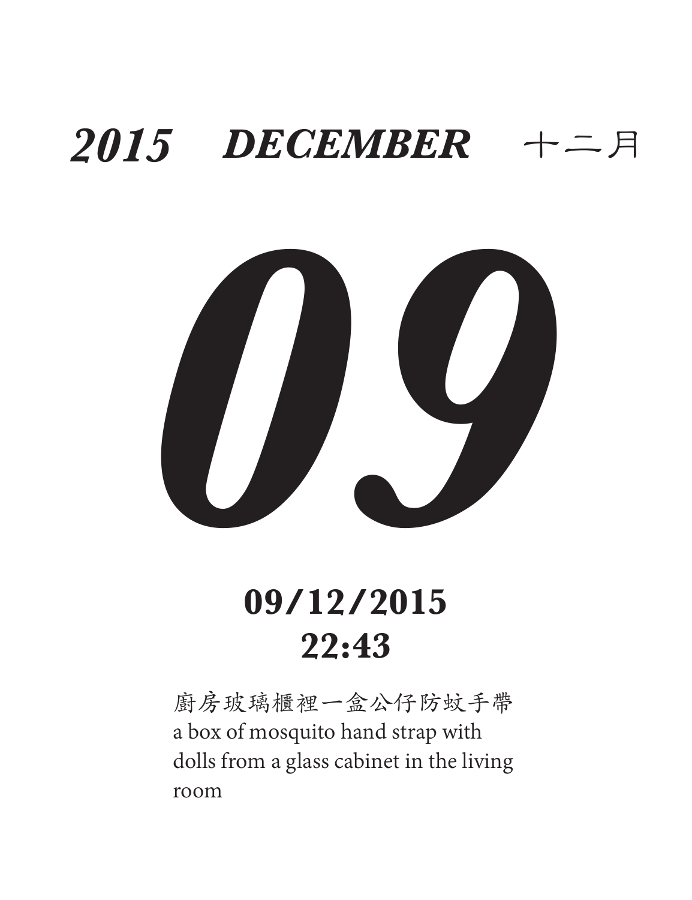**2015 DECEMBER 十二月**

# *09*

**09/12/2015**
**22:43**

廚房玻璃櫃裡一盒公仔防蚊手帶
a box of mosquito hand strap with dolls from a glass cabinet in the living room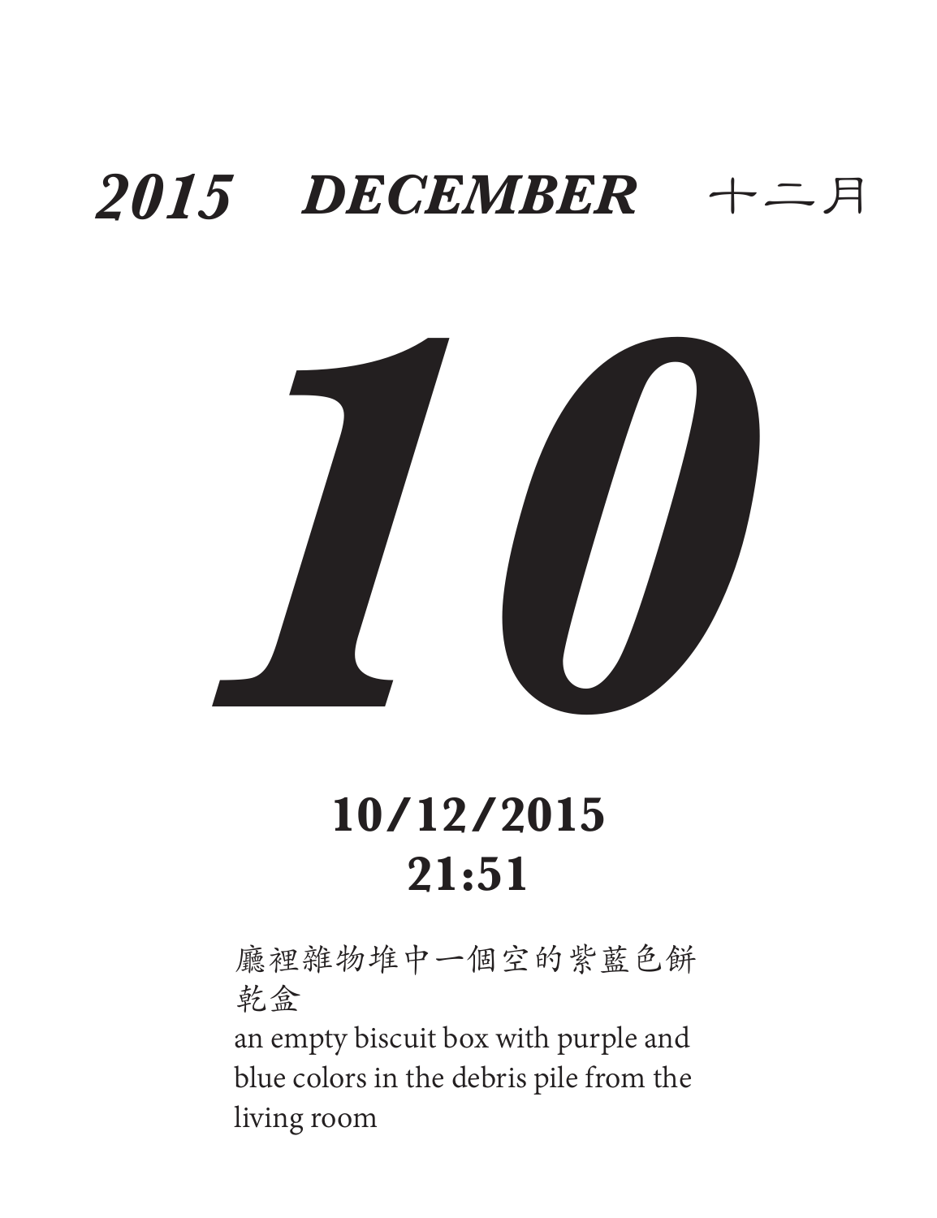***2015 DECEMBER*** 十二月

# *10*

**10/12/2015**
**21:51**

廳裡雜物堆中一個空的紫藍色餅乾盒

an empty biscuit box with purple and blue colors in the debris pile from the living room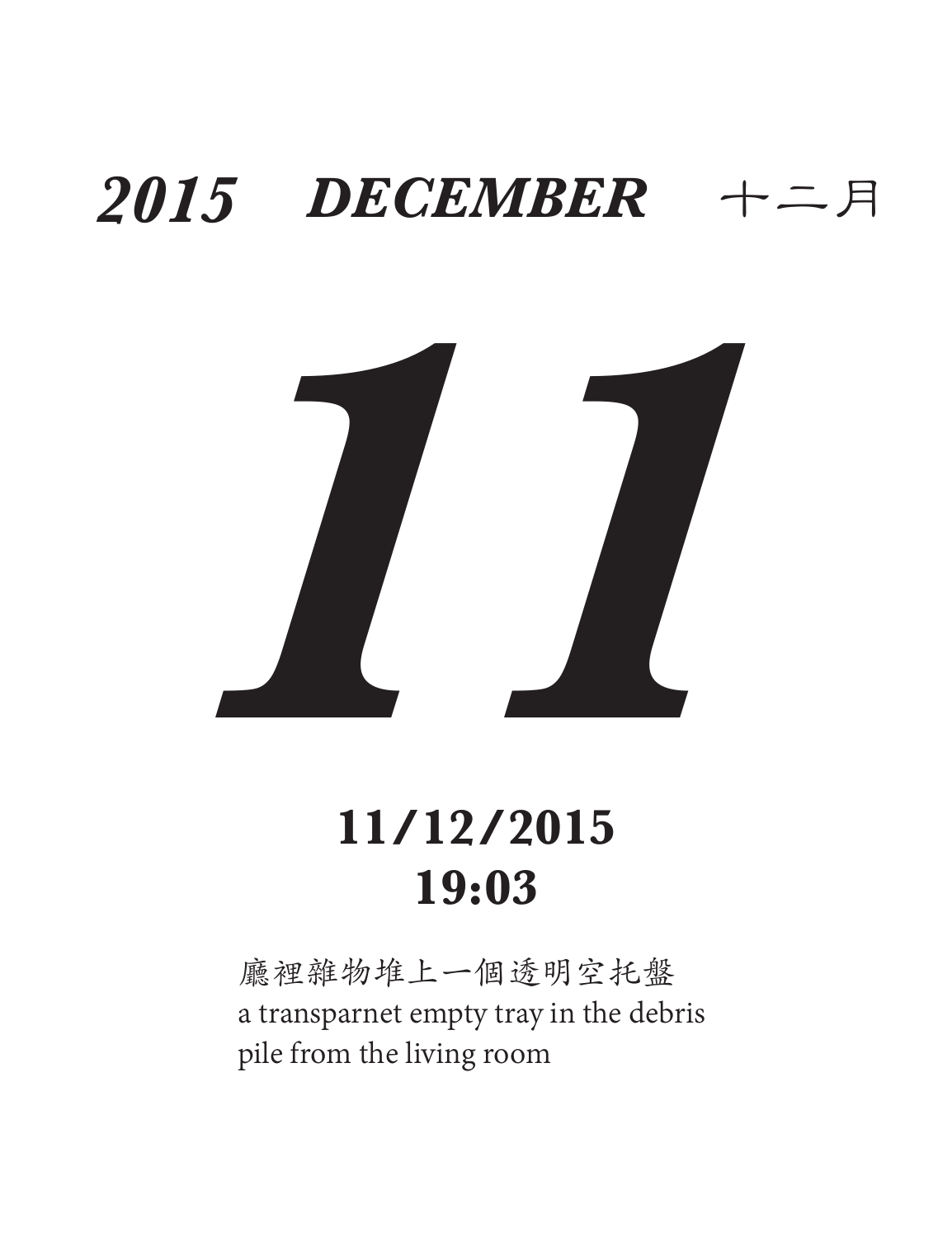# *2015 DECEMBER* 十二月

# *11*

**11/12/2015**
**19:03**

廳裡雜物堆上一個透明空托盤
a transparnet empty tray in the debris pile from the living room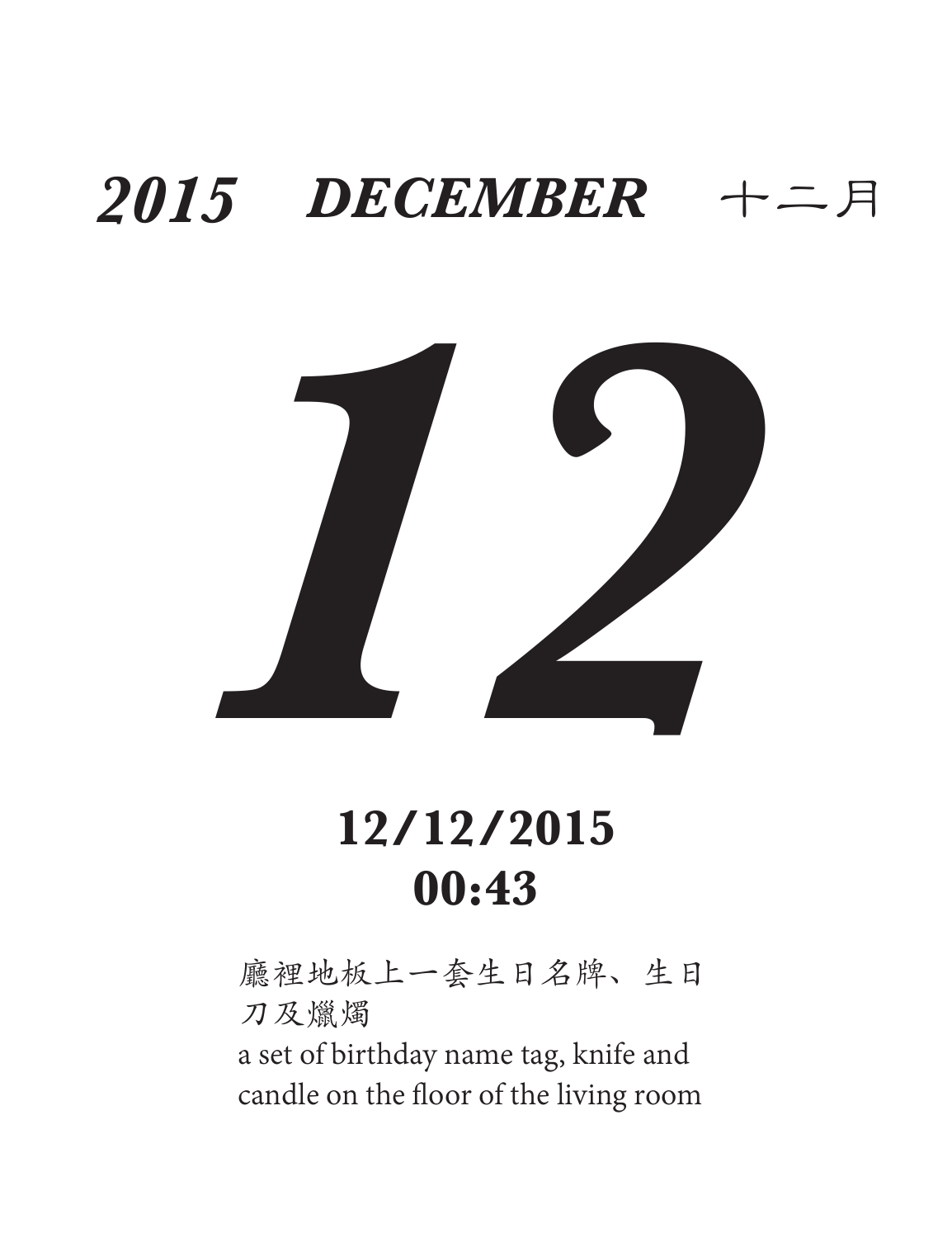***2015 DECEMBER*** 十二月

# *12*

**12/12/2015**
**00:43**

廳裡地板上一套生日名牌、生日刀及爛燭

a set of birthday name tag, knife and candle on the floor of the living room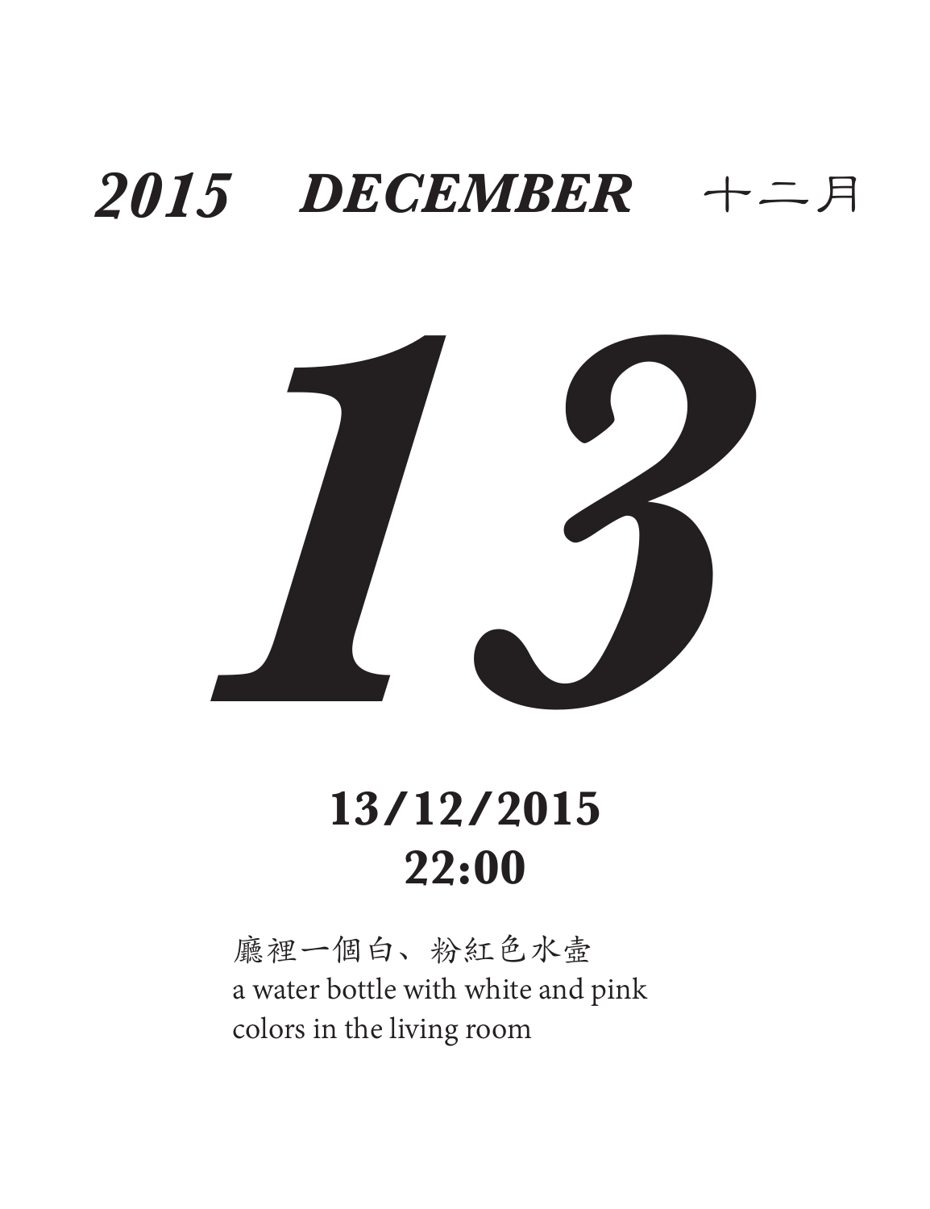***2015 DECEMBER*** 十二月

# *13*

**13/12/2015**
**22:00**

廳裡一個白、粉紅色水壺
a water bottle with white and pink
colors in the living room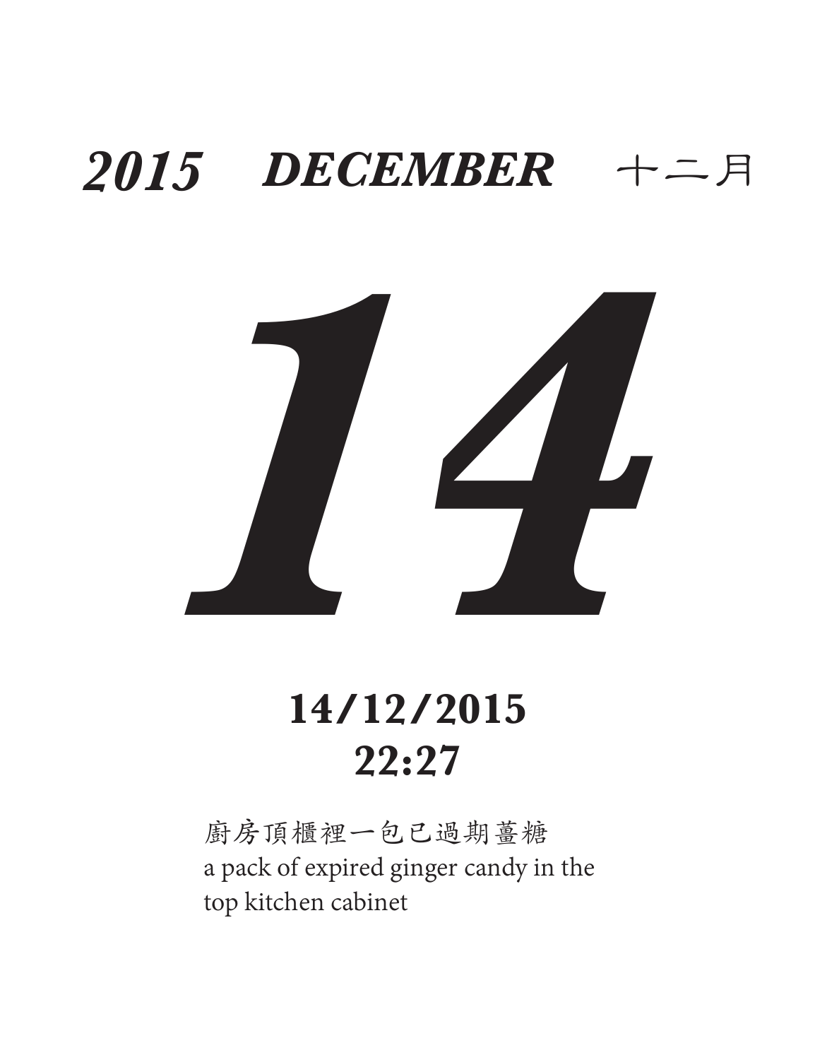***2015 DECEMBER*** 十二月

# ***14***

**14/12/2015**
**22:27**

廚房頂櫃裡一包已過期薑糖
a pack of expired ginger candy in the top kitchen cabinet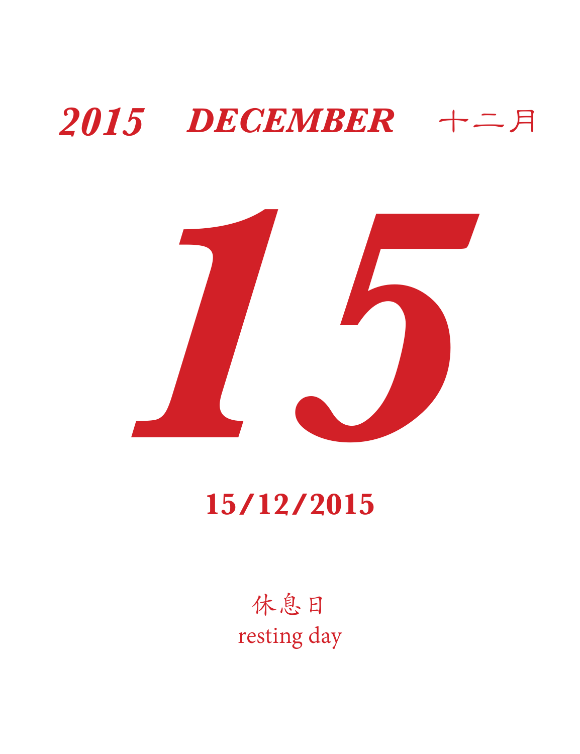**2015 DECEMBER 十二月**

# 15

**15/12/2015**

休息日

resting day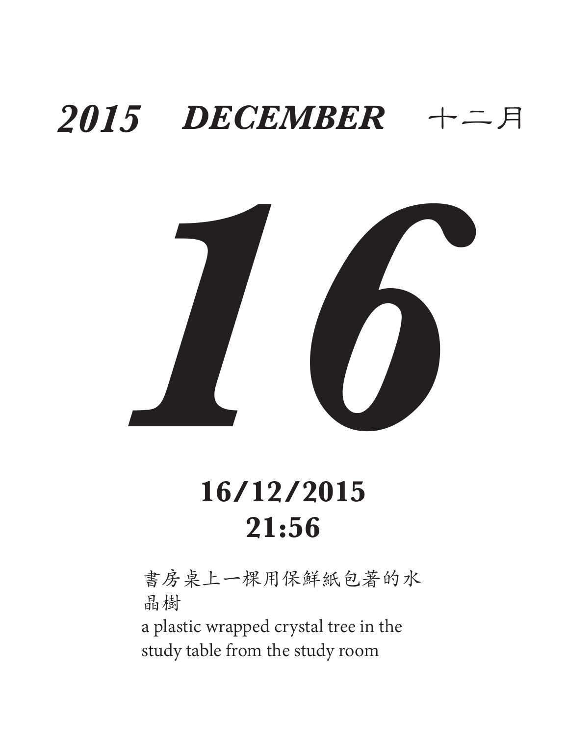**2015 DECEMBER 十二月**

# *16*

**16/12/2015**
**21:56**

書房桌上一棵用保鮮紙包著的水晶樹

a plastic wrapped crystal tree in the study table from the study room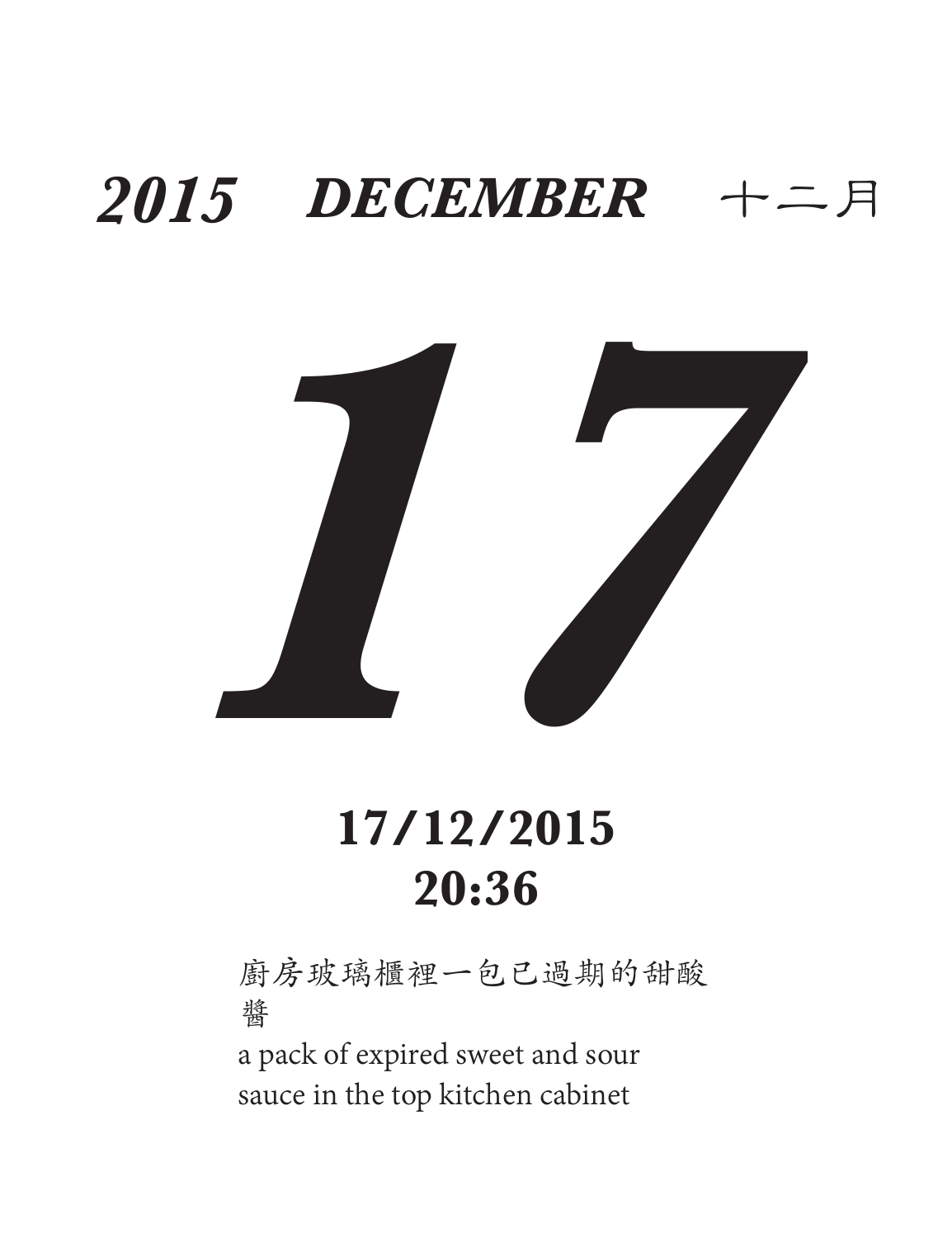**2015 DECEMBER** 十二月

# *17*

**17/12/2015**
**20:36**

廚房玻璃櫃裡一包已過期的甜酸醬

a pack of expired sweet and sour sauce in the top kitchen cabinet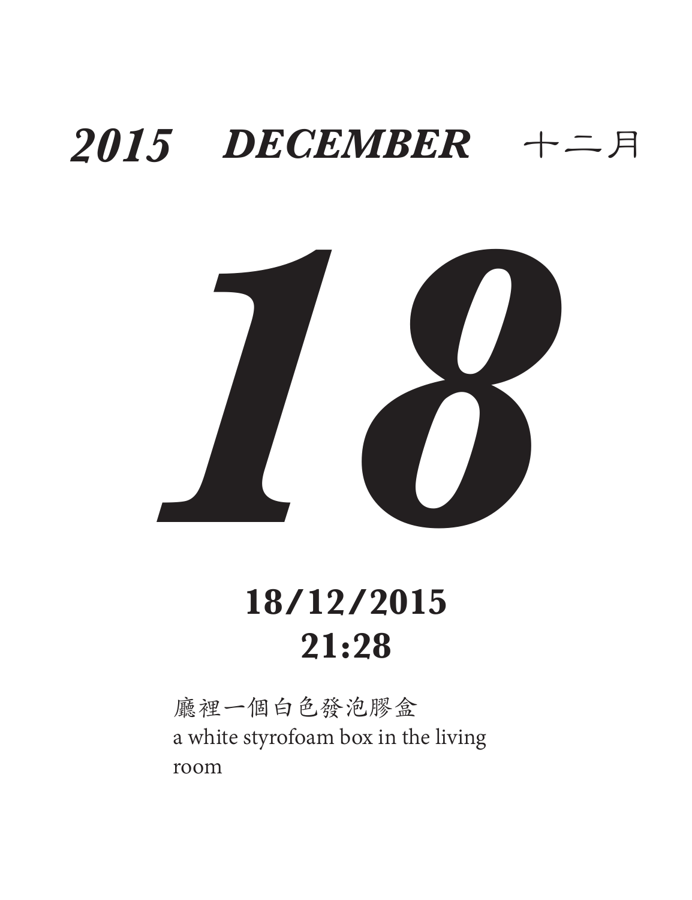***2015 DECEMBER*** 十二月

# *18*

**18/12/2015**
**21:28**

廳裡一個白色發泡膠盒
a white styrofoam box in the living room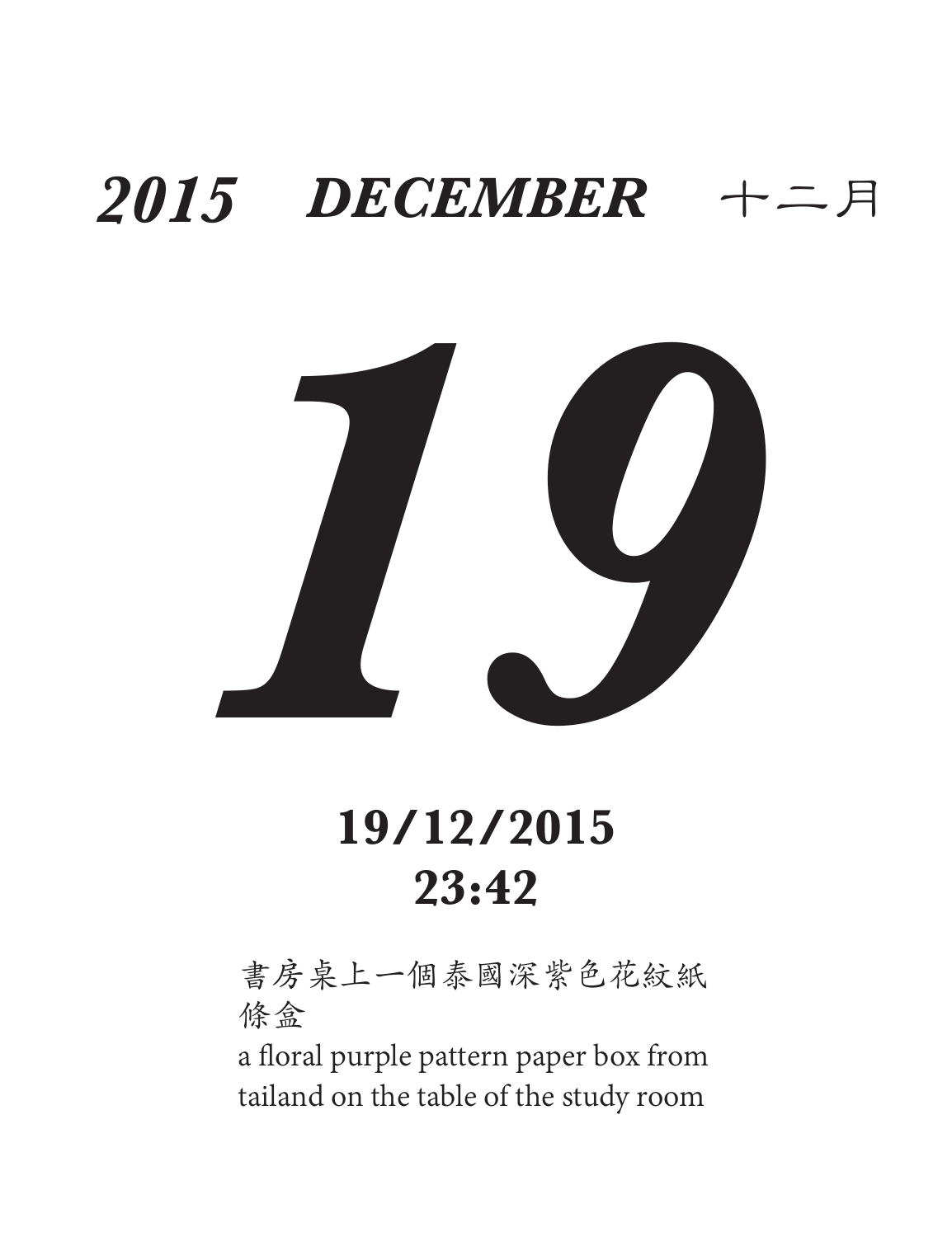# *2015 DECEMBER* 十二月

# *19*

**19/12/2015**
**23:42**

書房桌上一個泰國深紫色花紋紙條盒

a floral purple pattern paper box from tailand on the table of the study room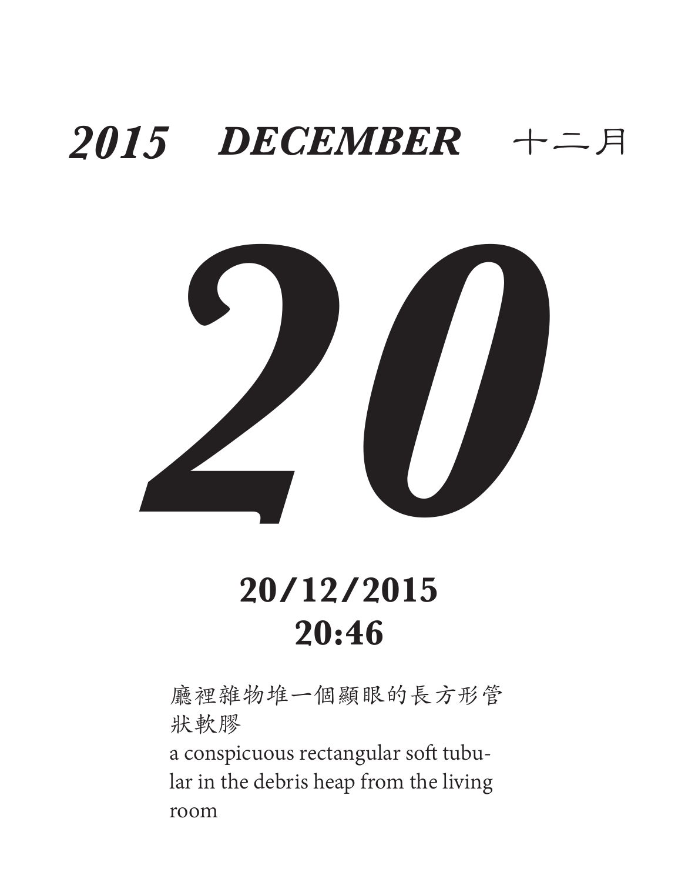# *2015 DECEMBER* 十二月

# *20*

**20/12/2015**
**20:46**

廳裡雜物堆一個顯眼的長方形管狀軟膠

a conspicuous rectangular soft tubular in the debris heap from the living room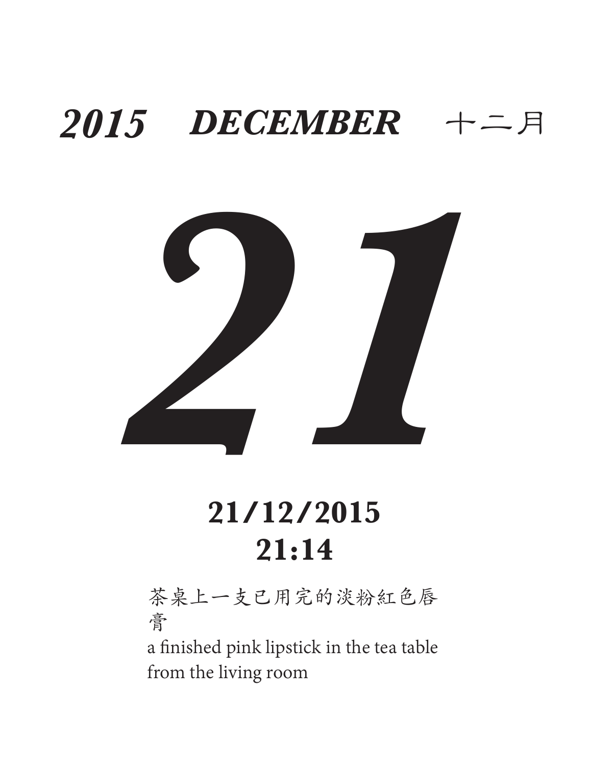**2015 DECEMBER** 十二月

# *21*

**21/12/2015**
**21:14**

茶桌上一支已用完的淡粉紅色唇膏

a finished pink lipstick in the tea table from the living room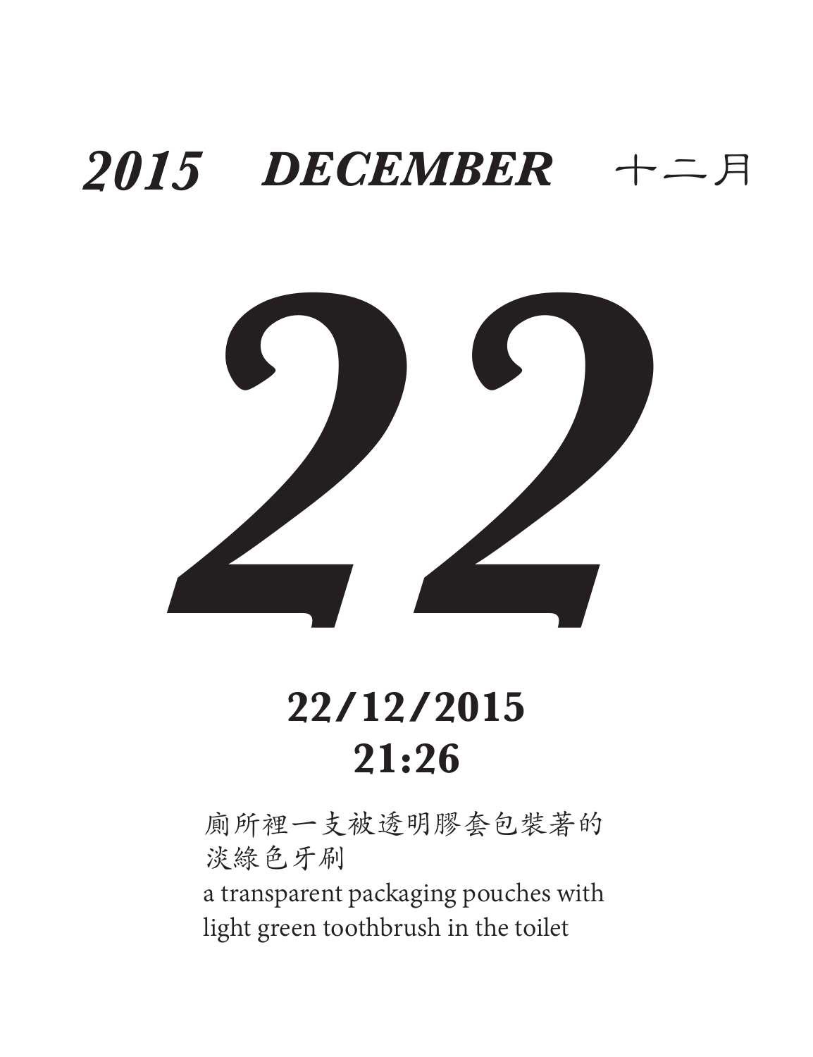***2015 DECEMBER*** 十二月

# 22

**22/12/2015**
**21:26**

廁所裡一支被透明膠套包裝著的淡綠色牙刷
a transparent packaging pouches with light green toothbrush in the toilet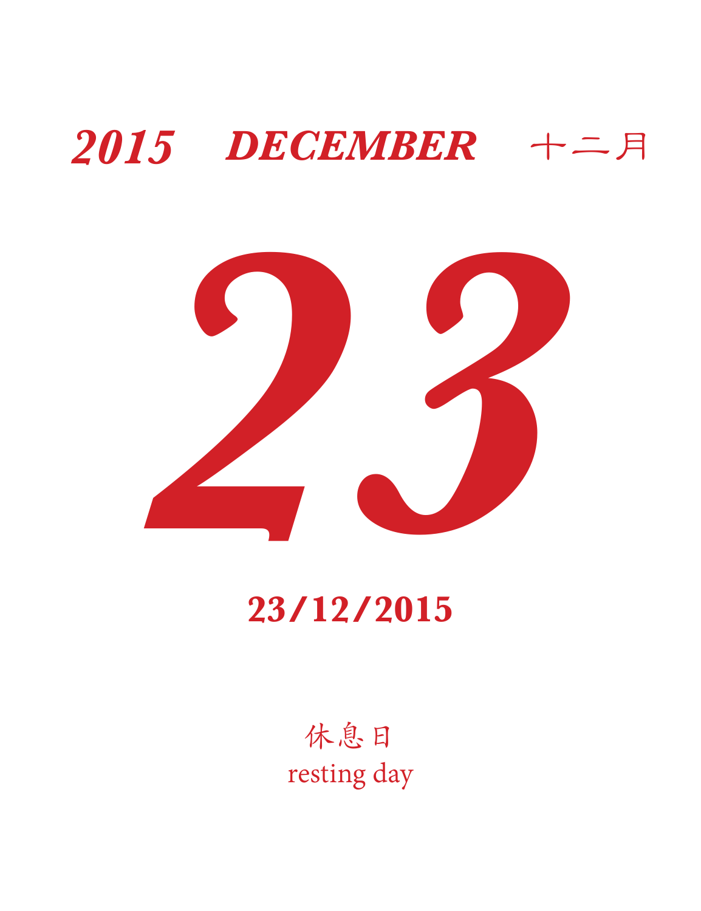**2015 DECEMBER 十二月**

# 23

**23/12/2015**

休息日

resting day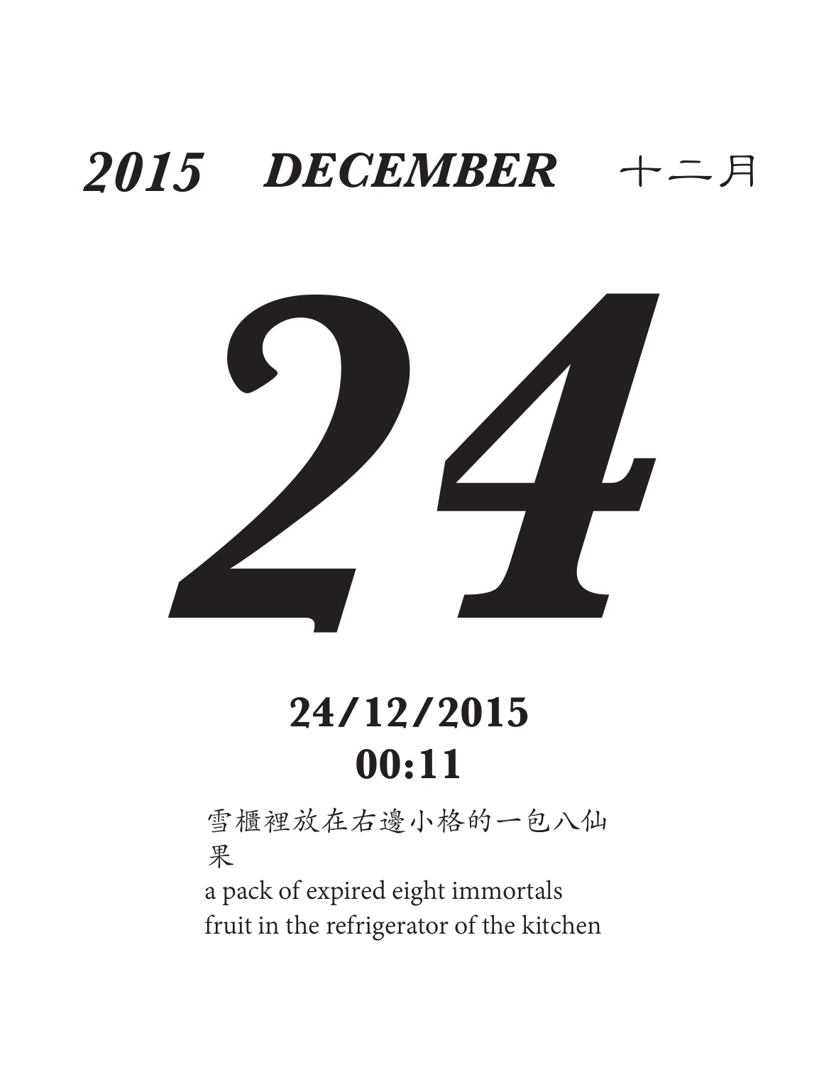**2015 DECEMBER** 十二月

# 24

**24/12/2015**
**00:11**

雪櫃裡放在右邊小格的一包八仙果

a pack of expired eight immortals fruit in the refrigerator of the kitchen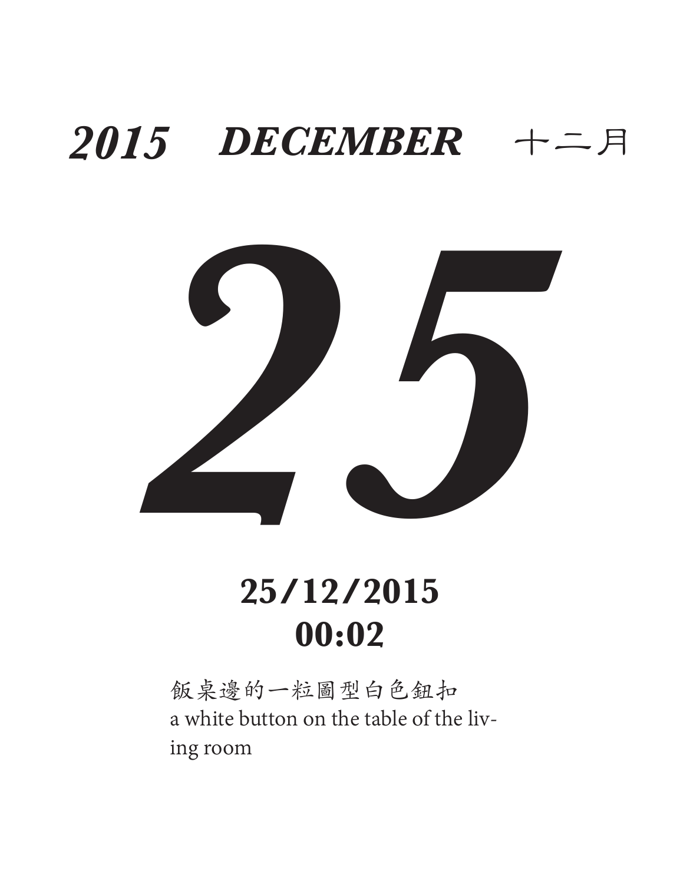***2015 DECEMBER*** 十二月

# *25*

**25/12/2015**
**00:02**

飯桌邊的一粒圖型白色鈕扣
a white button on the table of the living room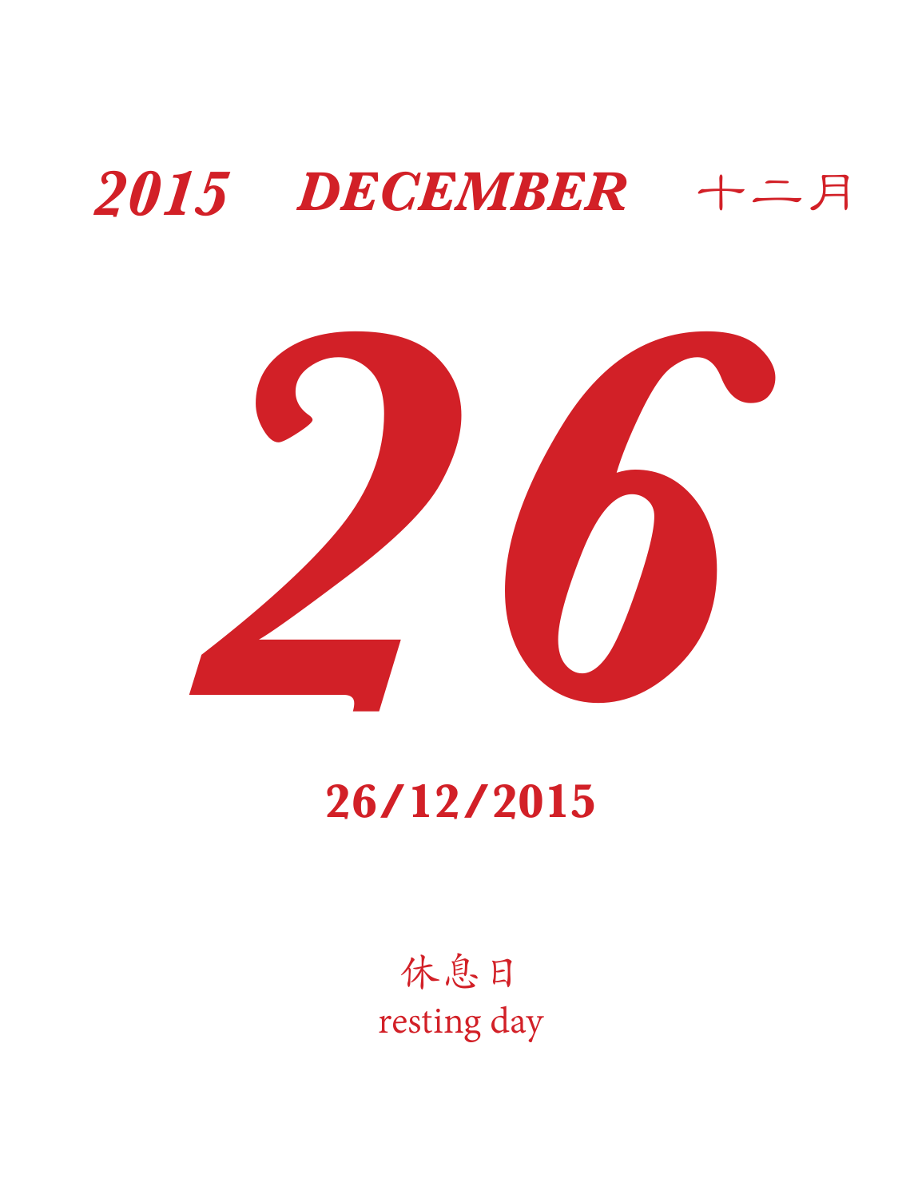**2015 DECEMBER 十二月**

# 26

**26/12/2015**

休息日

resting day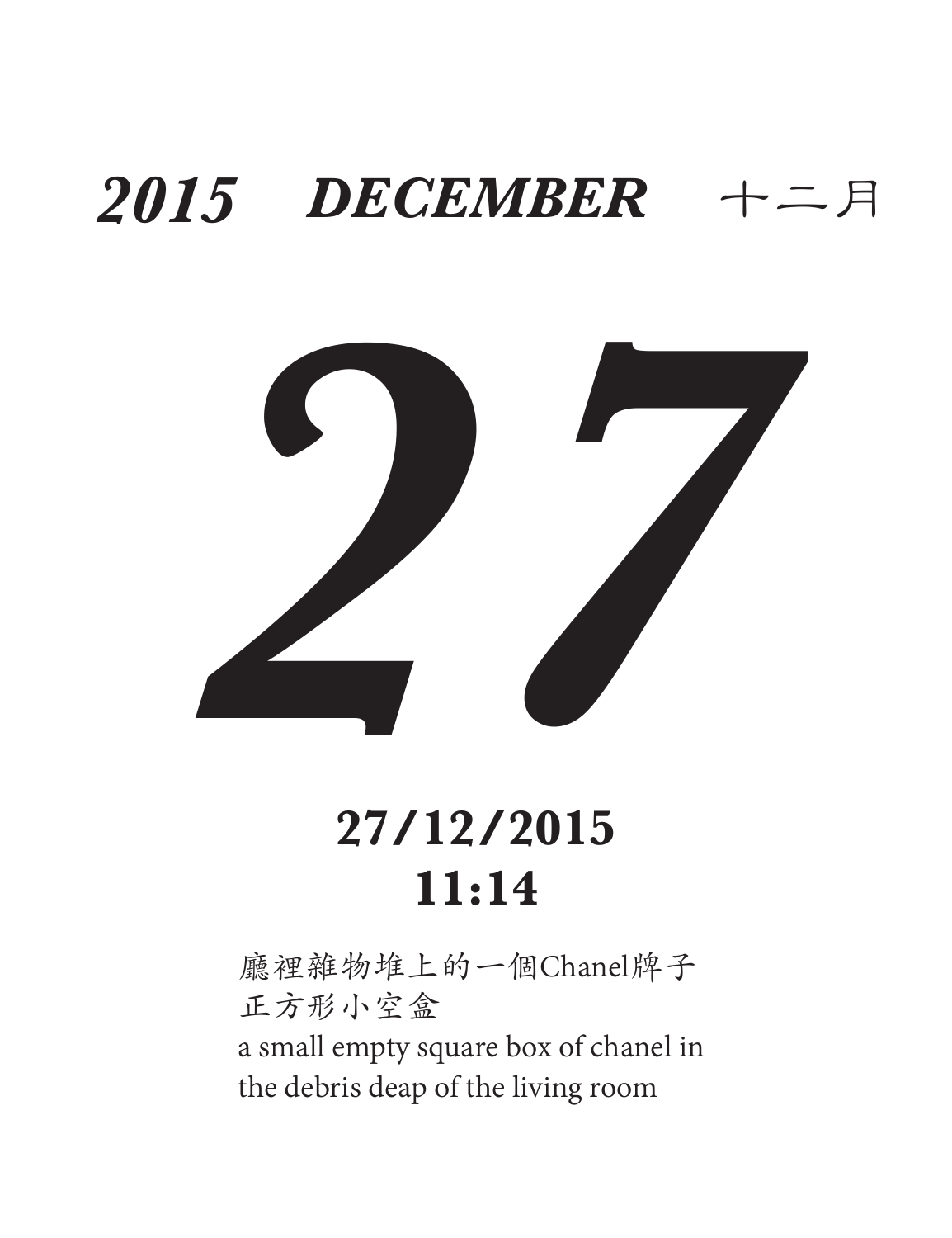***2015 DECEMBER*** 十二月

# 27

**27/12/2015**
**11:14**

廳裡雜物堆上的一個Chanel牌子
正方形小空盒
a small empty square box of chanel in
the debris deap of the living room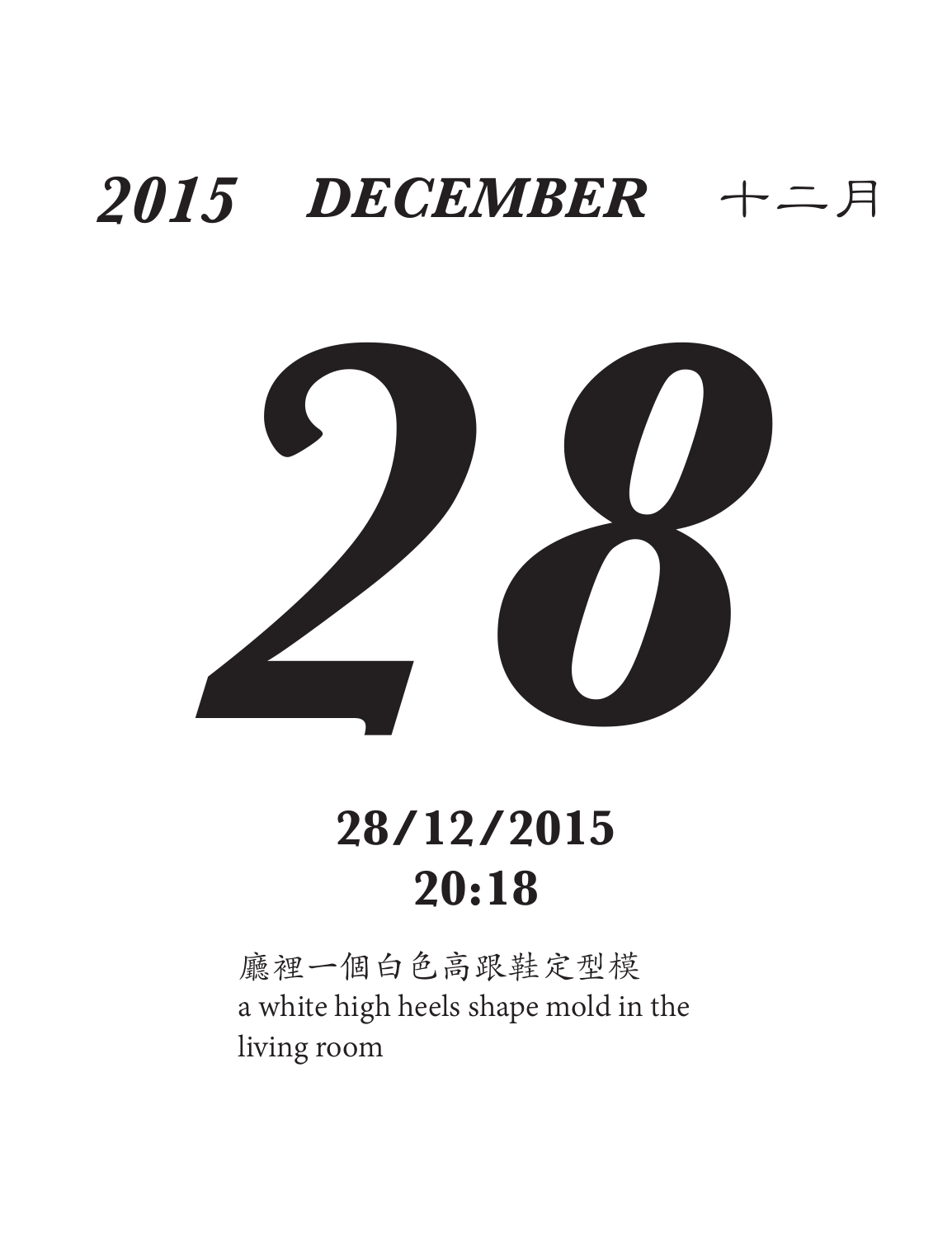# *2015 DECEMBER* 十二月

# *28*

**28/12/2015**
**20:18**

廳裡一個白色高跟鞋定型模
a white high heels shape mold in the living room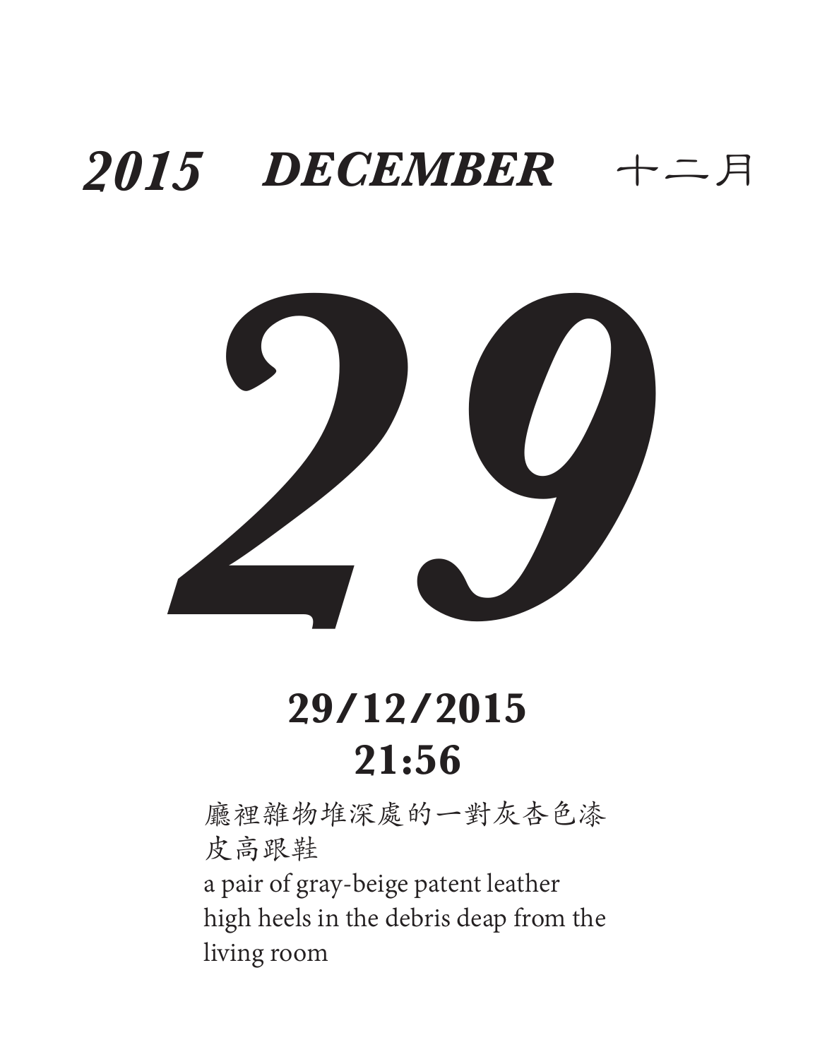# 2015 DECEMBER 十二月

# 29

**29/12/2015**
**21:56**

廳裡雜物堆深處的一對灰杏色漆皮高跟鞋

a pair of gray-beige patent leather high heels in the debris deap from the living room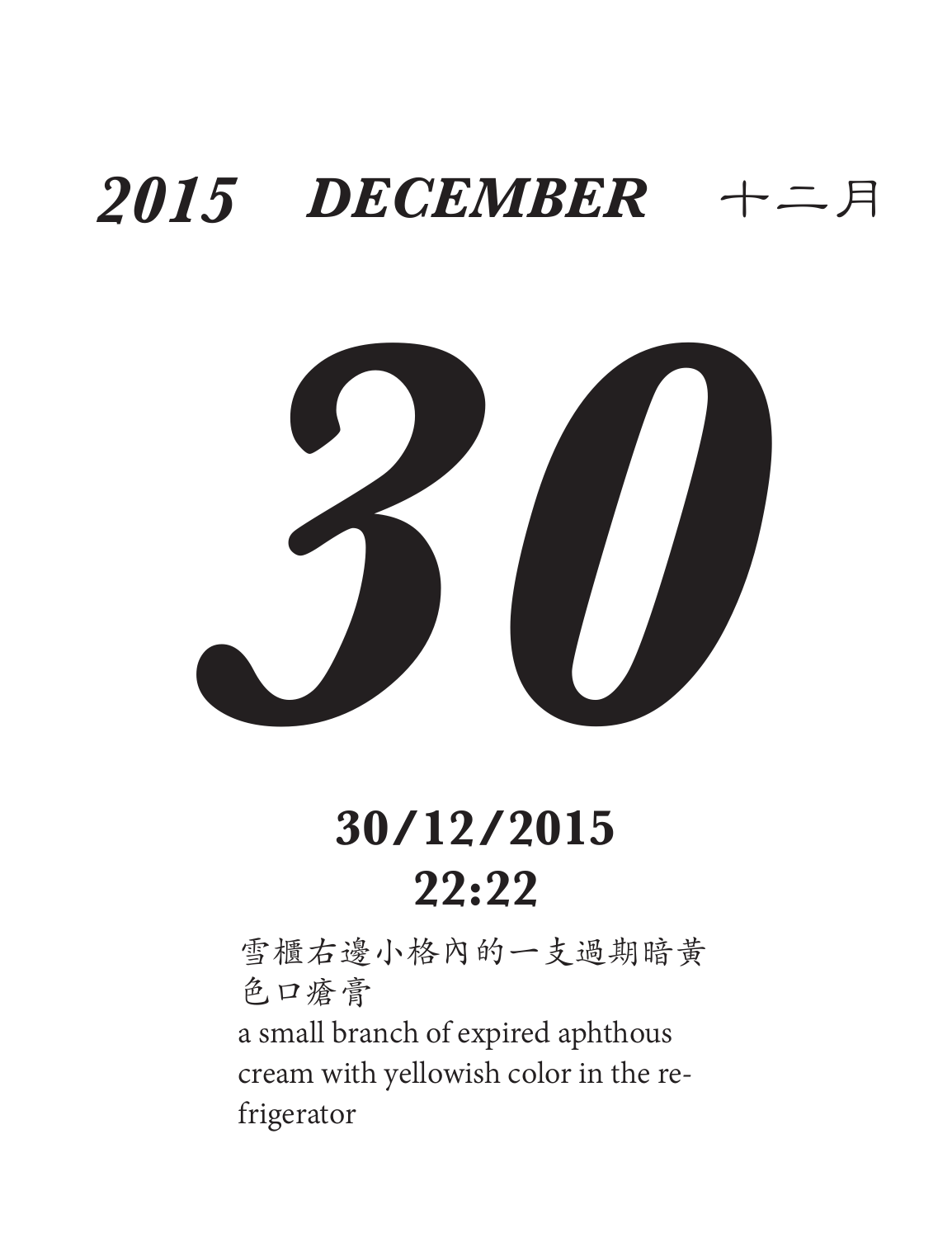***2015 DECEMBER*** 十二月

# *30*

**30/12/2015**
**22:22**

雪櫃右邊小格內的一支過期暗黃色口瘡膏

a small branch of expired aphthous cream with yellowish color in the refrigerator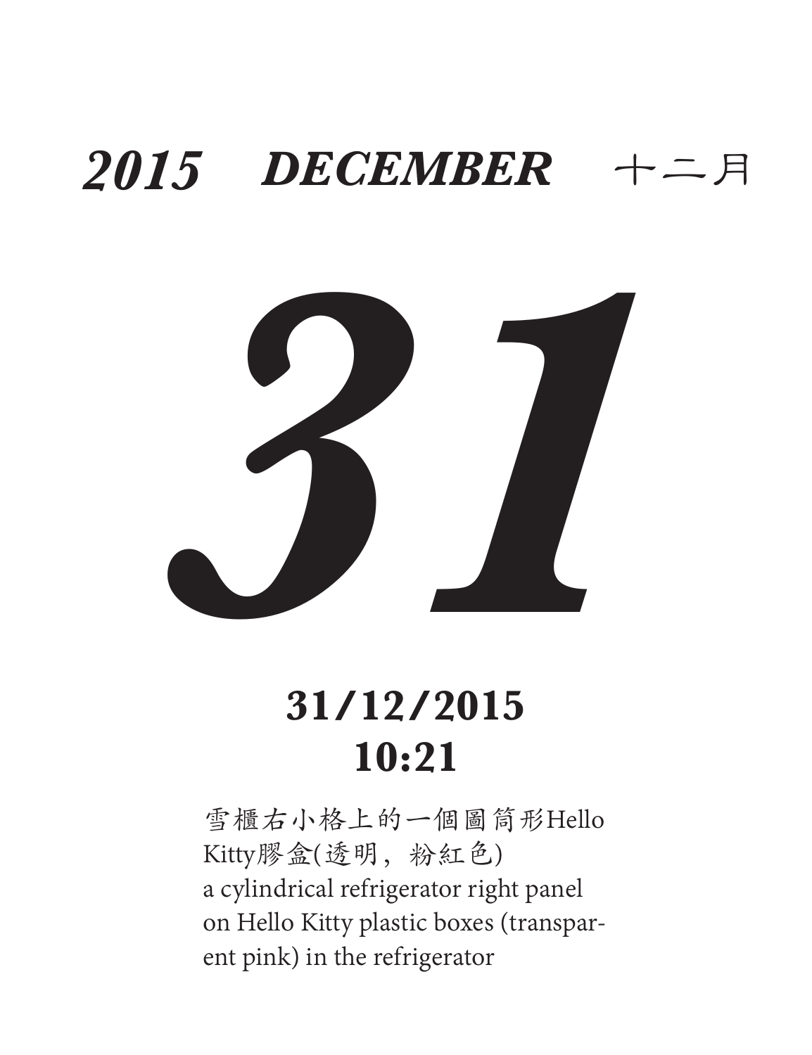# *2015 DECEMBER* 十二月

# *31*

**31/12/2015**
**10:21**

雪櫃右小格上的一個圖筒形Hello Kitty膠盒(透明，粉紅色)
a cylindrical refrigerator right panel on Hello Kitty plastic boxes (transparent pink) in the refrigerator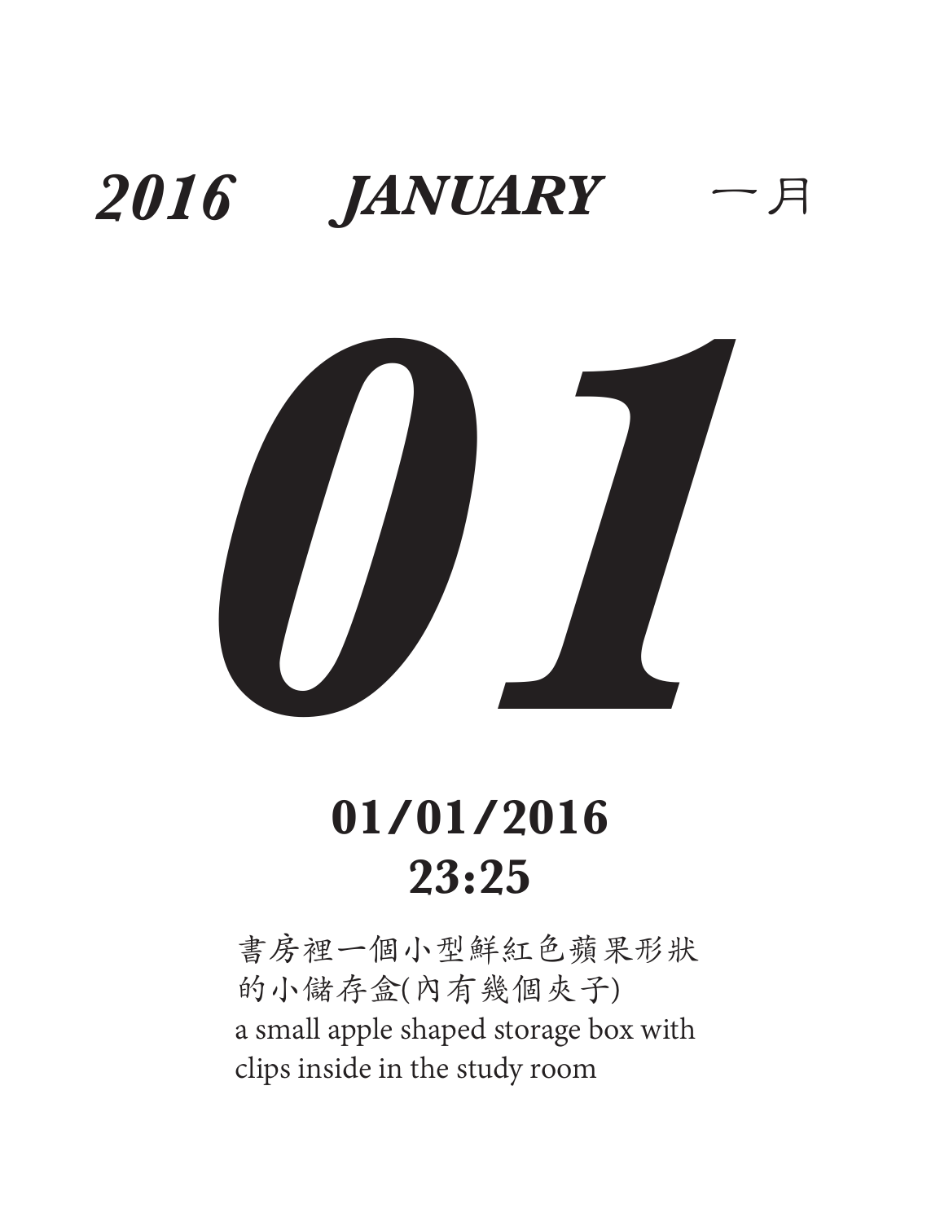***2016 JANUARY*** 一月

# ***01***

**01/01/2016**
**23:25**

書房裡一個小型鮮紅色蘋果形狀的小儲存盒(內有幾個夾子)
a small apple shaped storage box with clips inside in the study room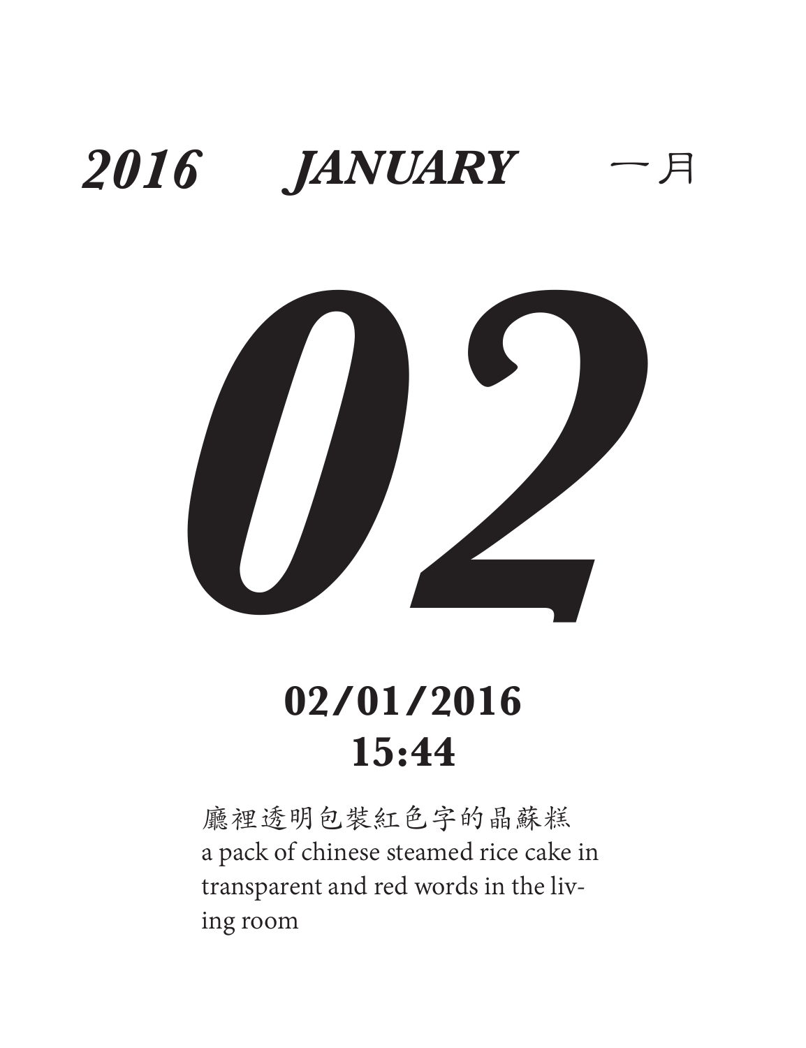***2016 JANUARY*** 一月

# *02*

**02/01/2016**
**15:44**

廳裡透明包裝紅色字的晶蘇糕
a pack of chinese steamed rice cake in transparent and red words in the living room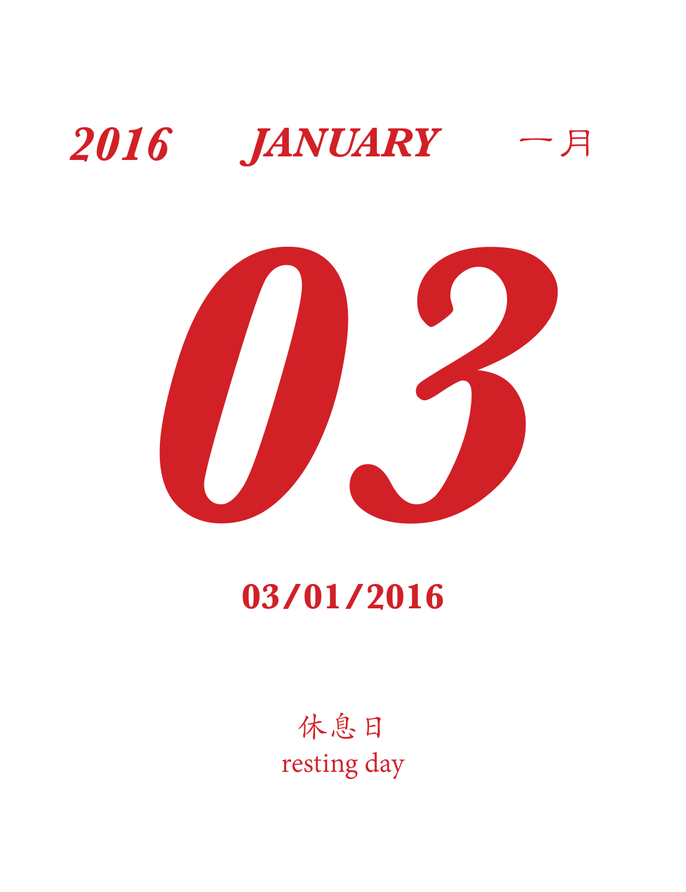***2016*** ***JANUARY*** 一月

# *03*

**03/01/2016**

休息日

resting day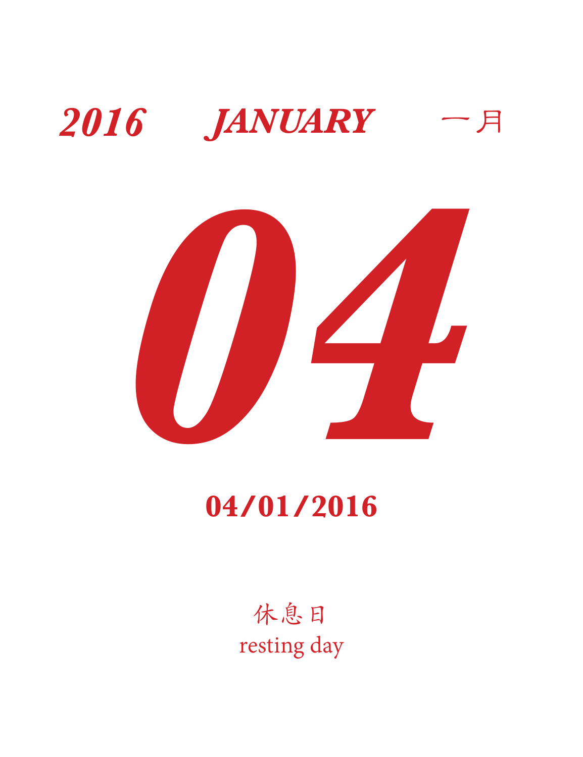***2016 JANUARY*** 一月

# ***04***

**04/01/2016**

休息日

resting day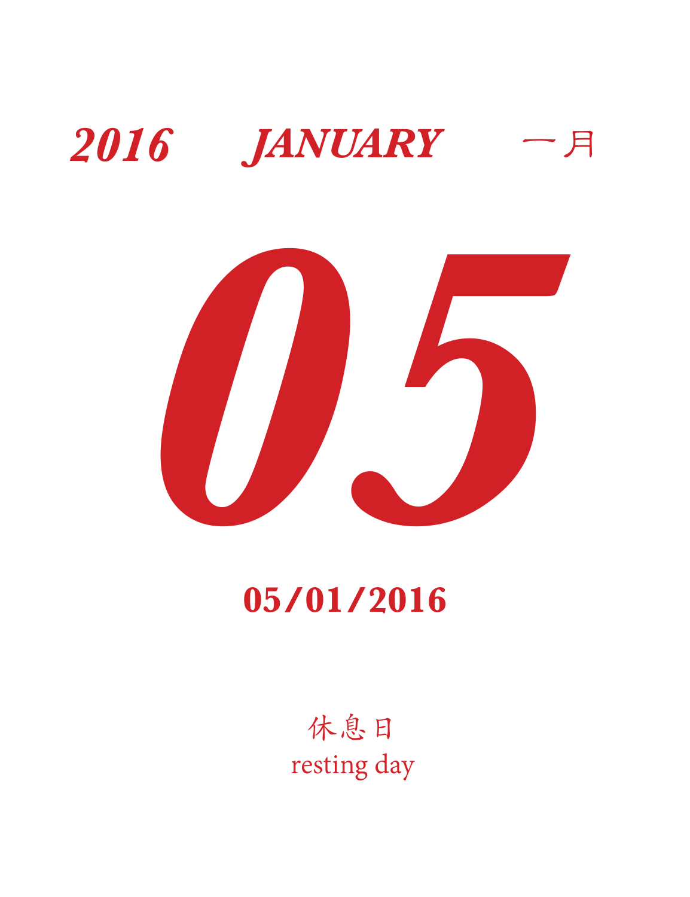***2016　　JANUARY　　一月***

# ***05***

**05/01/2016**

休息日
resting day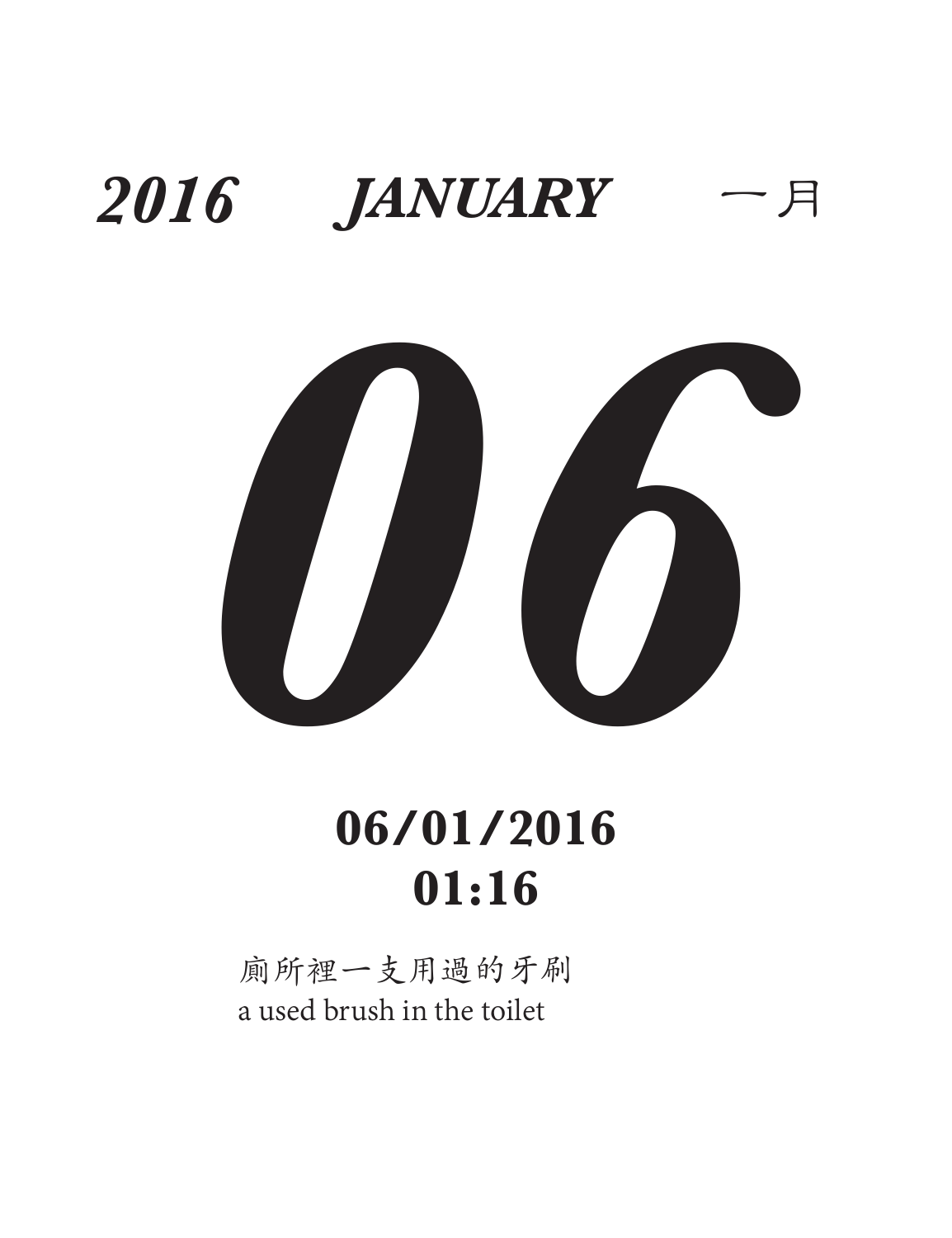***2016 JANUARY*** 一月

# *06*

**06/01/2016**
**01:16**

廁所裡一支用過的牙刷
a used brush in the toilet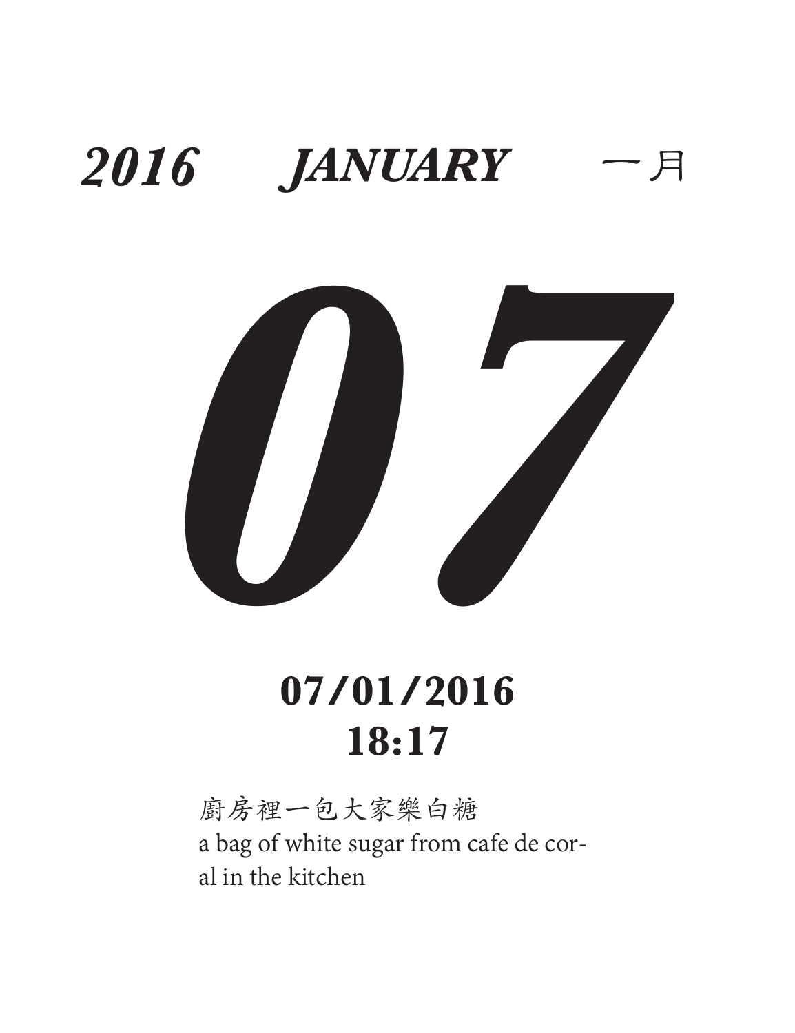***2016 JANUARY*** 一月

# ***07***

**07/01/2016**
**18:17**

廚房裡一包大家樂白糖
a bag of white sugar from cafe de cor-
al in the kitchen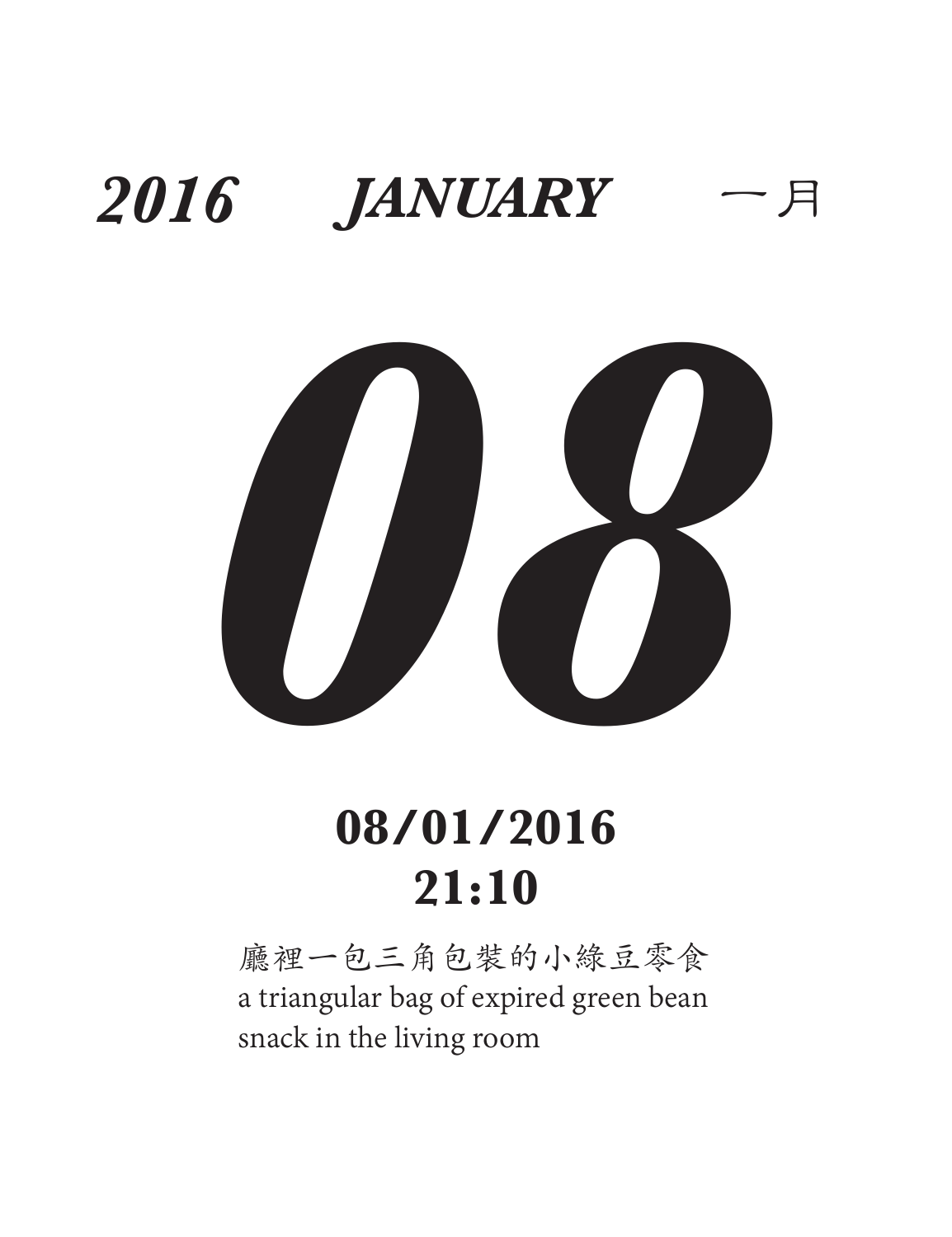***2016 JANUARY*** 一月

# *08*

**08/01/2016**
**21:10**

廳裡一包三角包裝的小綠豆零食
a triangular bag of expired green bean snack in the living room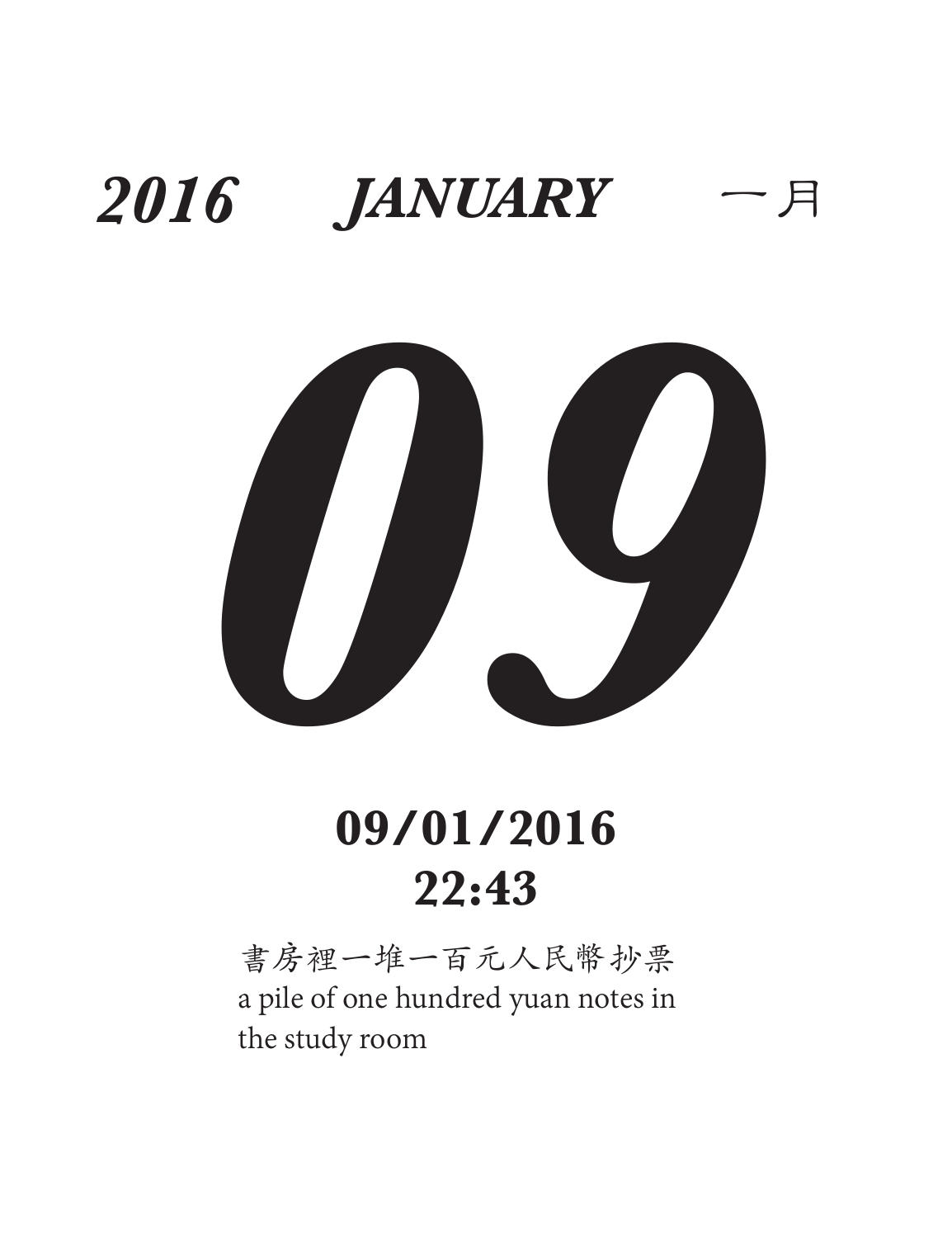***2016 JANUARY*** 一月

# ***09***

**09/01/2016**
**22:43**

書房裡一堆一百元人民幣抄票
a pile of one hundred yuan notes in the study room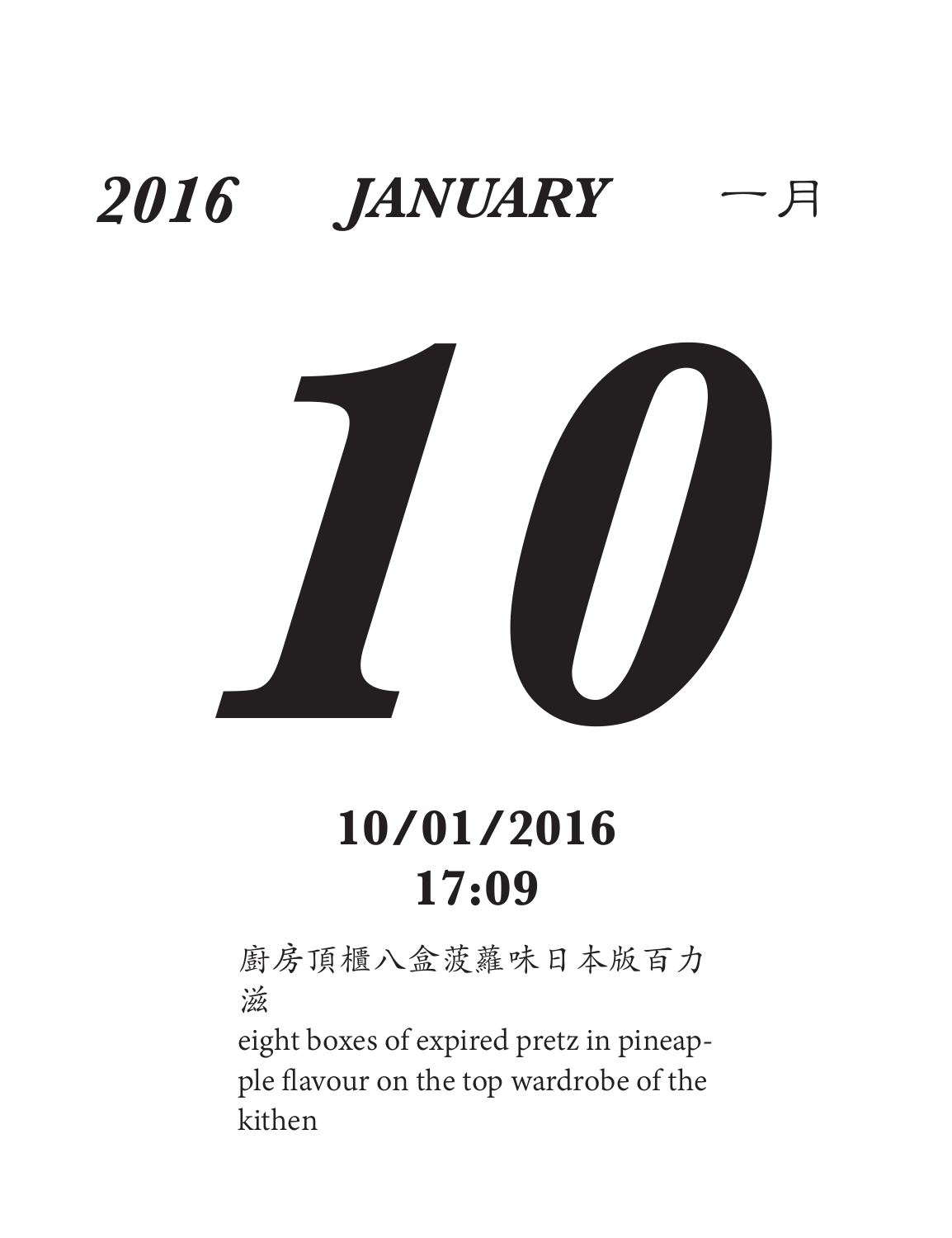***2016 JANUARY*** 一月

# *10*

**10/01/2016**
**17:09**

廚房頂櫃八盒菠蘿味日本版百力滋

eight boxes of expired pretz in pineapple flavour on the top wardrobe of the kithen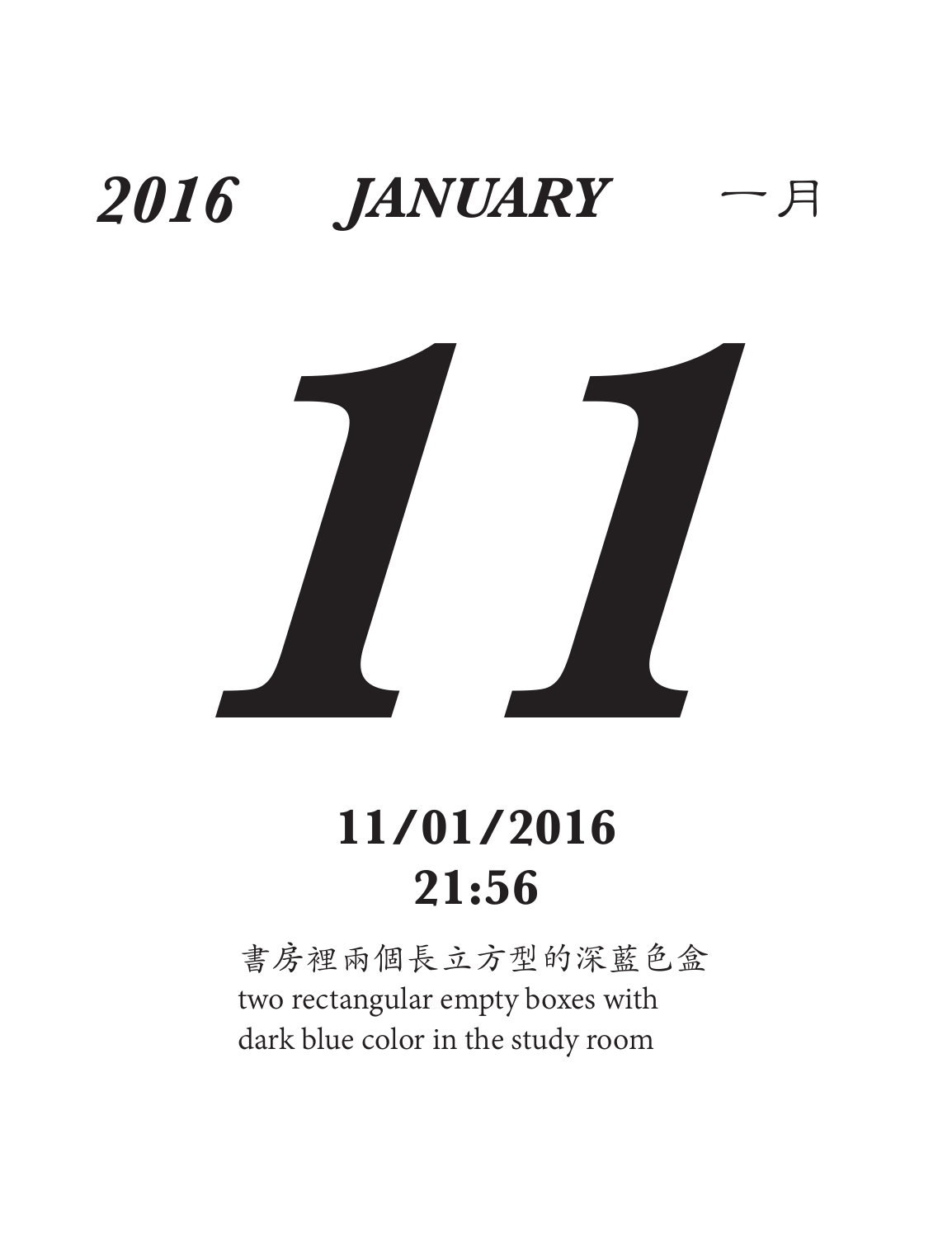***2016*** ***JANUARY*** 一月

# ***11***

**11/01/2016**
**21:56**

書房裡兩個長立方型的深藍色盒
two rectangular empty boxes with
dark blue color in the study room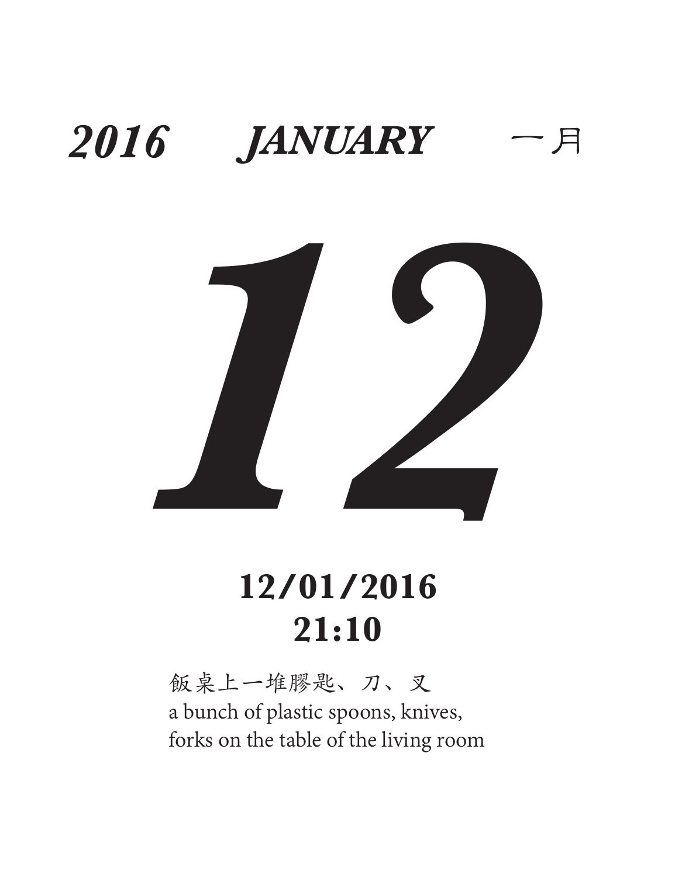***2016 JANUARY*** 一月

# *12*

**12/01/2016**
**21:10**

飯桌上一堆膠匙、刀、叉
a bunch of plastic spoons, knives,
forks on the table of the living room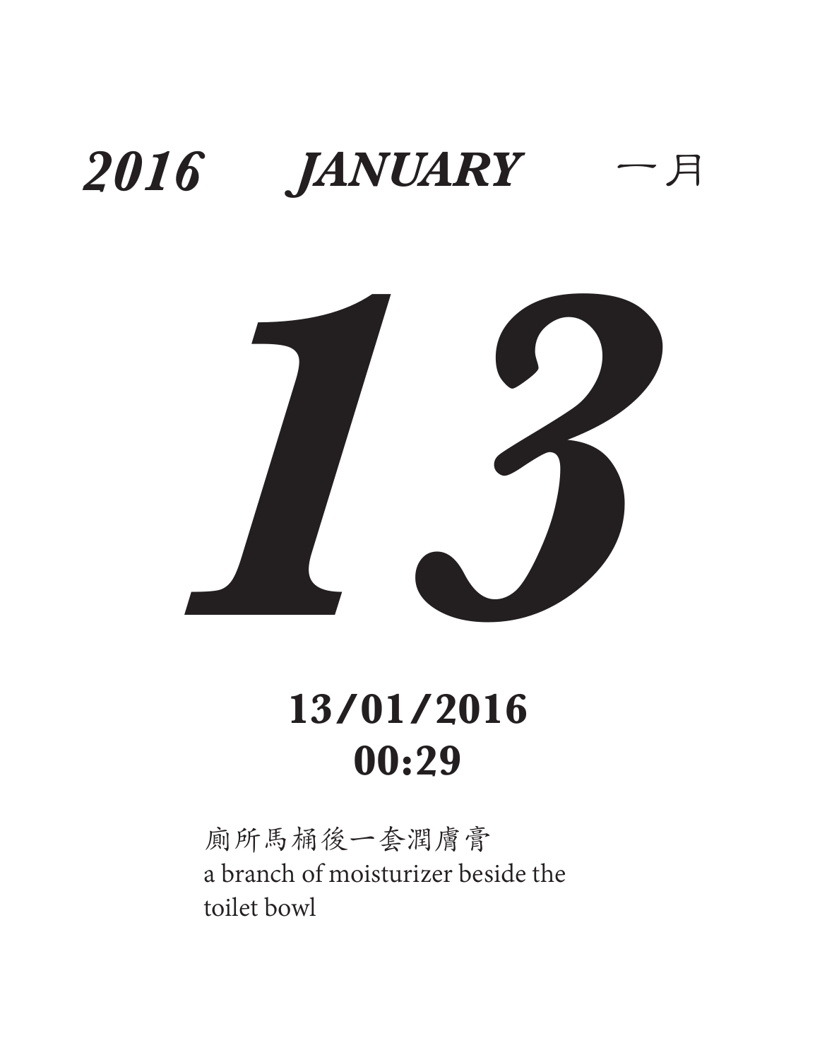***2016 JANUARY*** 一月

# ***13***

**13/01/2016**
**00:29**

廁所馬桶後一套潤膚膏
a branch of moisturizer beside the toilet bowl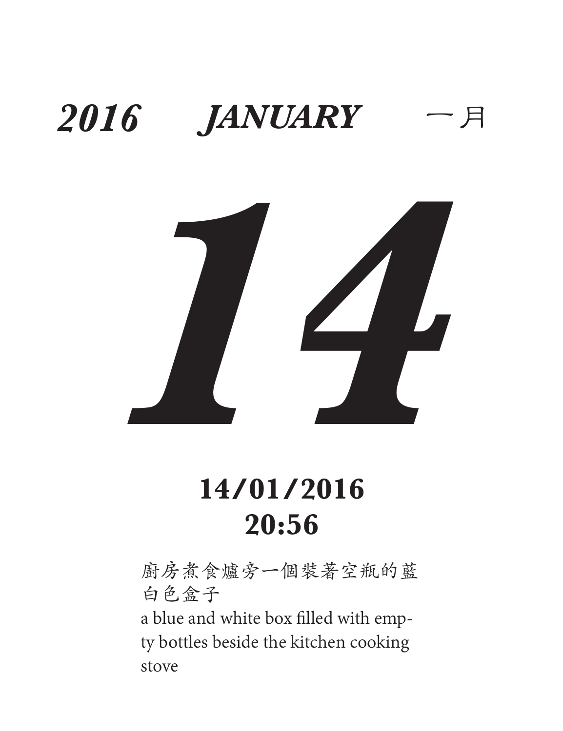***2016 JANUARY*** 一月

# *14*

**14/01/2016**
**20:56**

廚房煮食爐旁一個裝著空瓶的藍白色盒子

a blue and white box filled with empty bottles beside the kitchen cooking stove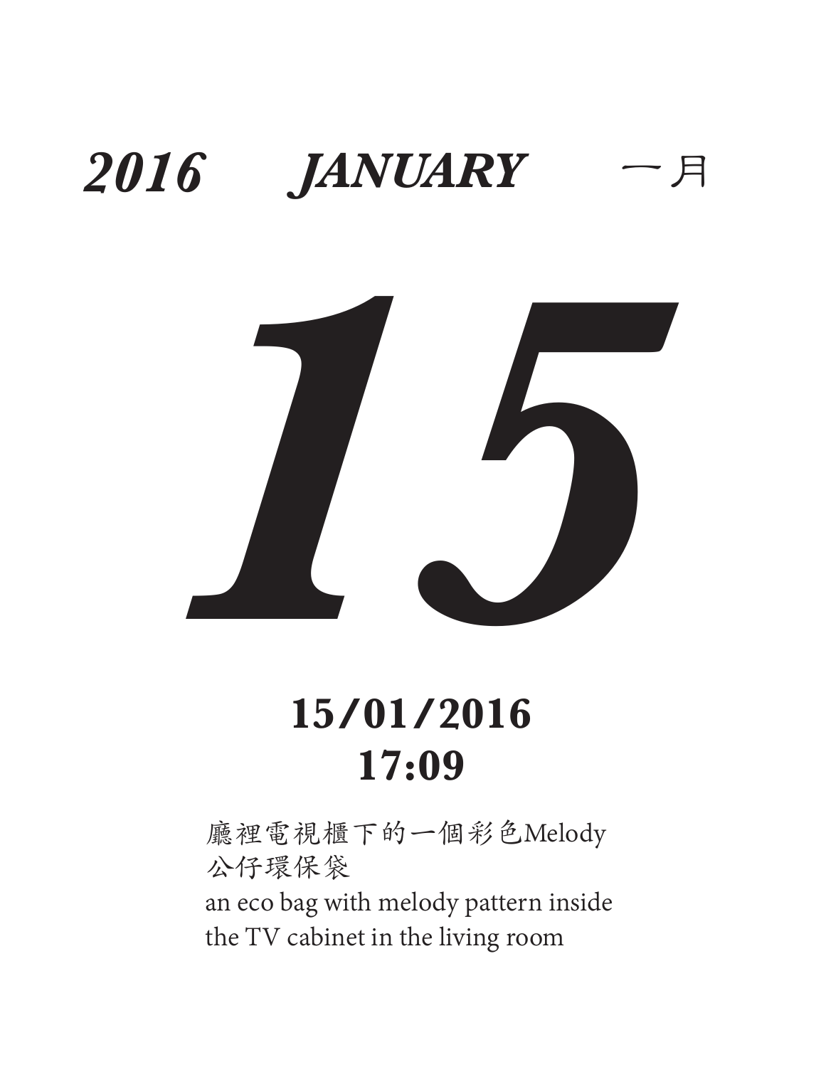***2016 JANUARY*** 一月

# ***15***

**15/01/2016**
**17:09**

廳裡電視櫃下的一個彩色Melody
公仔環保袋
an eco bag with melody pattern inside
the TV cabinet in the living room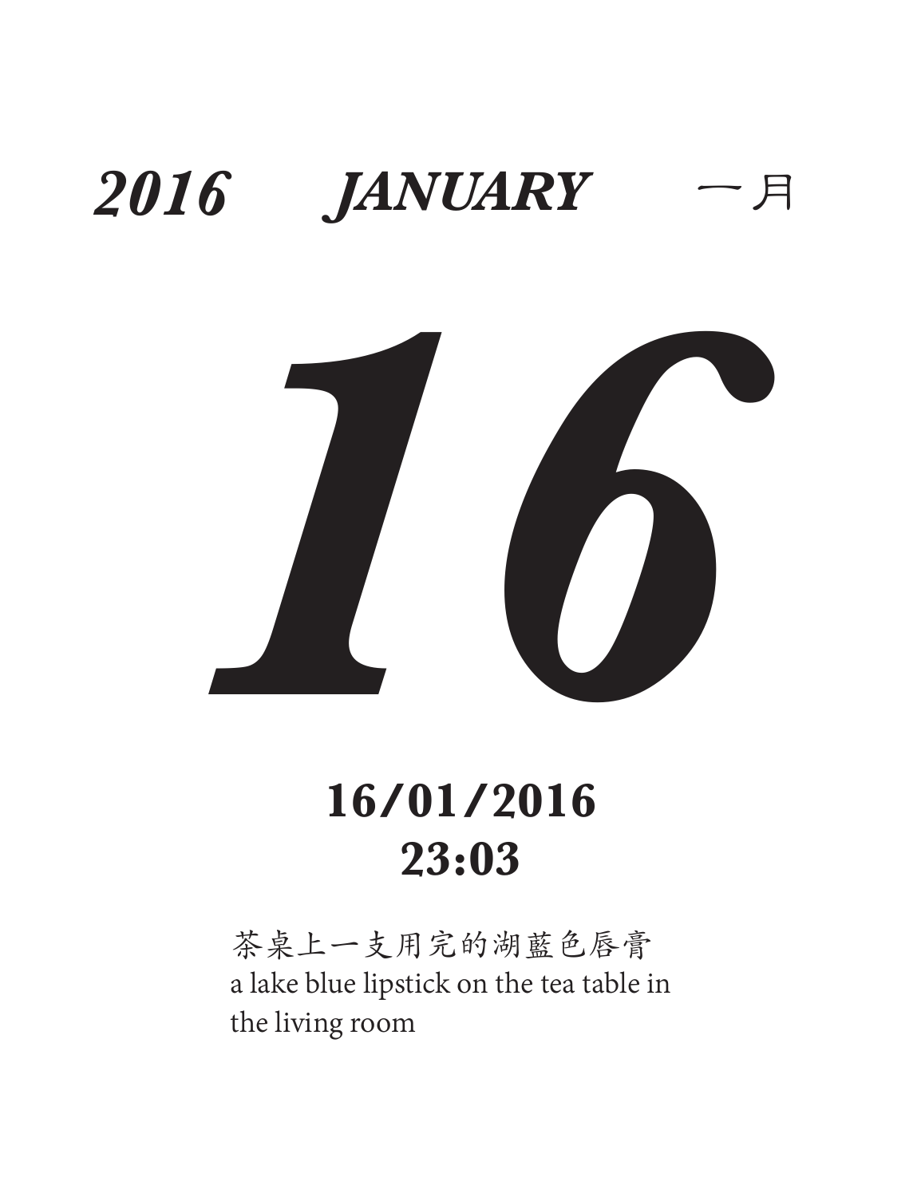***2016 JANUARY*** 一月

# ***16***

**16/01/2016**
**23:03**

茶桌上一支用完的湖藍色唇膏
a lake blue lipstick on the tea table in the living room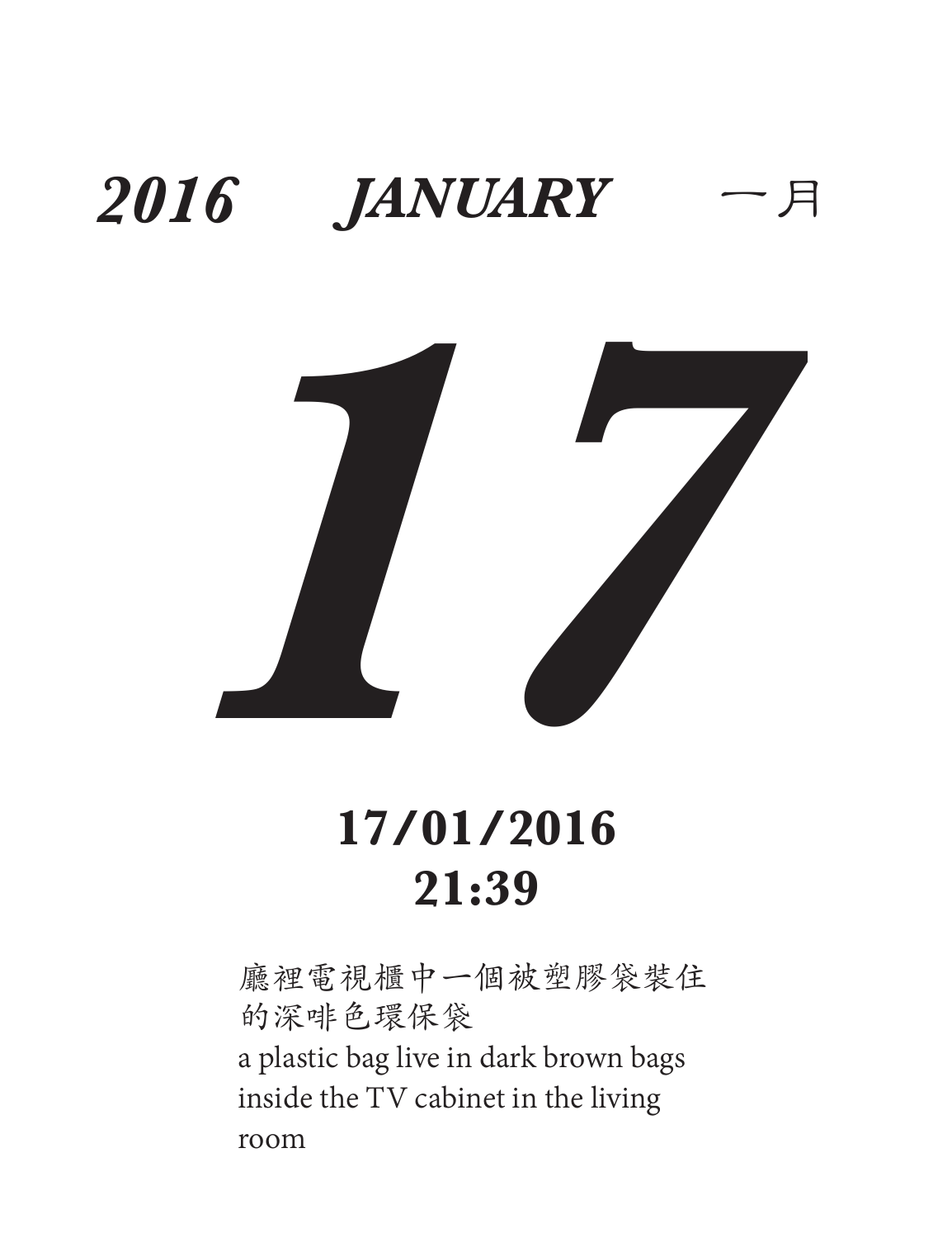***2016 JANUARY 一月***

# *17*

**17/01/2016**
**21:39**

廳裡電視櫃中一個被塑膠袋裝住的深啡色環保袋

a plastic bag live in dark brown bags inside the TV cabinet in the living room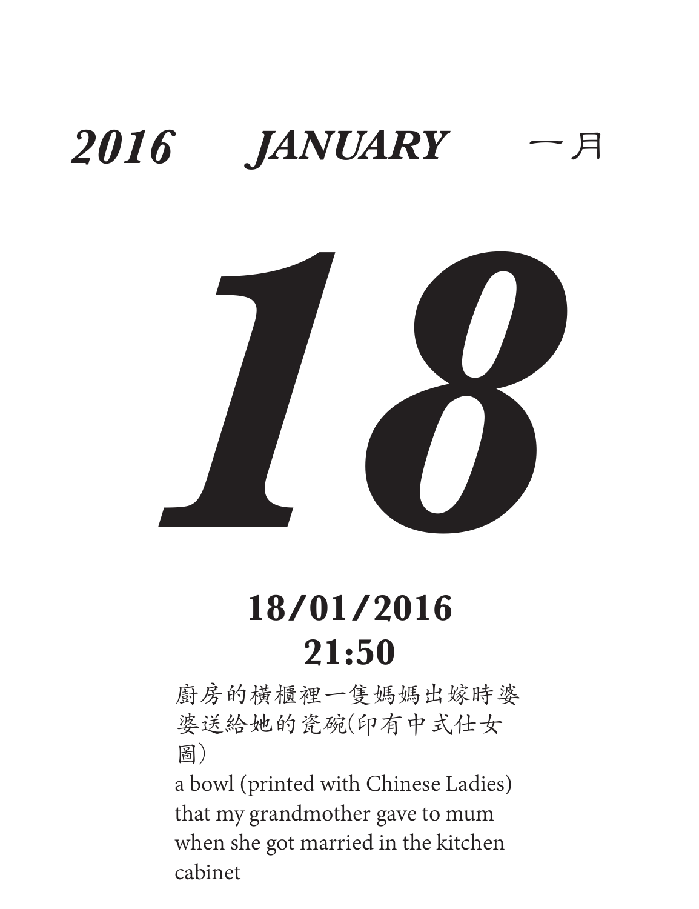***2016 JANUARY*** 一月

# ***18***

**18/01/2016**
**21:50**

廚房的橫櫃裡一隻媽媽出嫁時婆婆送給她的瓷碗(印有中式仕女圖)

a bowl (printed with Chinese Ladies) that my grandmother gave to mum when she got married in the kitchen cabinet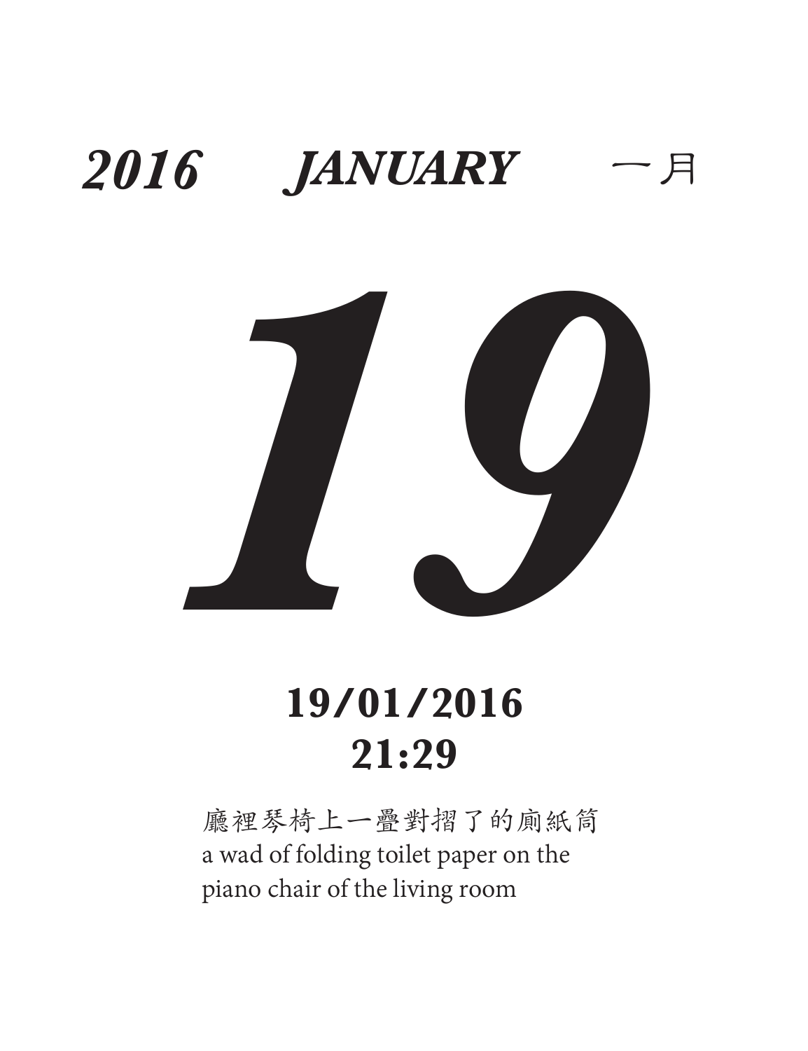***2016 JANUARY*** 一月

# ***19***

**19/01/2016**
**21:29**

廳裡琴椅上一疊對摺了的廁紙筒
a wad of folding toilet paper on the piano chair of the living room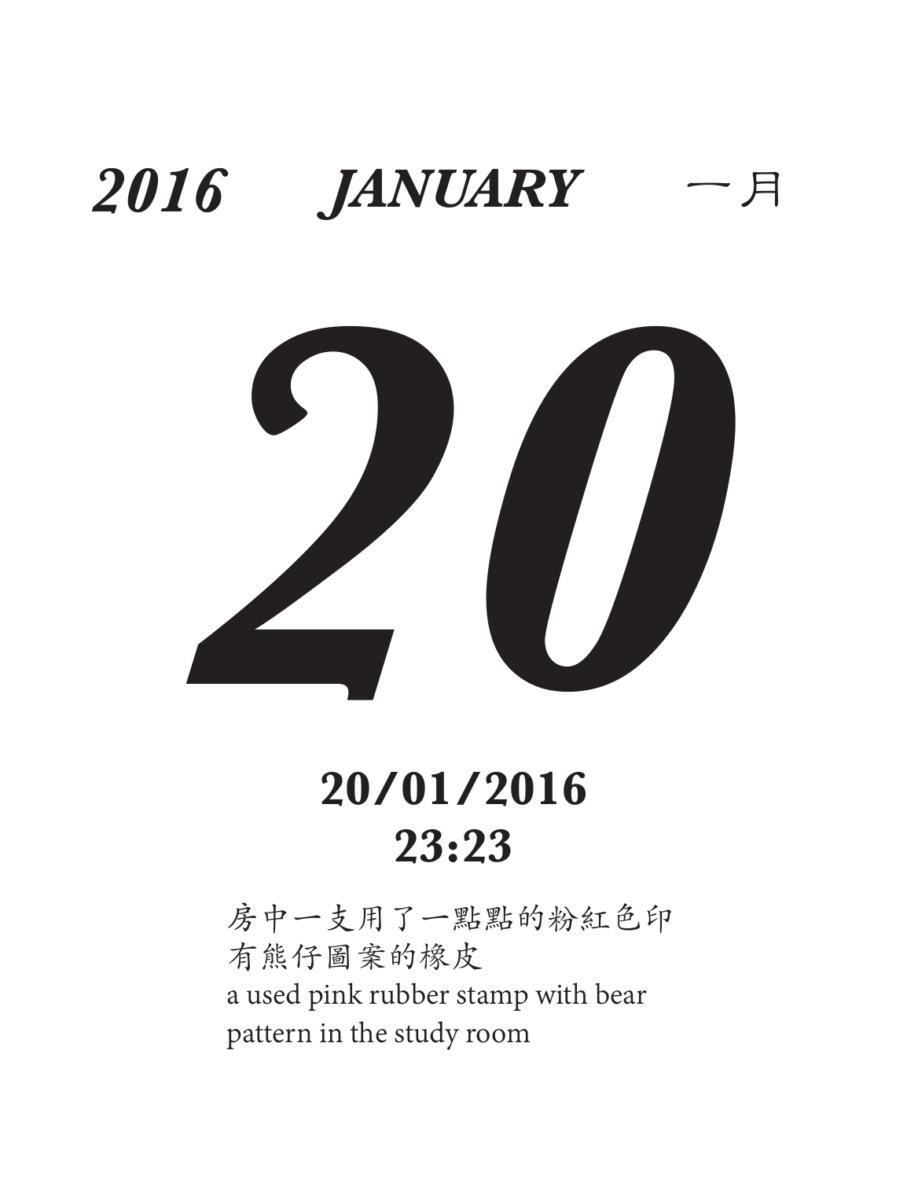***2016 JANUARY*** 一月

# *20*

**20/01/2016**
**23:23**

房中一支用了一點點的粉紅色印
有熊仔圖案的橡皮
a used pink rubber stamp with bear
pattern in the study room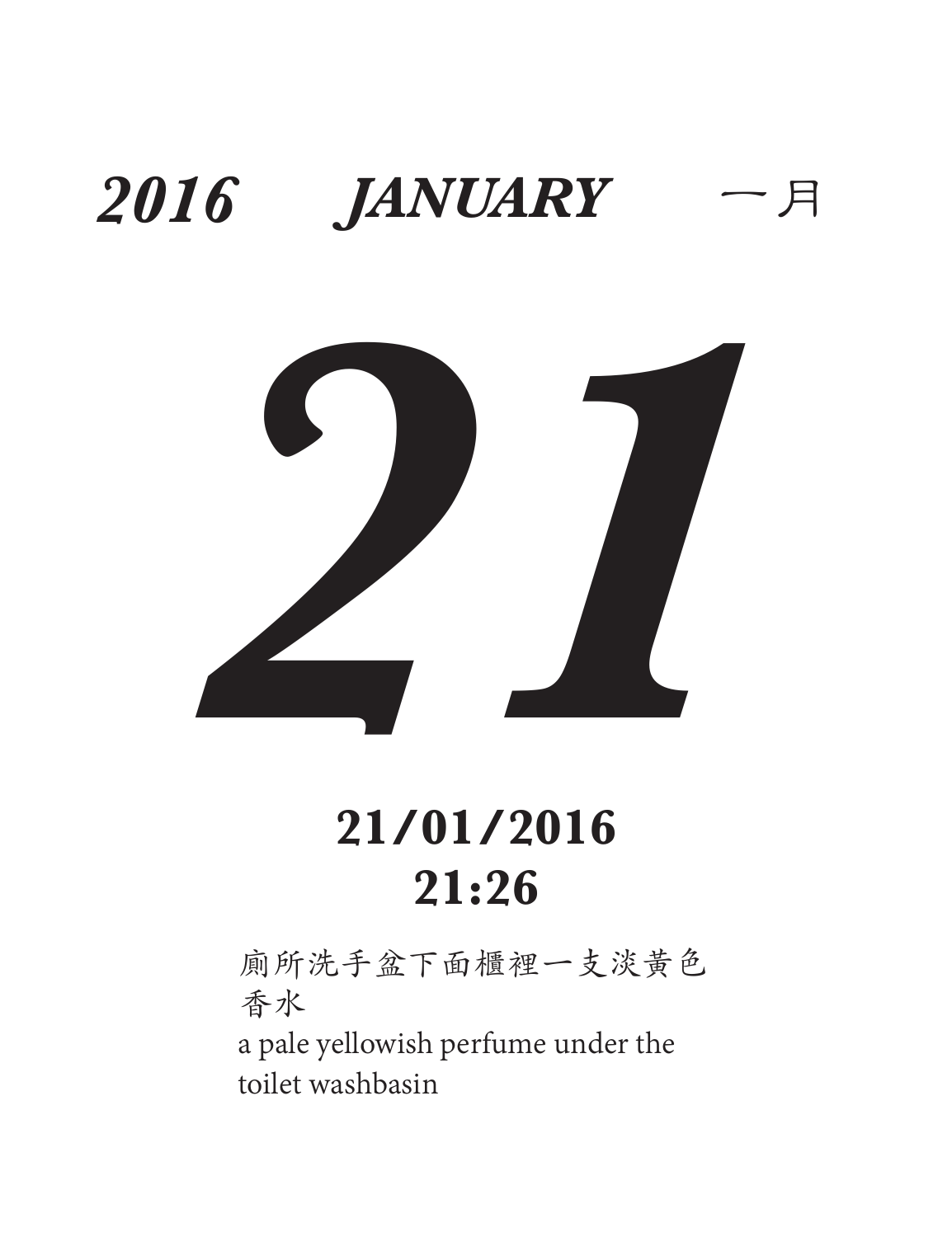***2016 JANUARY*** 一月

# *21*

**21/01/2016**
**21:26**

廁所洗手盆下面櫃裡一支淡黃色
香水

a pale yellowish perfume under the
toilet washbasin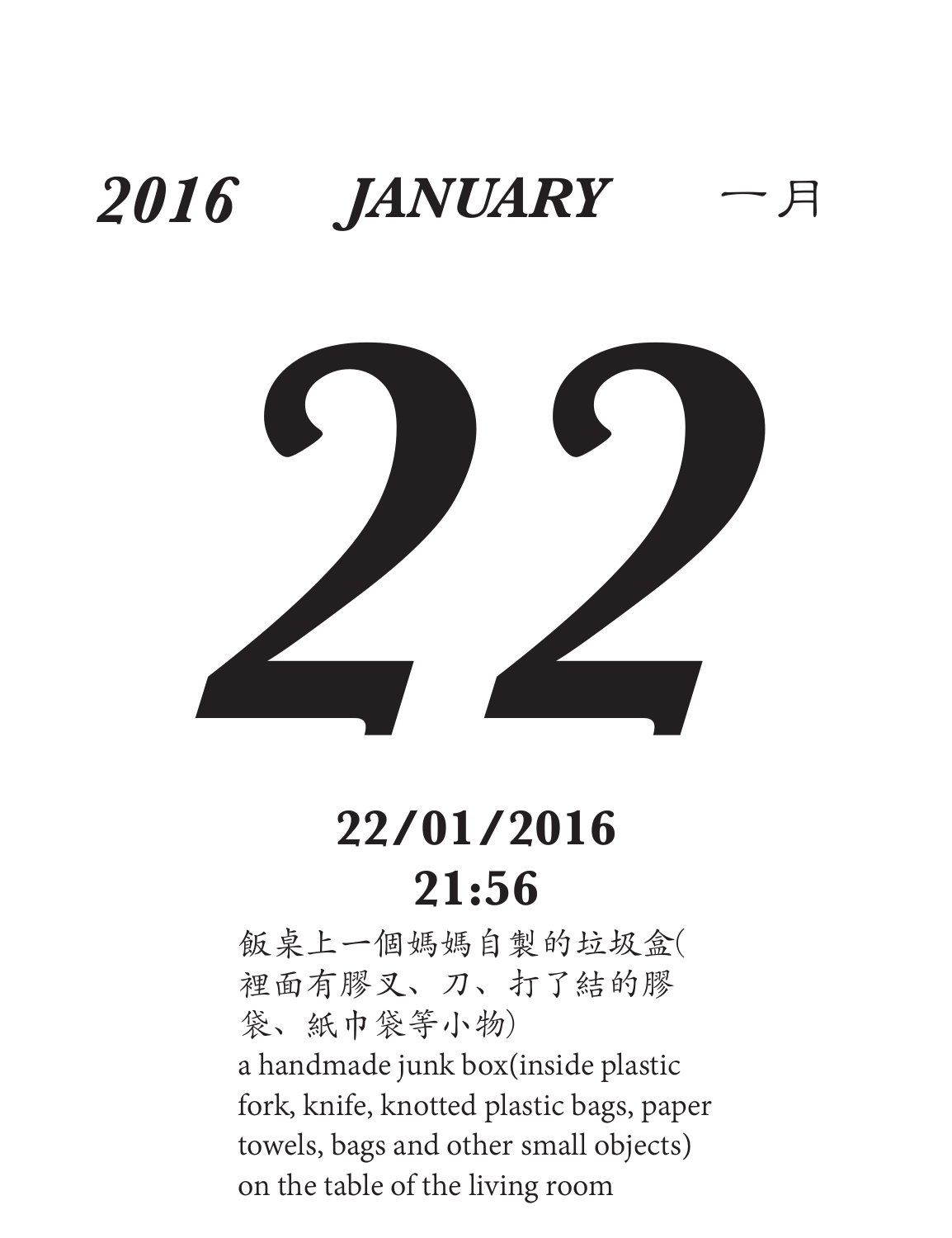*2016* *JANUARY* 一月

# 22

**22/01/2016**
**21:56**

飯桌上一個媽媽自製的垃圾盒(裡面有膠叉、刀、打了結的膠袋、紙巾袋等小物)

a handmade junk box(inside plastic fork, knife, knotted plastic bags, paper towels, bags and other small objects) on the table of the living room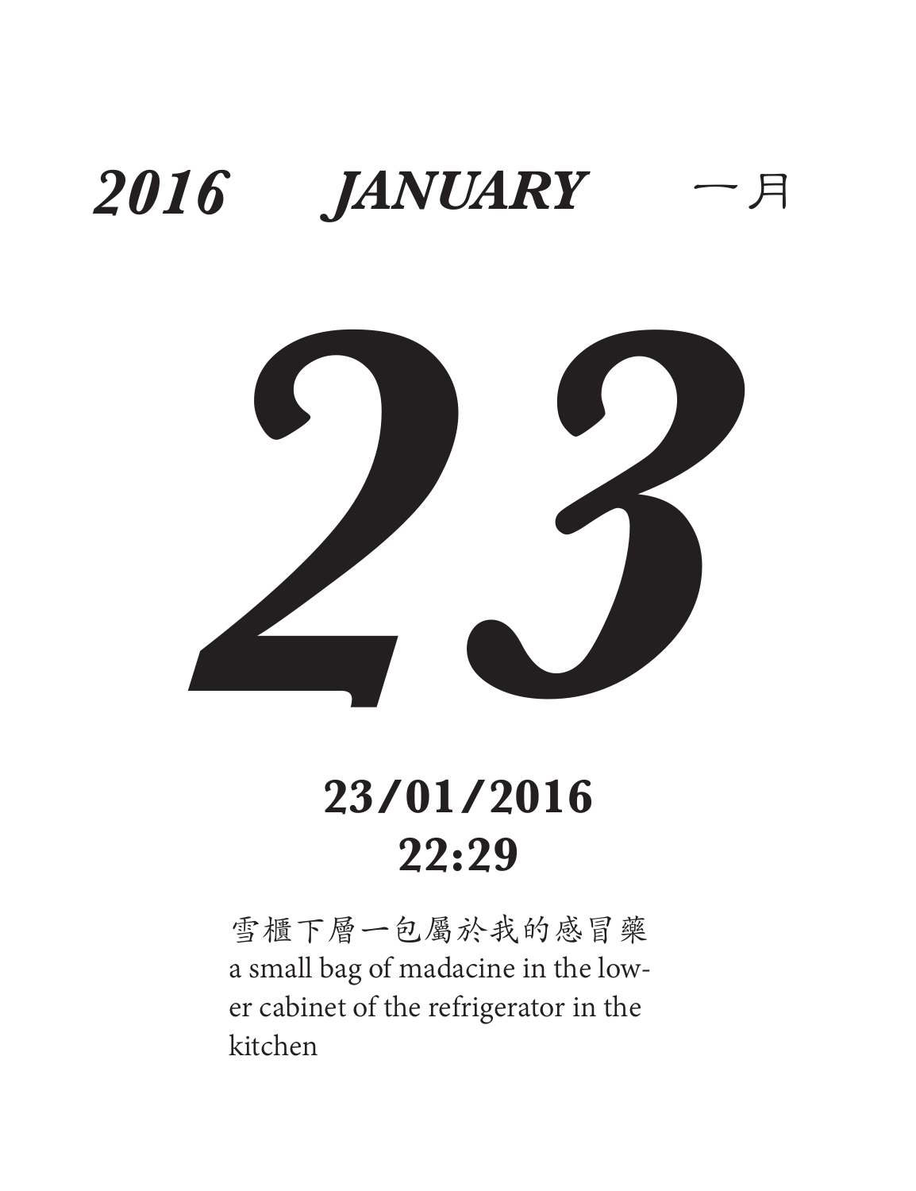***2016 JANUARY*** 一月

# *23*

**23/01/2016**
**22:29**

雪櫃下層一包屬於我的感冒藥
a small bag of madacine in the lower cabinet of the refrigerator in the kitchen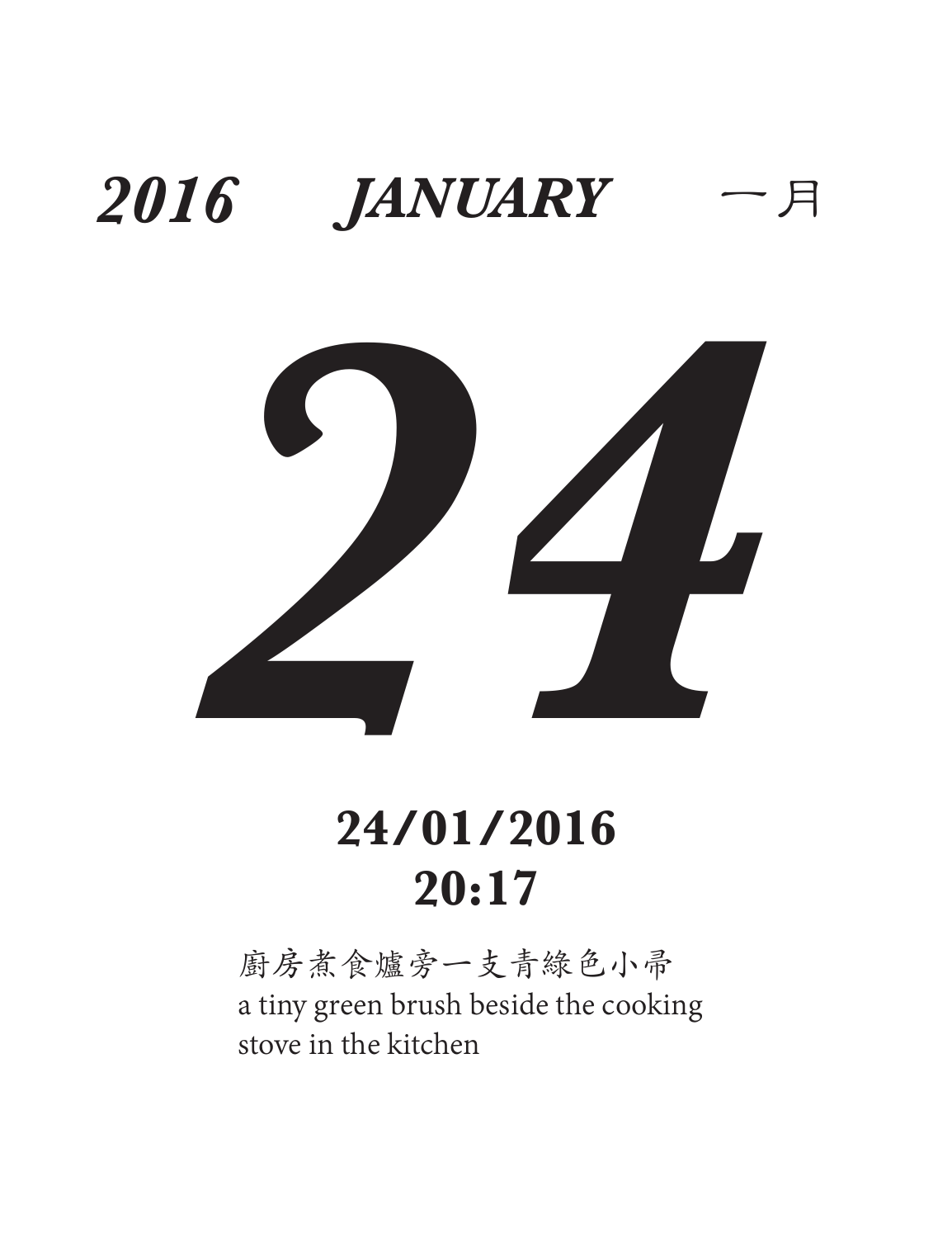***2016 JANUARY*** 一月

# *24*

**24/01/2016**
**20:17**

廚房煮食爐旁一支青綠色小帚
a tiny green brush beside the cooking stove in the kitchen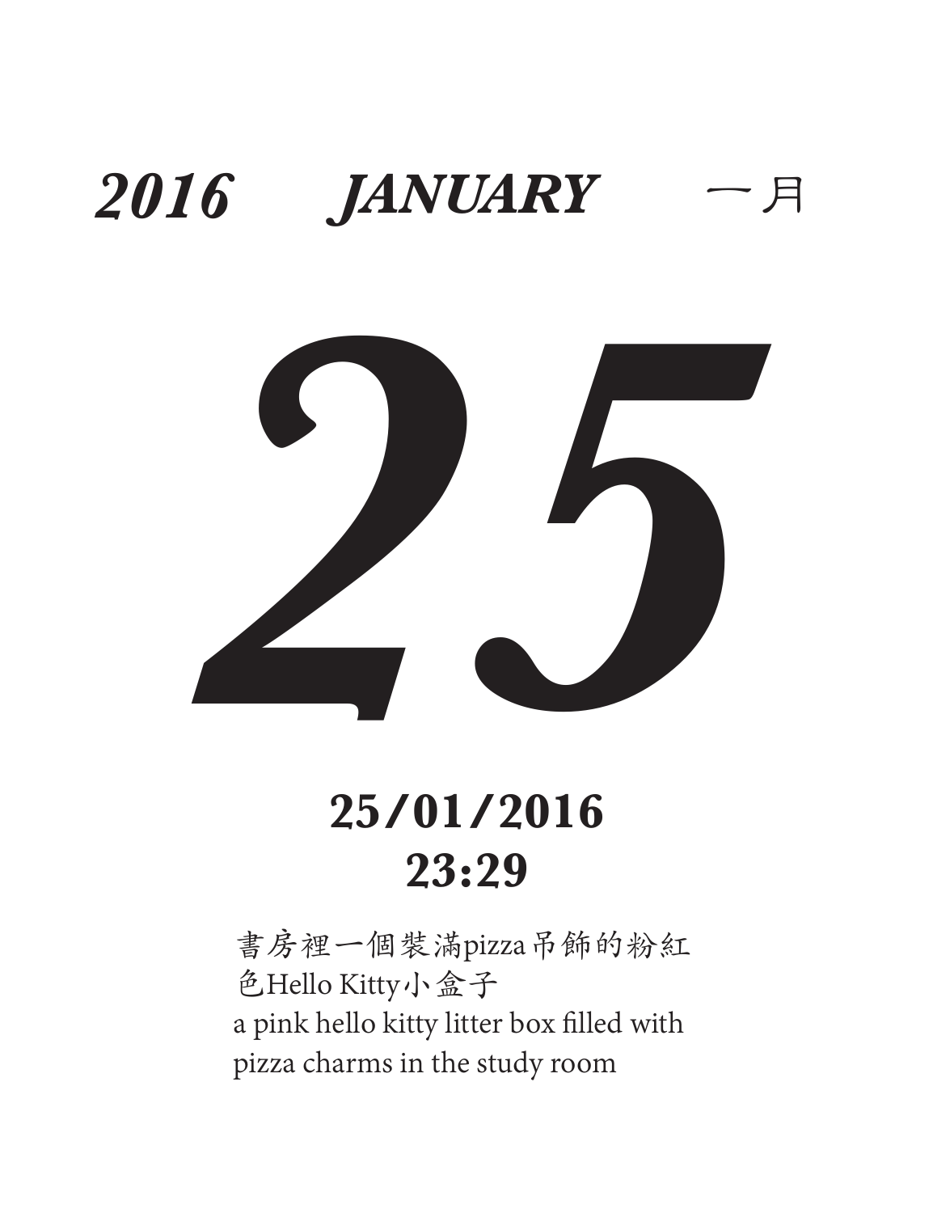***2016 JANUARY*** 一月

# ***25***

## **25/01/2016**
## **23:29**

書房裡一個裝滿pizza吊飾的粉紅色Hello Kitty小盒子

a pink hello kitty litter box filled with pizza charms in the study room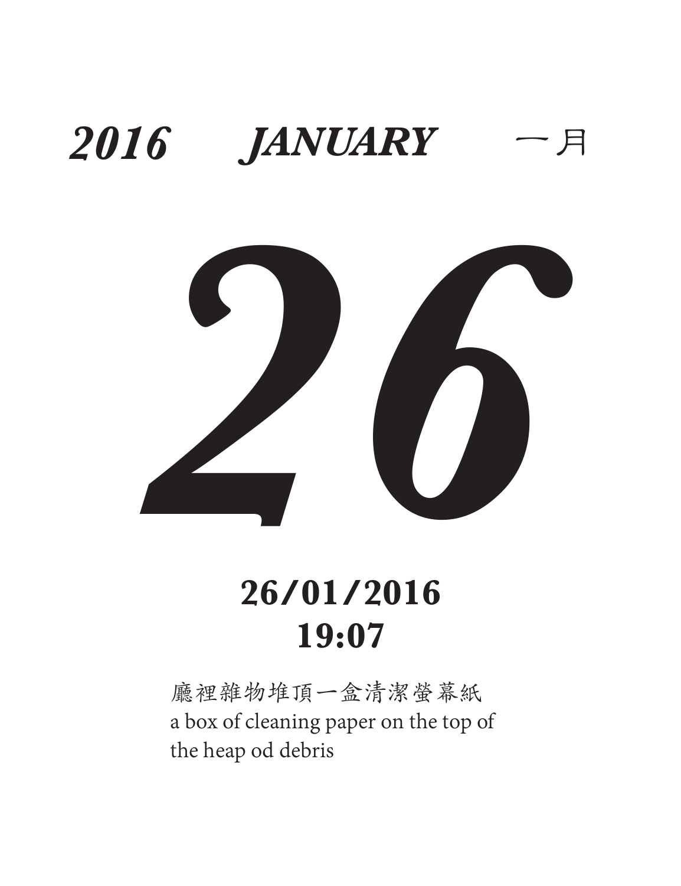***2016 JANUARY 一月***

# ***26***

**26/01/2016**
**19:07**

廳裡雜物堆頂一盒清潔螢幕紙
a box of cleaning paper on the top of the heap od debris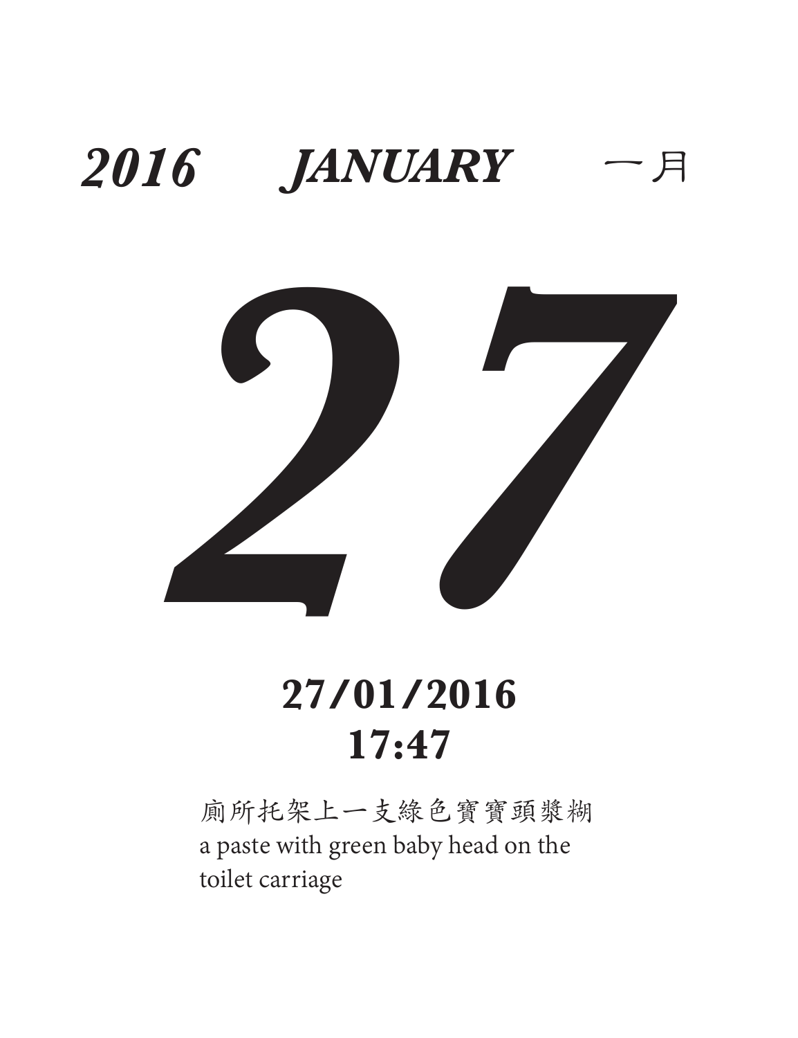***2016 JANUARY*** 一月

# *27*

**27/01/2016**
**17:47**

廁所托架上一支綠色寶寶頭漿糊
a paste with green baby head on the toilet carriage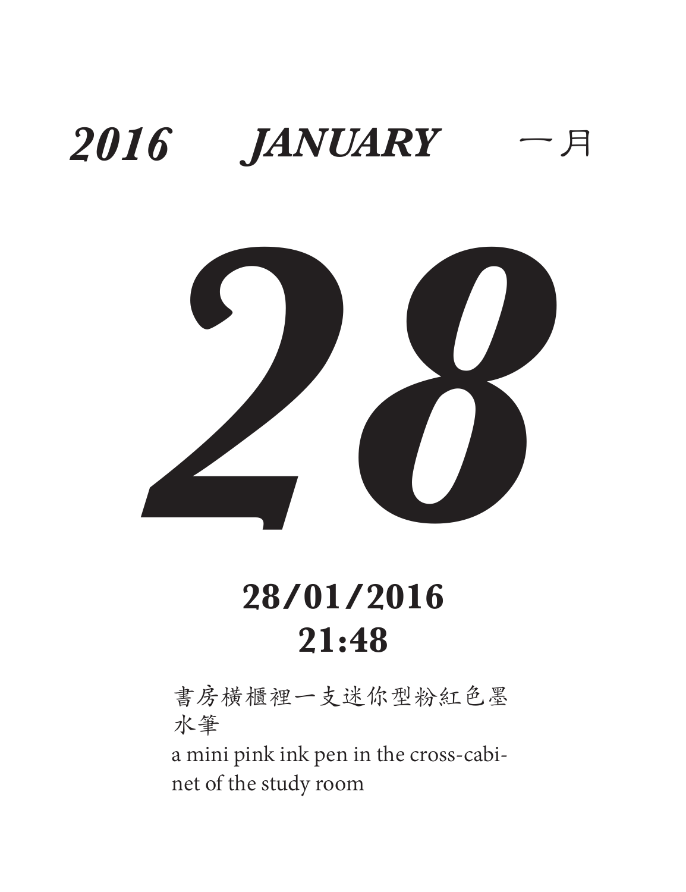***2016 JANUARY 一月***

# *28*

**28/01/2016**
**21:48**

書房横櫃裡一支迷你型粉紅色墨水筆

a mini pink ink pen in the cross-cabinet of the study room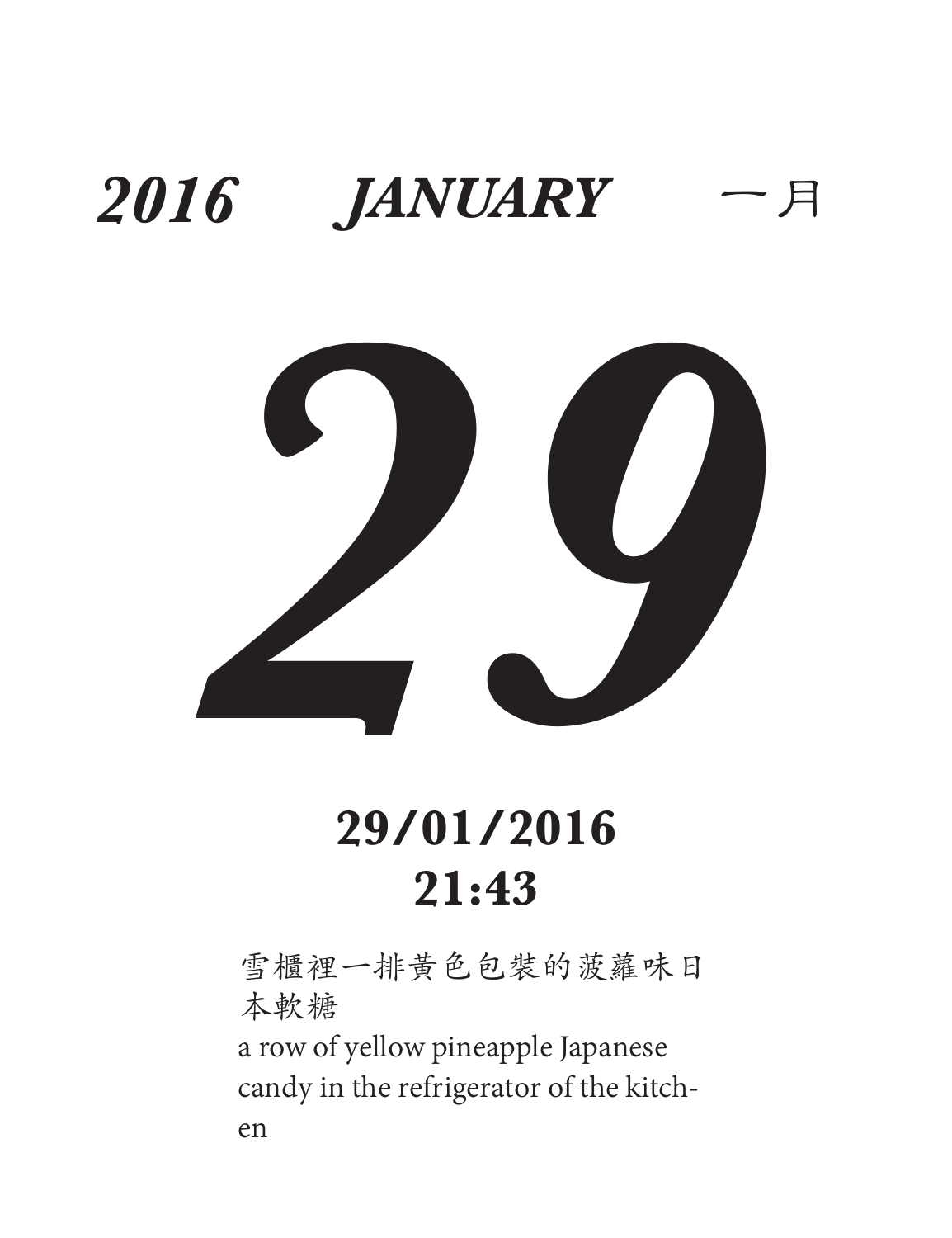***2016 JANUARY*** 一月

# *29*

**29/01/2016**
**21:43**

雪櫃裡一排黃色包裝的菠蘿味日本軟糖

a row of yellow pineapple Japanese candy in the refrigerator of the kitch-en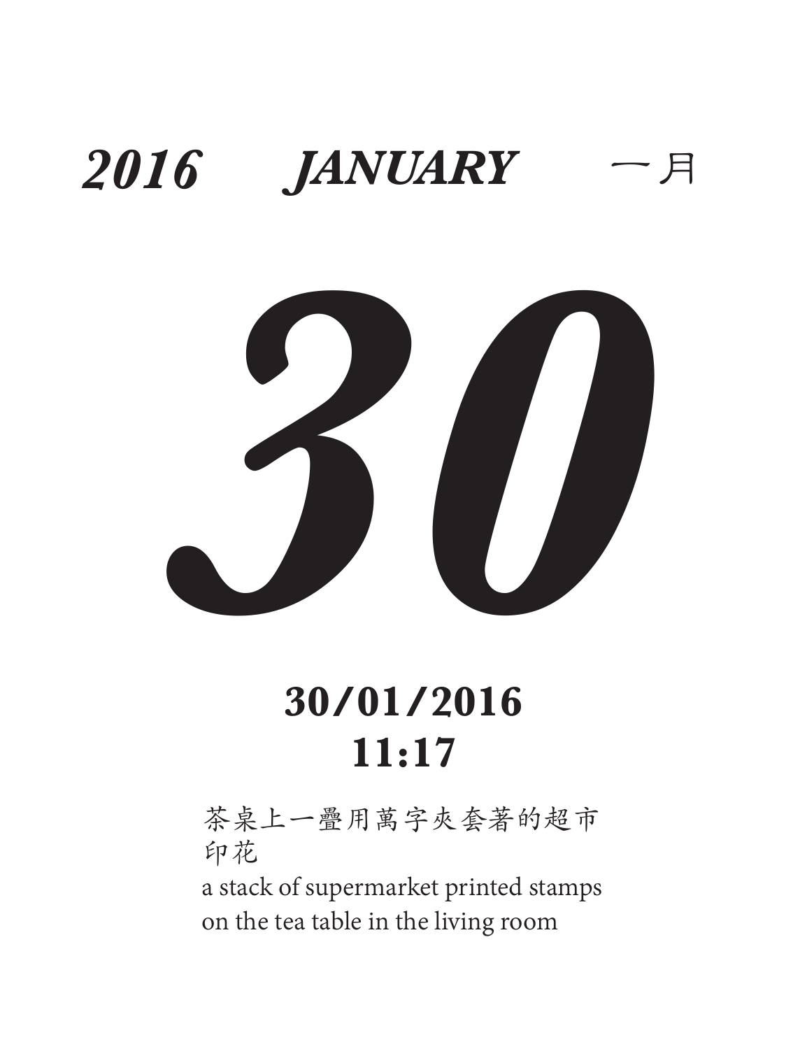***2016 JANUARY*** 一月

# ***30***

**30/01/2016**
**11:17**

茶桌上一疊用萬字夾套著的超市印花

a stack of supermarket printed stamps on the tea table in the living room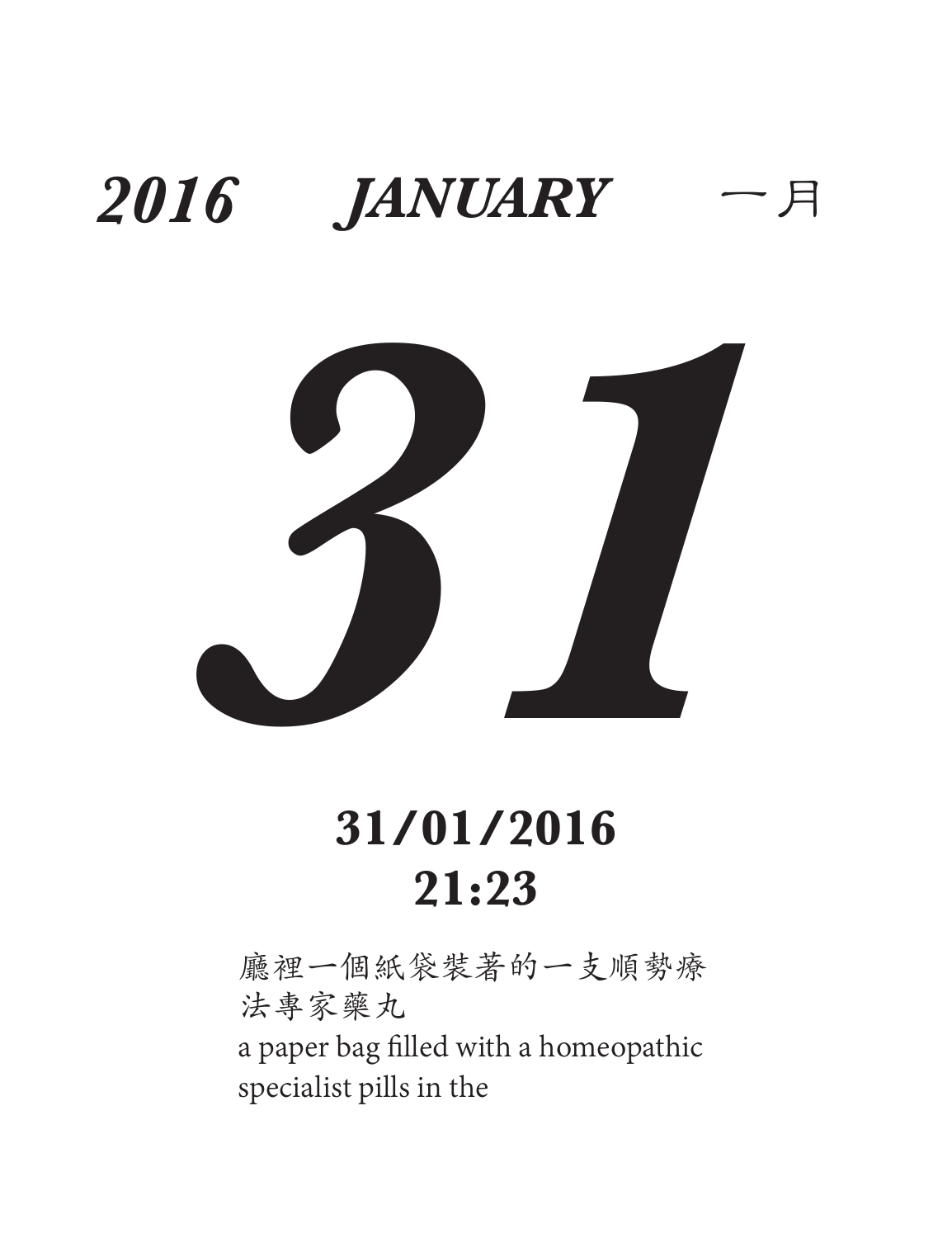***2016 JANUARY*** 一月

# ***31***

**31/01/2016**
**21:23**

廳裡一個紙袋裝著的一支順勢療法專家藥丸
a paper bag filled with a homeopathic specialist pills in the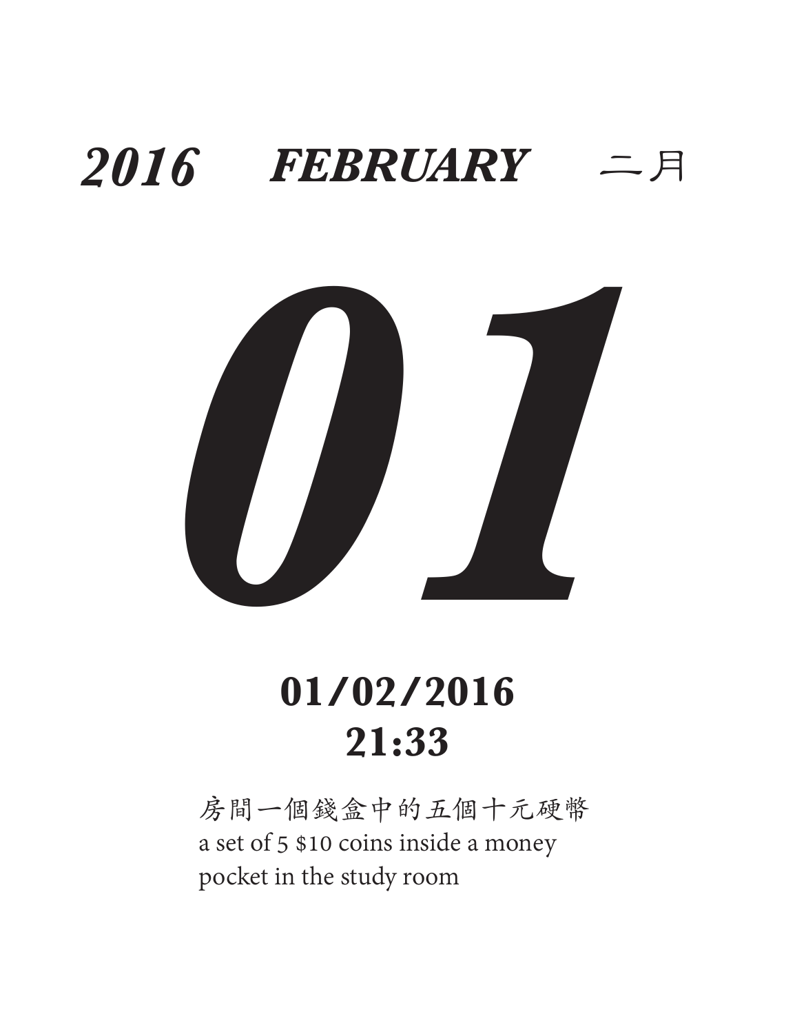# *2016* *FEBRUARY* 二月

# *01*

## 01/02/2016
## 21:33

房間一個錢盒中的五個十元硬幣
a set of 5 $10 coins inside a money pocket in the study room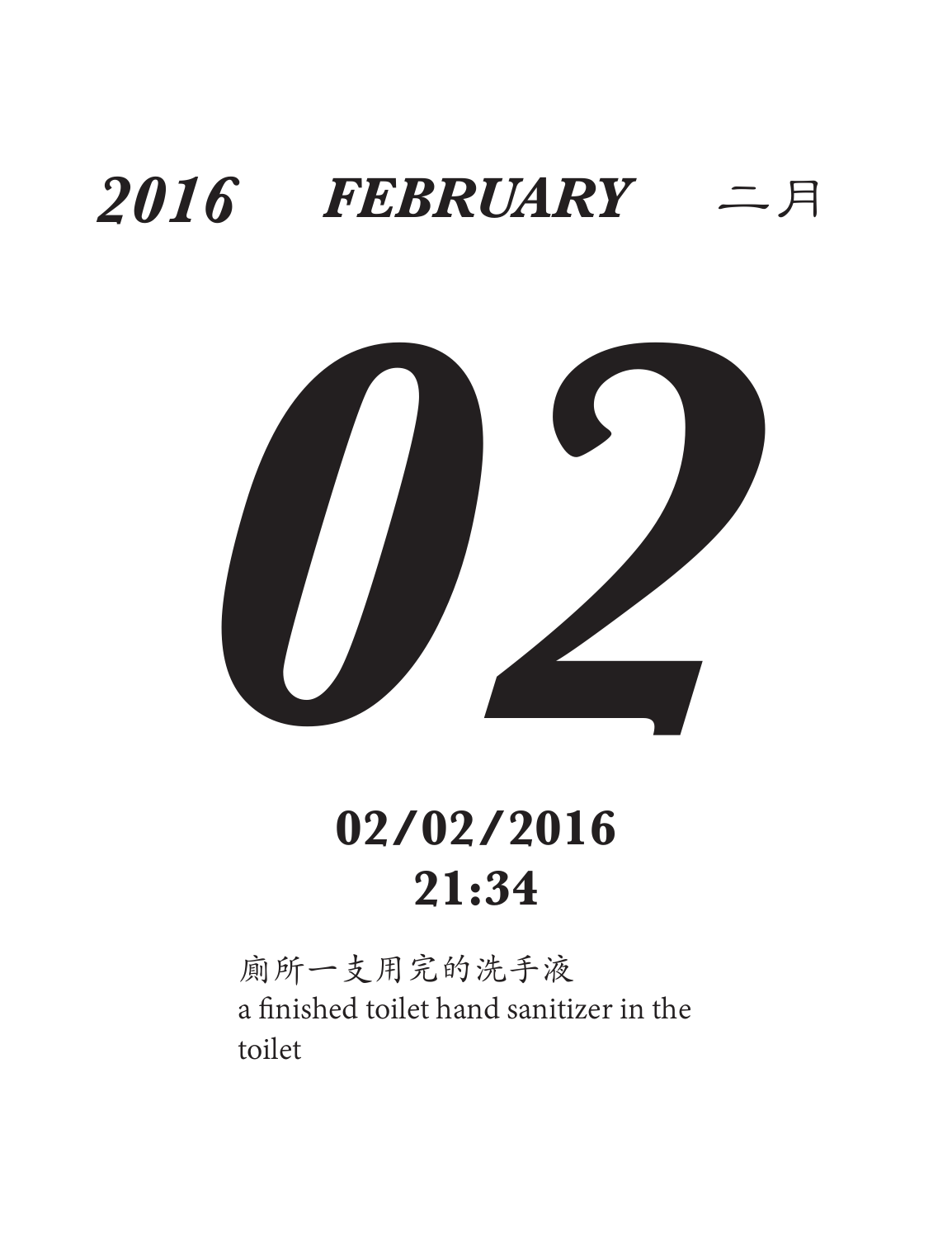***2016 FEBRUARY*** 二月

# *02*

## 02/02/2016
## 21:34

厕所一支用完的洗手液
a finished toilet hand sanitizer in the toilet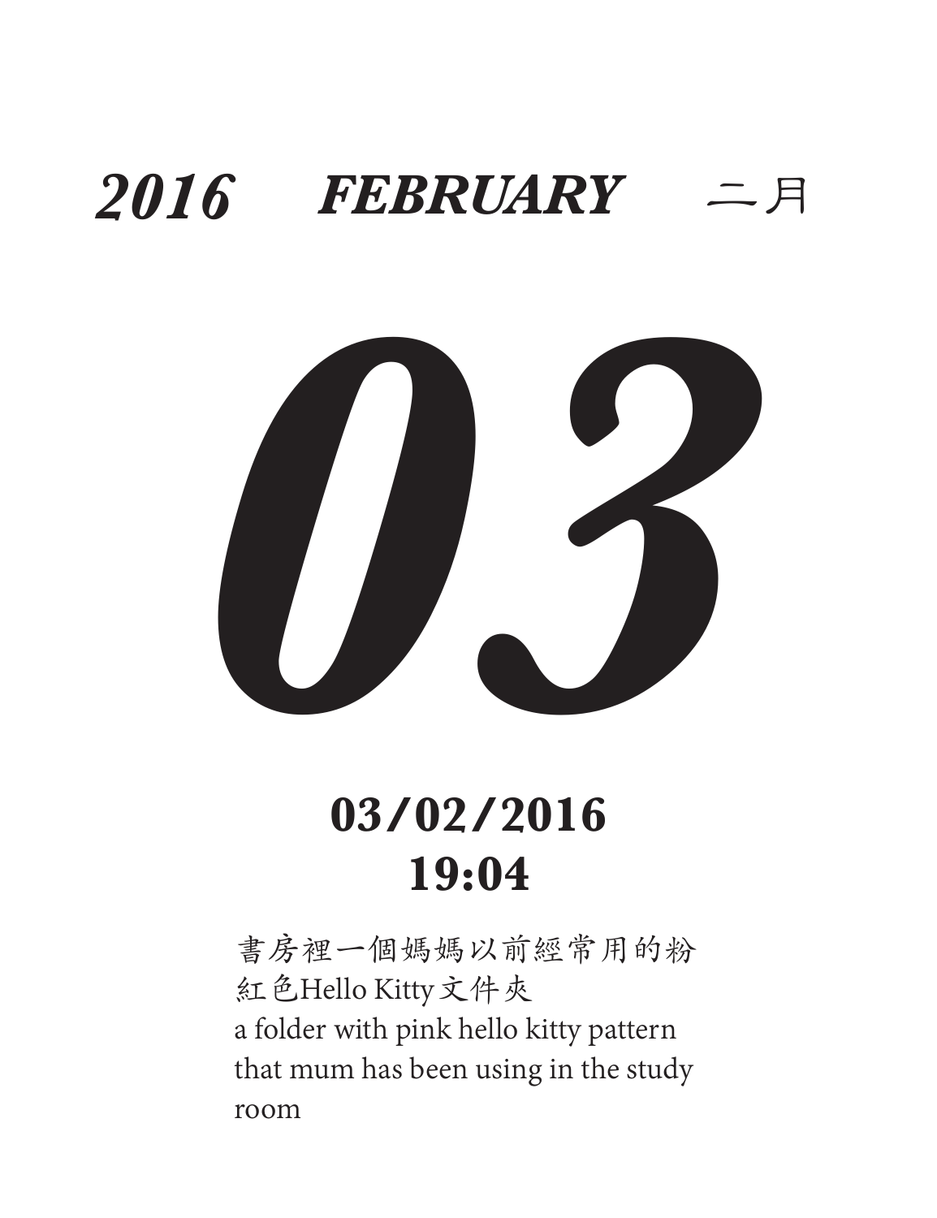***2016*** ***FEBRUARY*** 二月

# ***03***

**03/02/2016**
**19:04**

書房裡一個媽媽以前經常用的粉紅色Hello Kitty文件夾
a folder with pink hello kitty pattern that mum has been using in the study room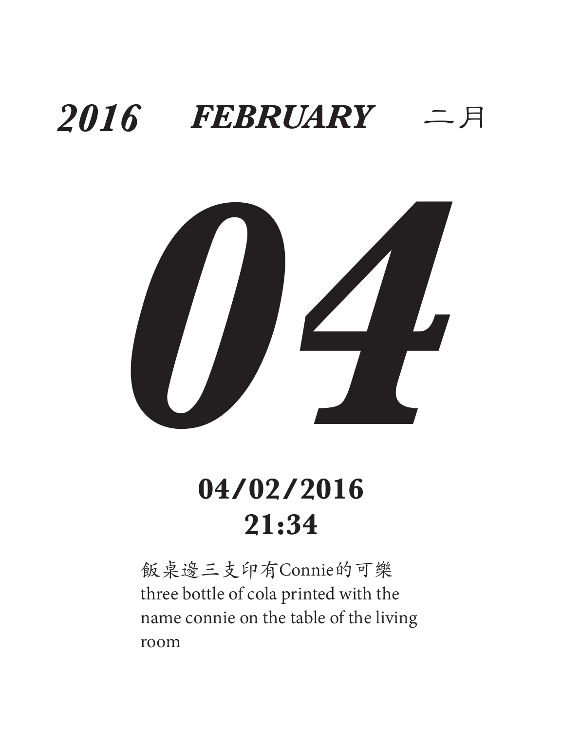***2016 FEBRUARY*** 二月

# ***04***

## 04/02/2016
## 21:34

飯桌邊三支印有Connie的可樂
three bottle of cola printed with the name connie on the table of the living room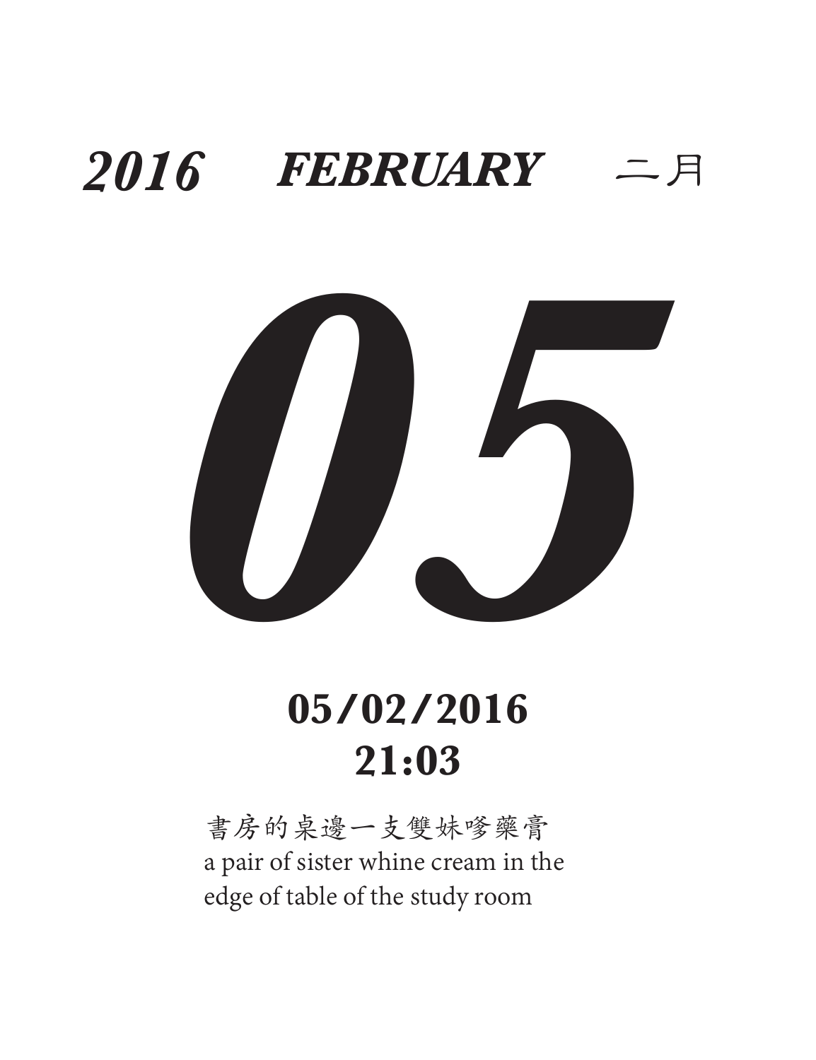***2016 FEBRUARY*** 二月

# ***05***

**05/02/2016**
**21:03**

書房的桌邊一支雙妹嚟藥膏
a pair of sister whine cream in the
edge of table of the study room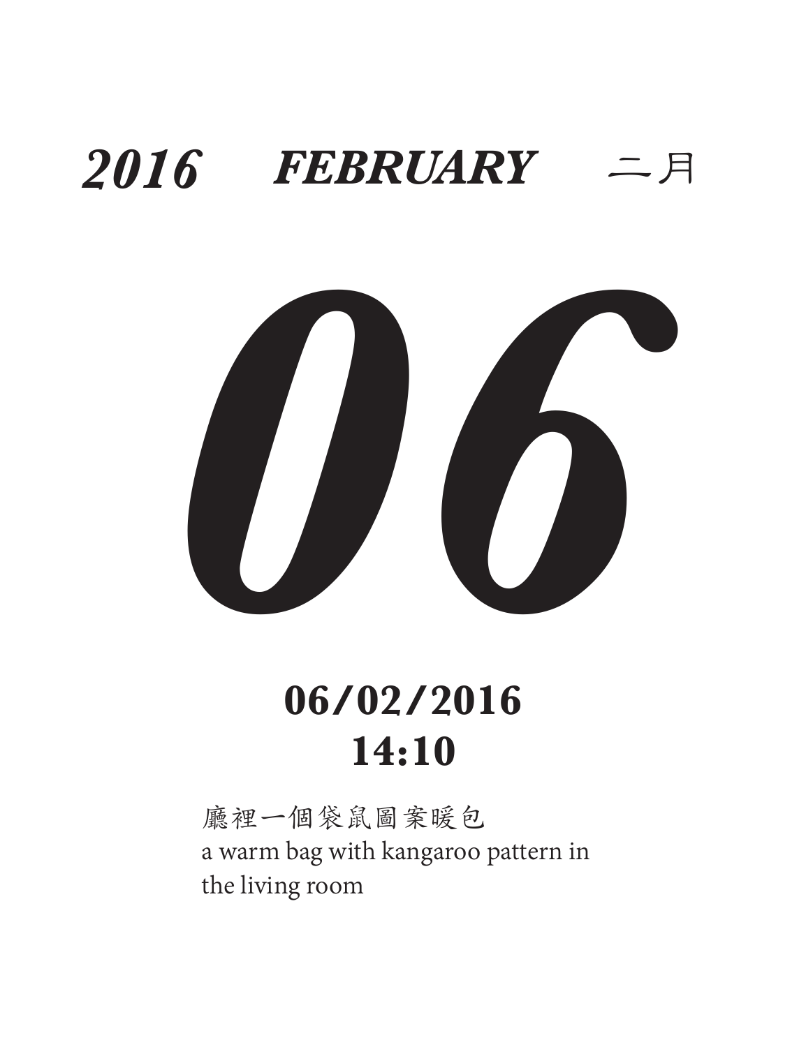***2016　FEBRUARY*** 二月

# *06*

**06/02/2016**
**14:10**

廳裡一個袋鼠圖案暖包
a warm bag with kangaroo pattern in the living room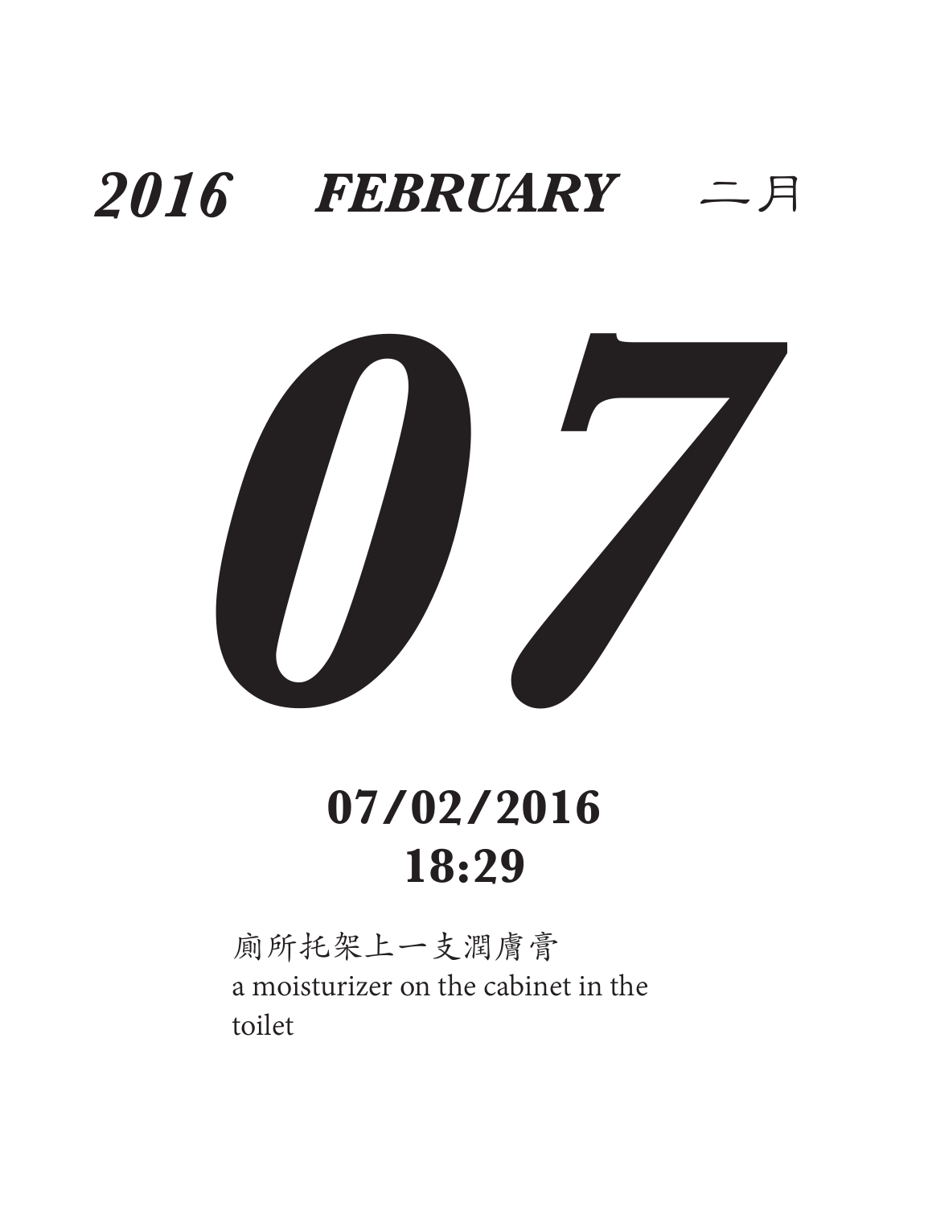***2016 FEBRUARY*** 二月

# ***07***

**07/02/2016**
**18:29**

廁所托架上一支潤膚膏
a moisturizer on the cabinet in the toilet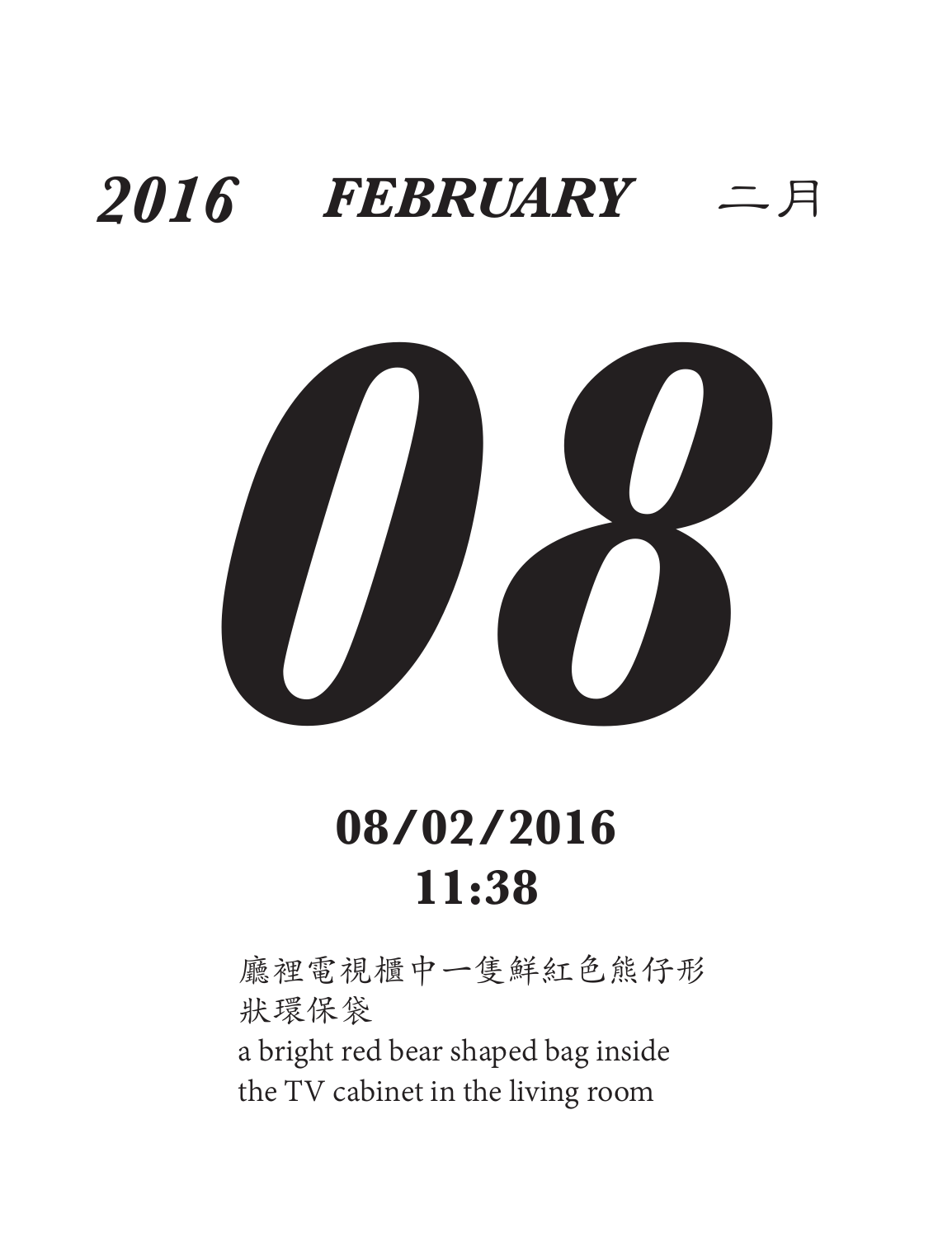***2016*** ***FEBRUARY*** 二月

# *08*

**08/02/2016**
**11:38**

廳裡電視櫃中一隻鮮紅色熊仔形狀環保袋
a bright red bear shaped bag inside the TV cabinet in the living room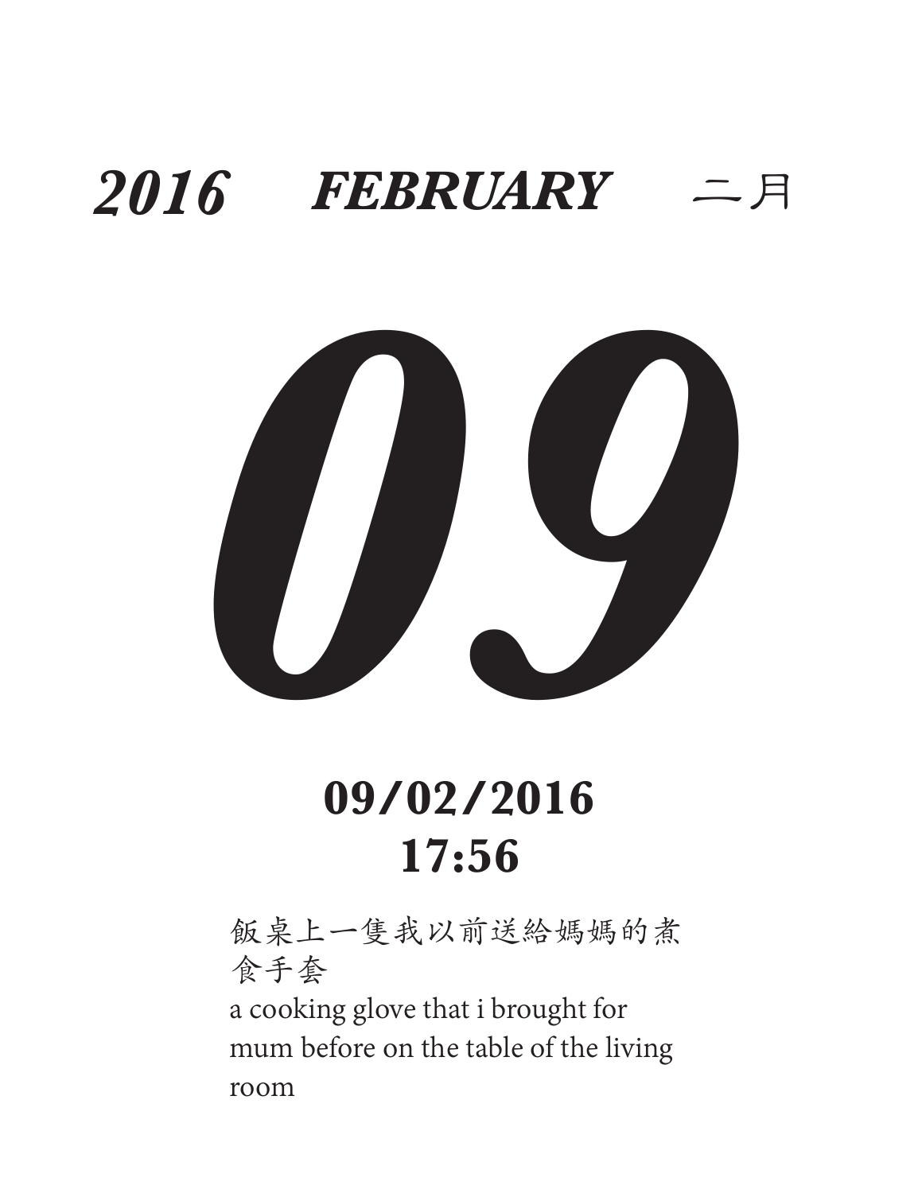***2016 FEBRUARY*** 二月

# ***09***

**09/02/2016**
**17:56**

飯桌上一隻我以前送給媽媽的煮食手套
a cooking glove that i brought for mum before on the table of the living room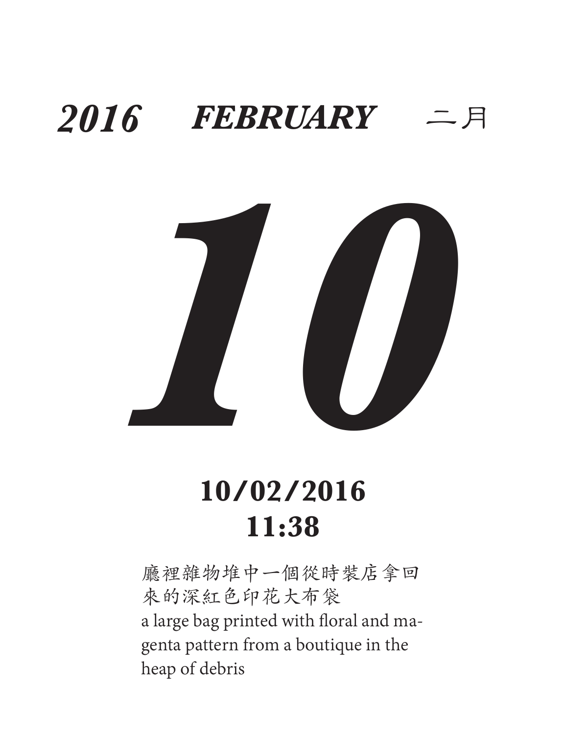***2016 FEBRUARY*** 二月

# *10*

**10/02/2016**
**11:38**

廳裡雜物堆中一個從時裝店拿回來的深紅色印花大布袋

a large bag printed with floral and magenta pattern from a boutique in the heap of debris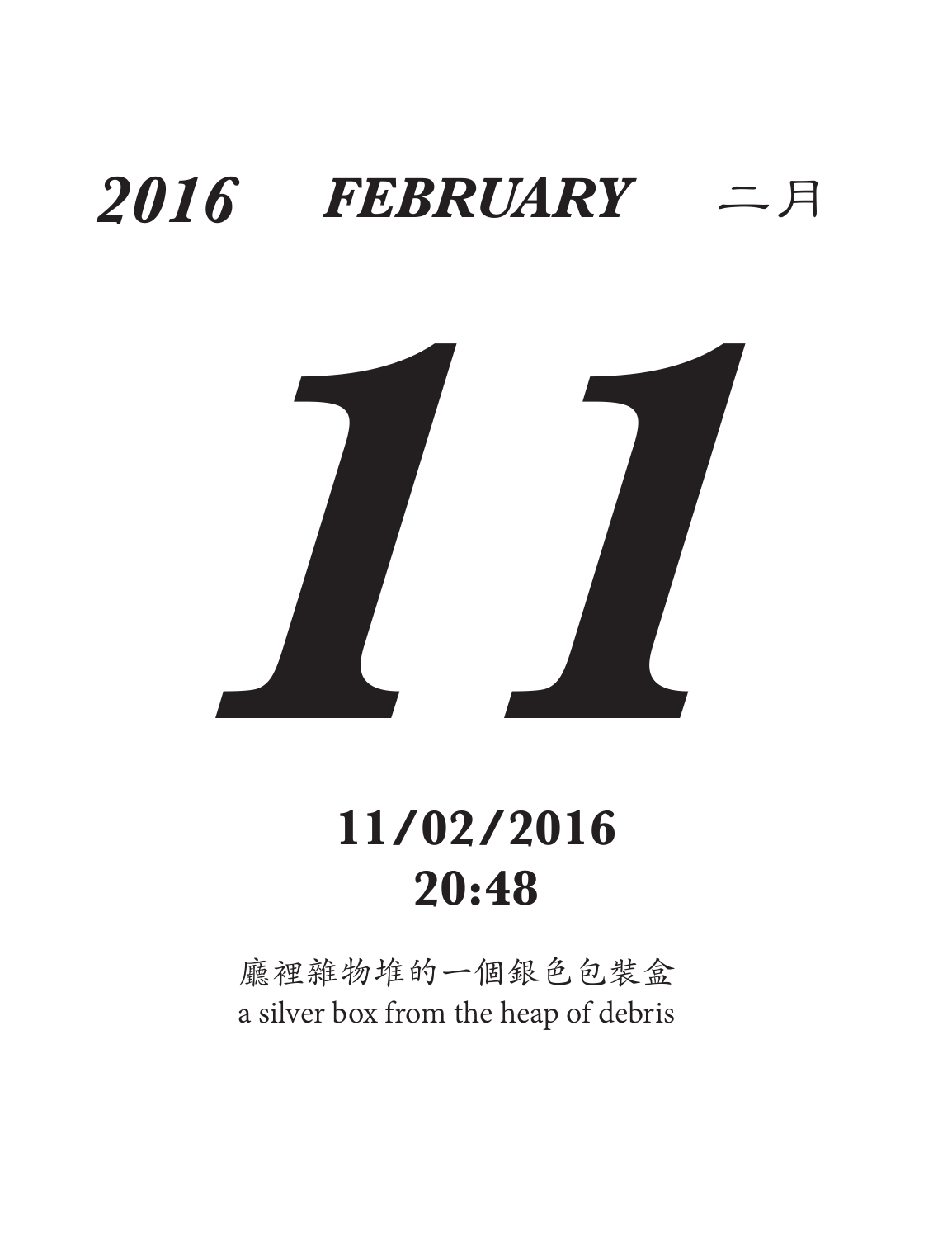***2016*** ***FEBRUARY*** 二月

# *11*

**11/02/2016**
**20:48**

廳裡雜物堆的一個銀色包裝盒
a silver box from the heap of debris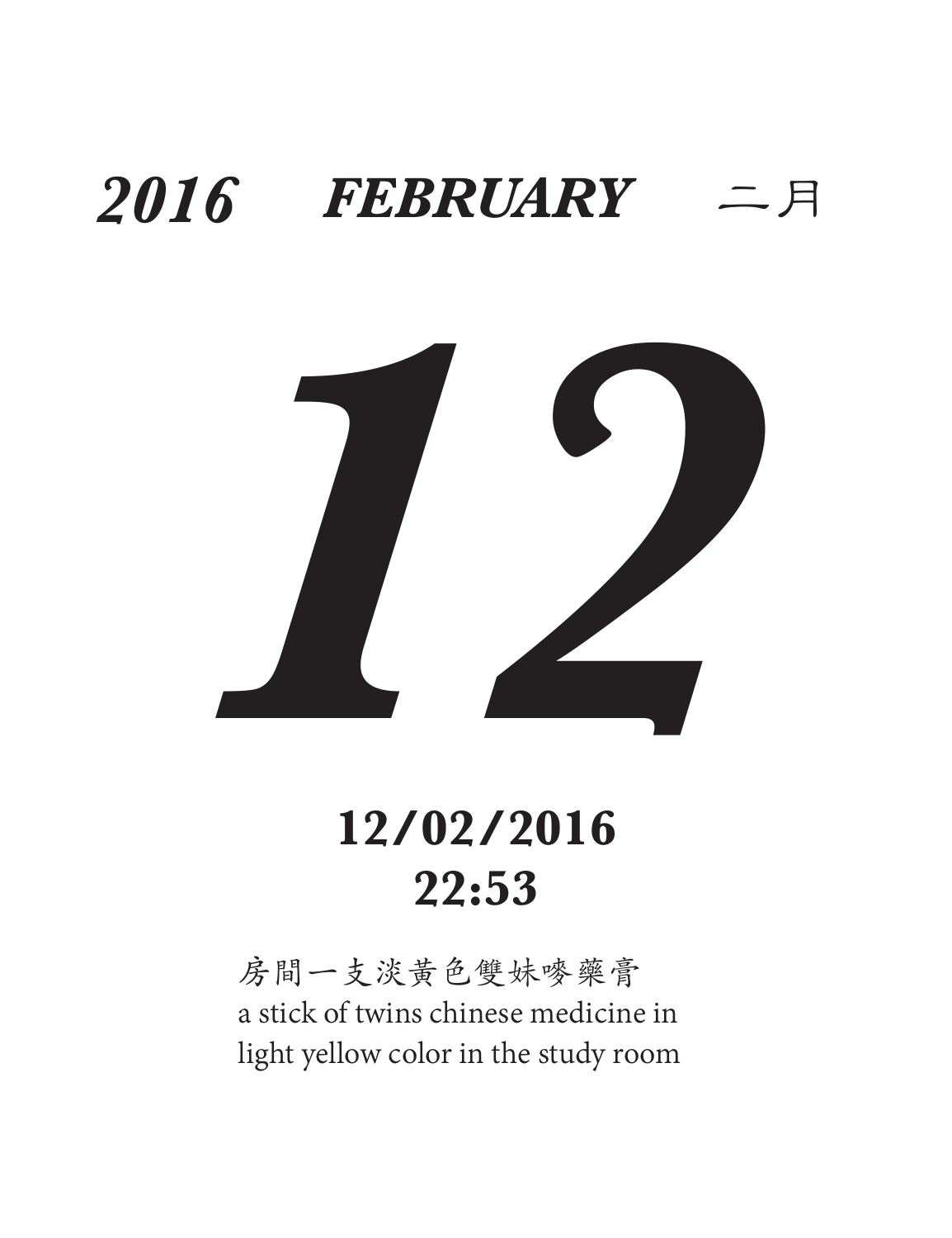***2016*** ***FEBRUARY*** 二月

# *12*

**12/02/2016**
**22:53**

房間一支淡黃色雙妹嘜藥膏
a stick of twins chinese medicine in
light yellow color in the study room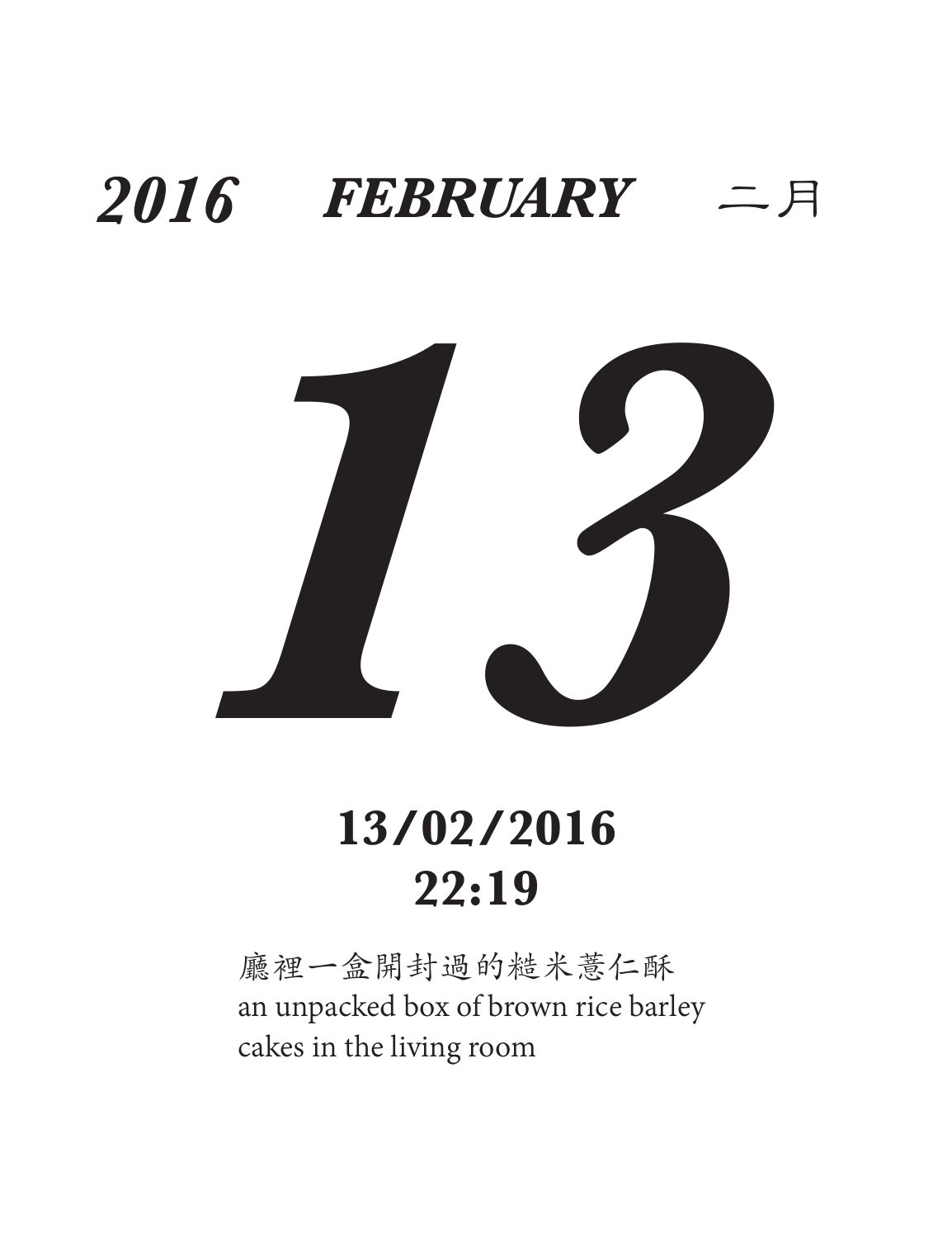***2016 FEBRUARY*** 二月

# *13*

**13/02/2016**
**22:19**

廳裡一盒開封過的糙米薏仁酥
an unpacked box of brown rice barley cakes in the living room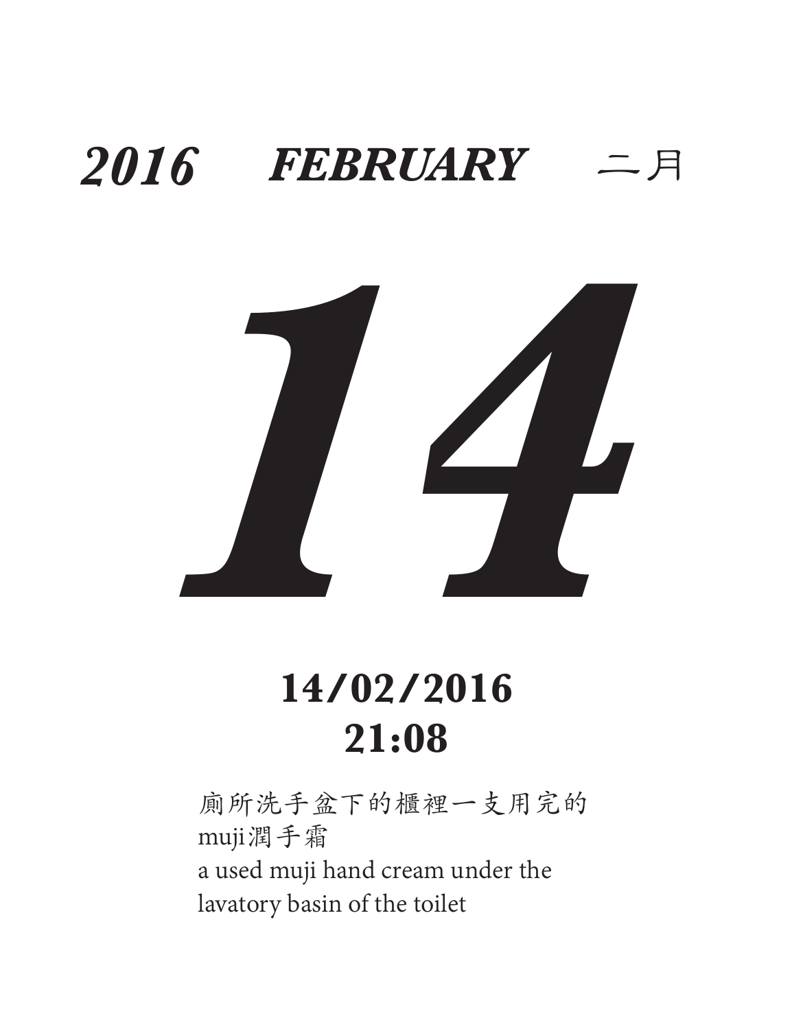***2016*** ***FEBRUARY*** 二月

# ***14***

**14/02/2016**
**21:08**

廁所洗手盆下的櫃裡一支用完的muji潤手霜
a used muji hand cream under the lavatory basin of the toilet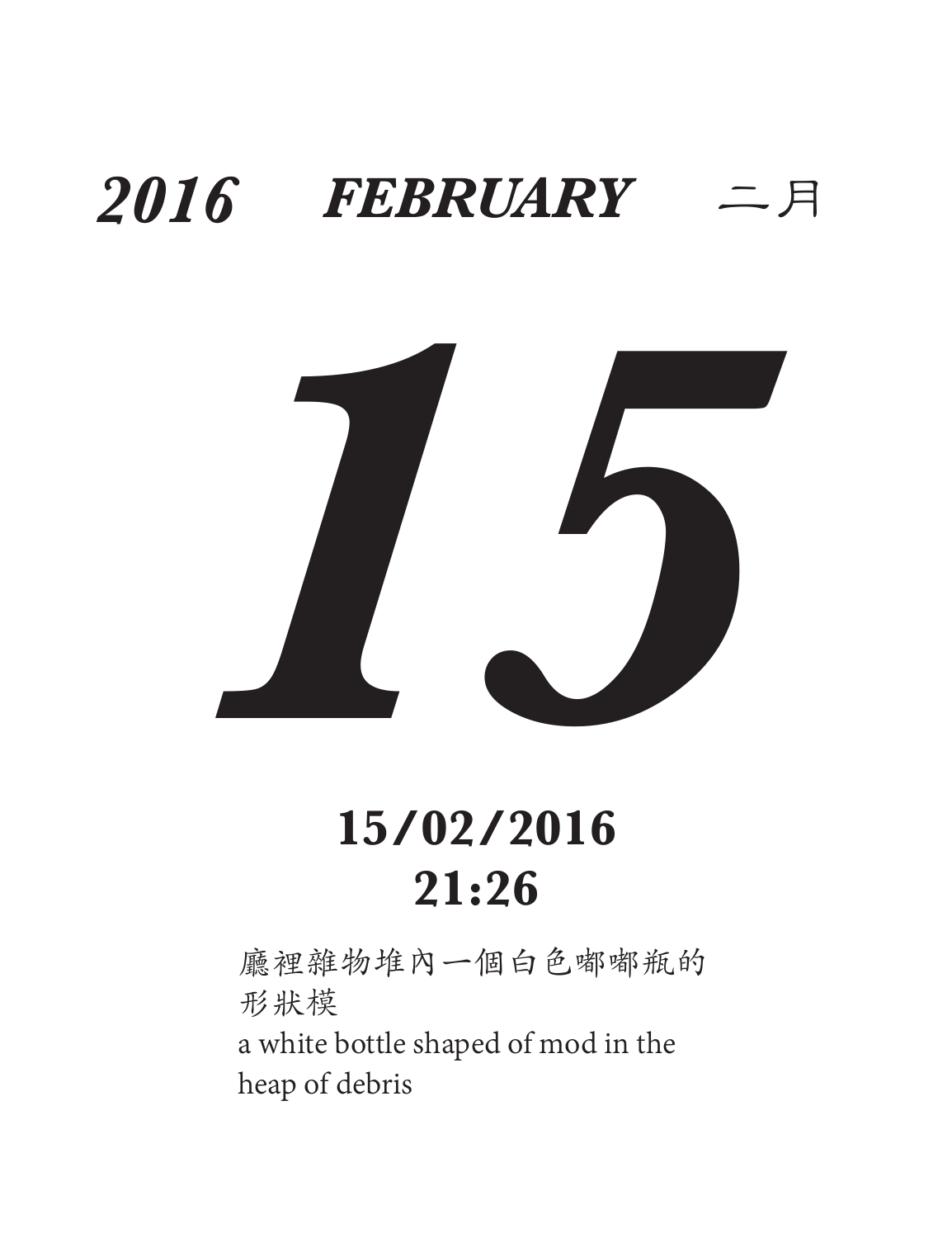***2016*** ***FEBRUARY*** 二月

# ***15***

**15/02/2016**
**21:26**

廳裡雜物堆內一個白色嘟嘟瓶的形狀模
a white bottle shaped of mod in the heap of debris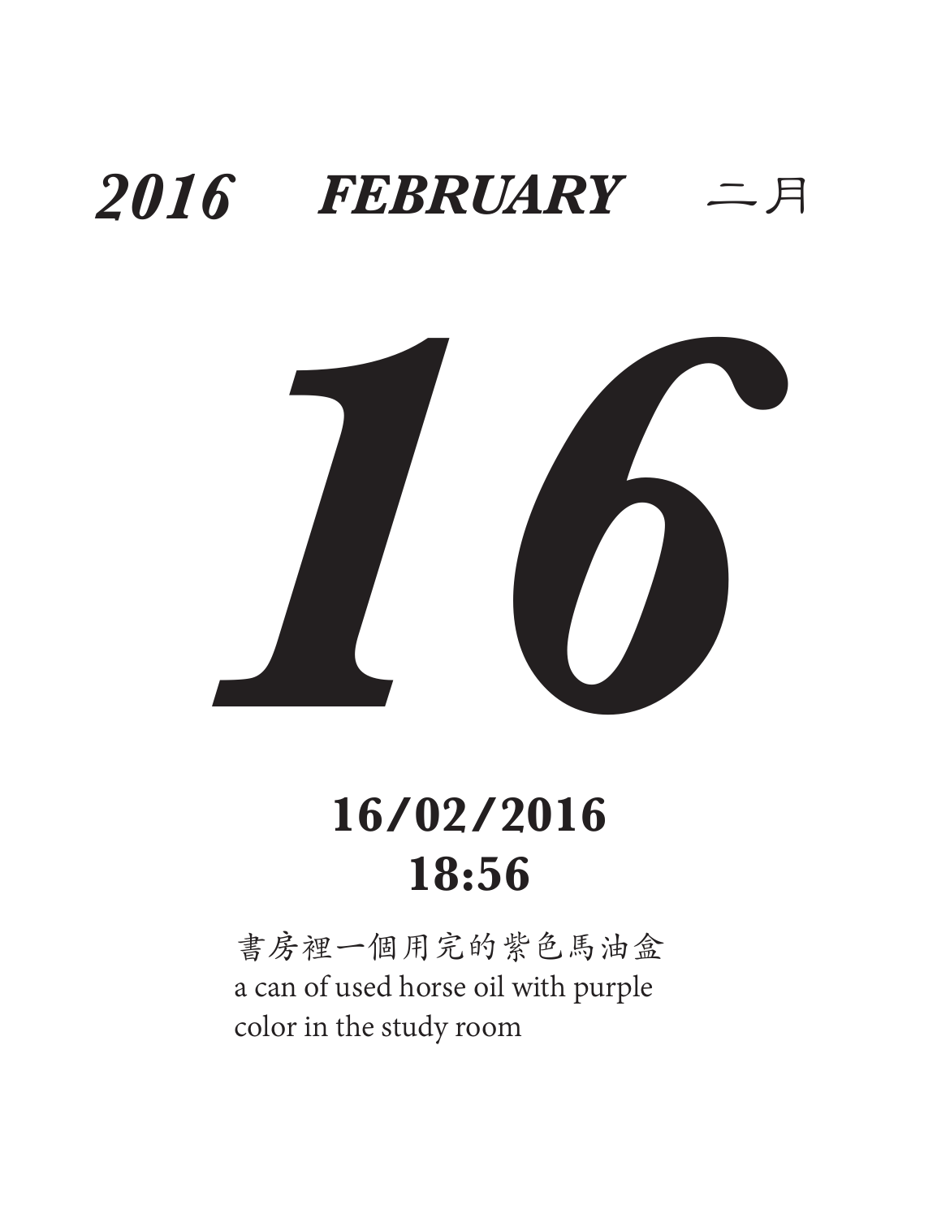***2016*** ***FEBRUARY*** 二月

# ***16***

**16/02/2016**
**18:56**

書房裡一個用完的紫色馬油盒
a can of used horse oil with purple color in the study room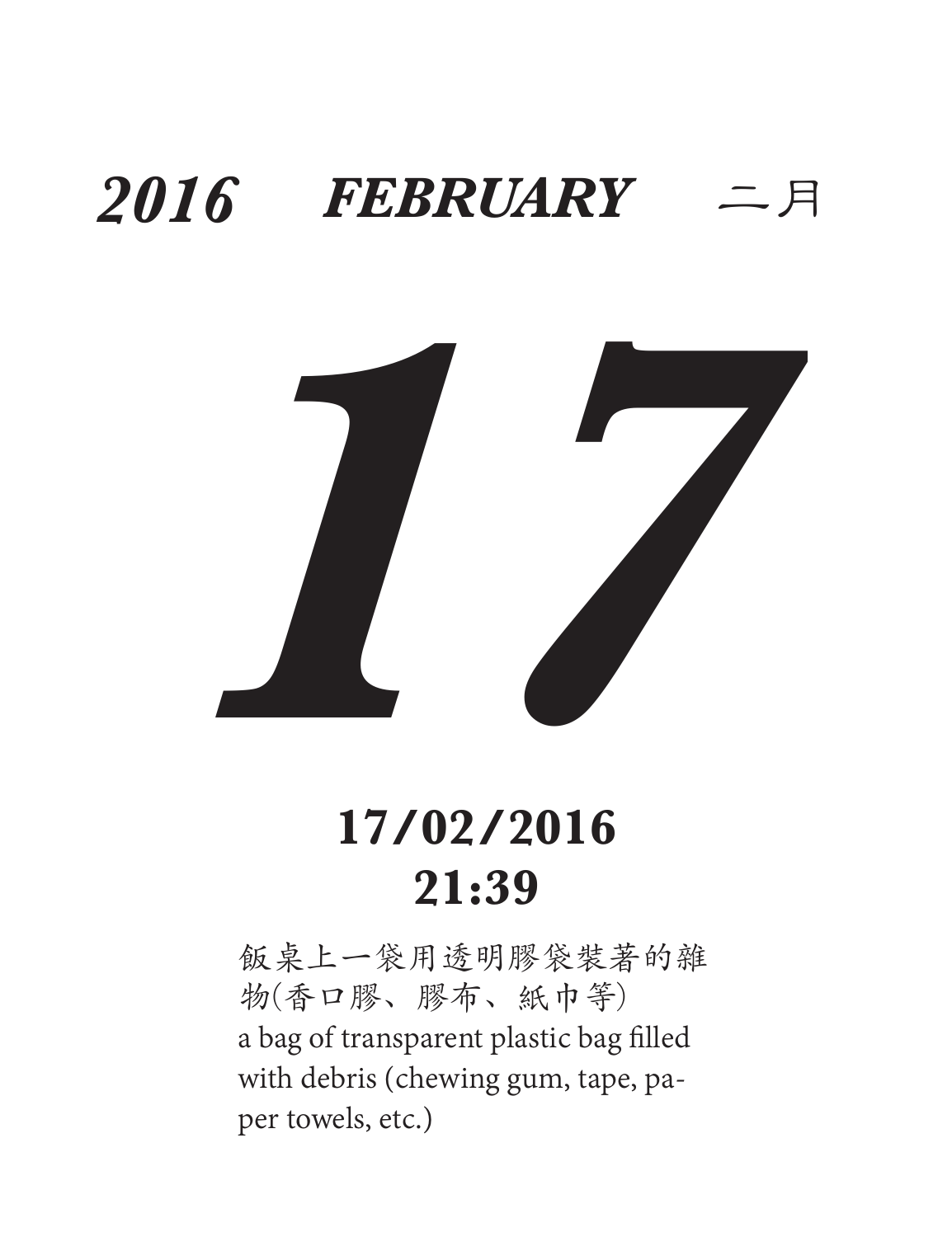***2016 FEBRUARY*** 二月

# *17*

**17/02/2016**
**21:39**

飯桌上一袋用透明膠袋裝著的雜物(香口膠、膠布、紙巾等)
a bag of transparent plastic bag filled with debris (chewing gum, tape, paper towels, etc.)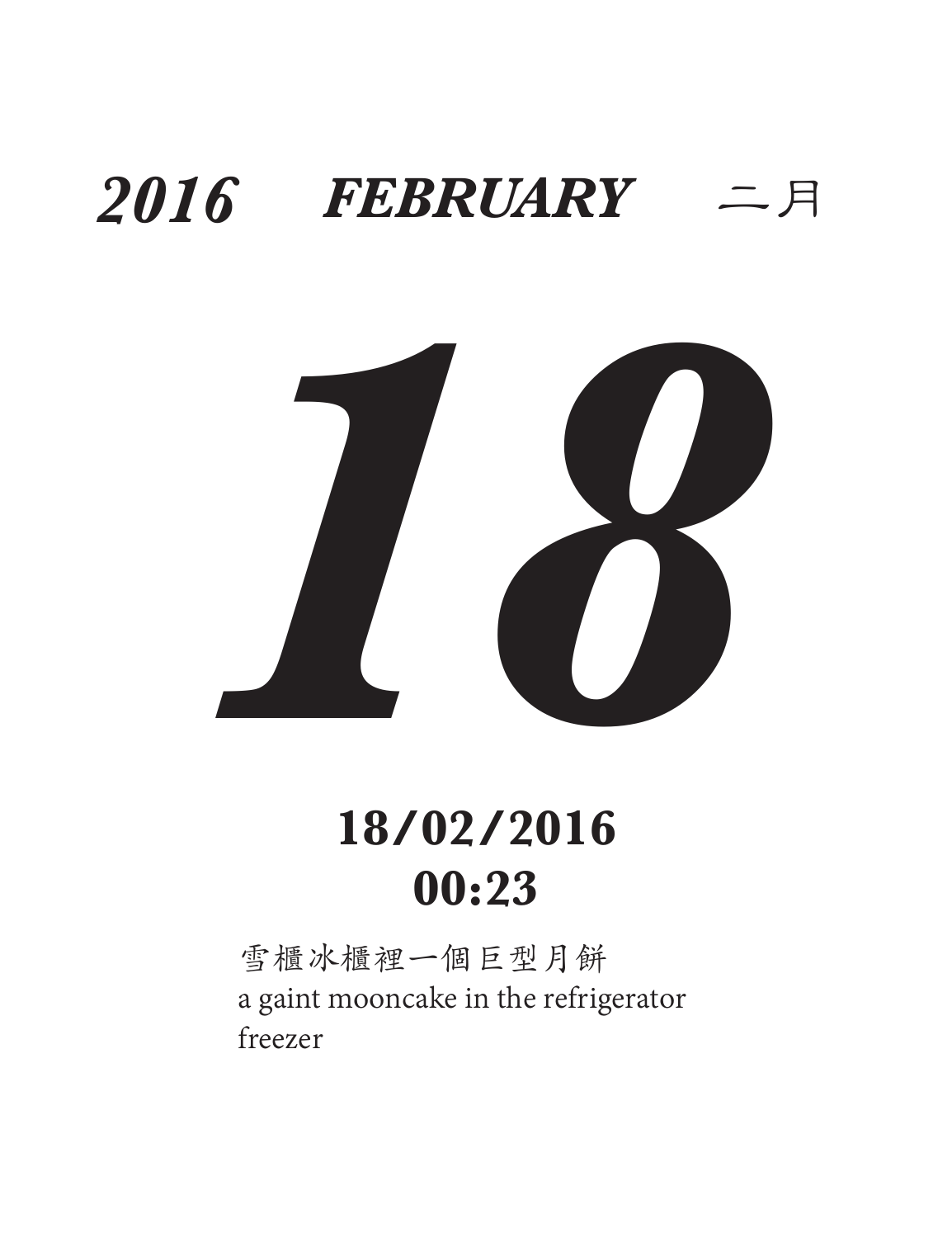***2016　　FEBRUARY***　　二月

# ***18***

## 18/02/2016
## 00:23

雪櫃冰櫃裡一個巨型月餅
a gaint mooncake in the refrigerator freezer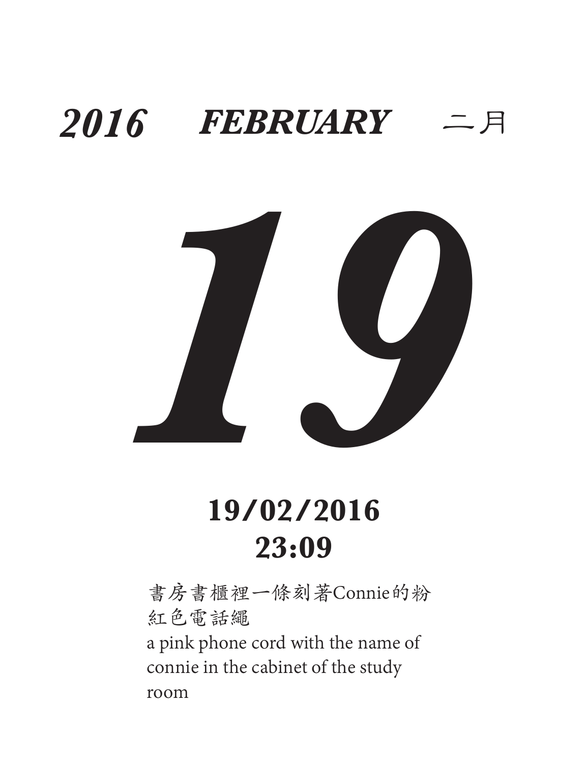***2016*** ***FEBRUARY*** 二月

# ***19***

**19/02/2016**
**23:09**

書房書櫃裡一條刻著Connie的粉紅色電話繩
a pink phone cord with the name of connie in the cabinet of the study room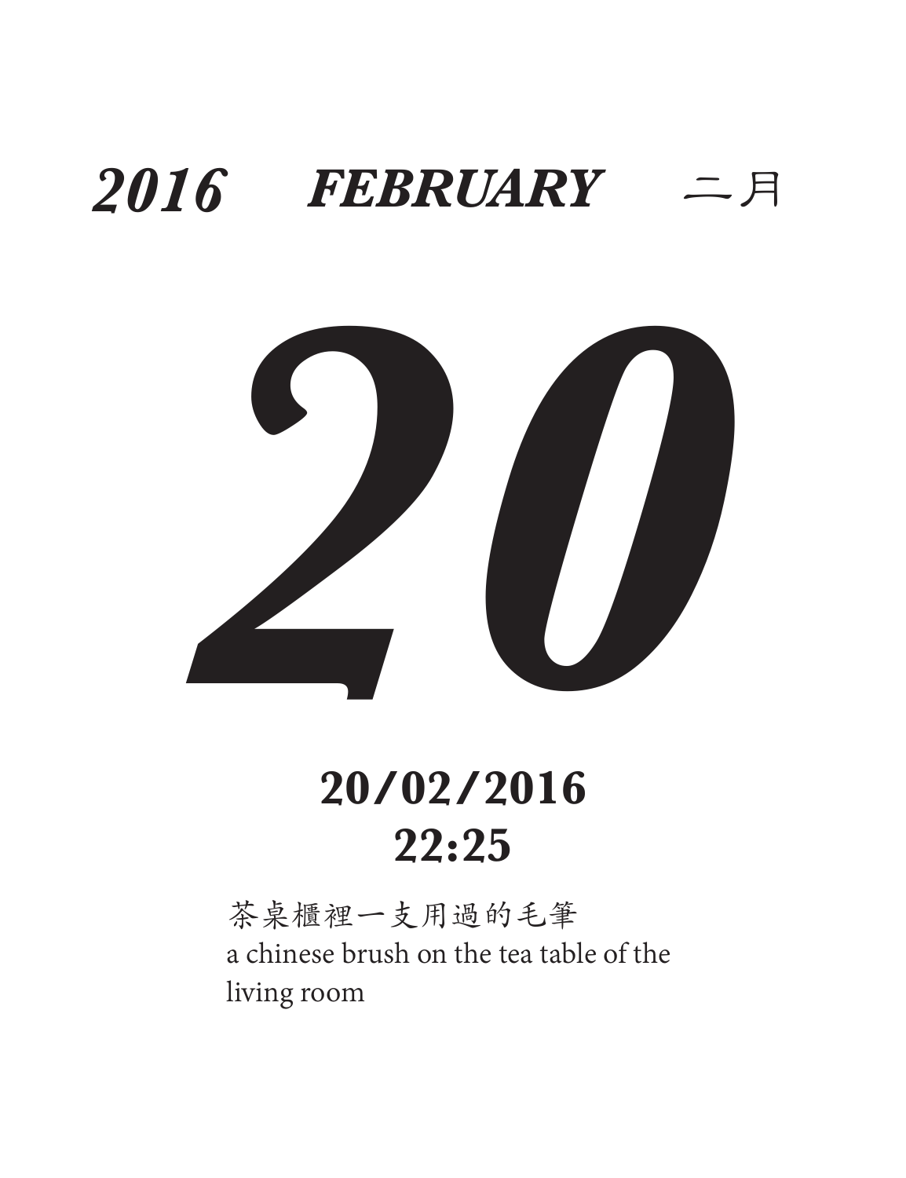***2016　　FEBRUARY　　二月***

# *20*

**20/02/2016**
**22:25**

茶桌櫃裡一支用過的毛筆
a chinese brush on the tea table of the living room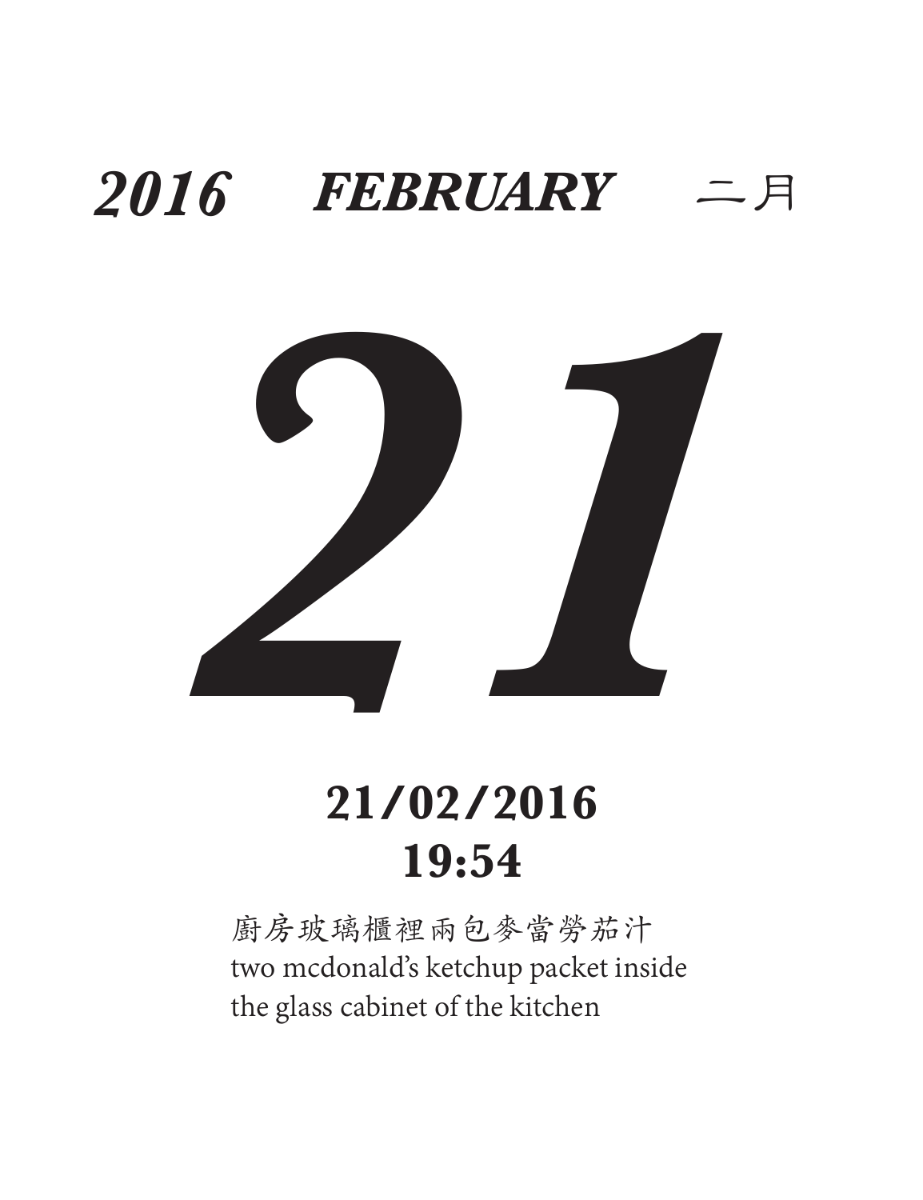***2016 FEBRUARY*** 二月

# *21*

**21/02/2016**
**19:54**

廚房玻璃櫃裡兩包麥當勞茄汁
two mcdonald's ketchup packet inside
the glass cabinet of the kitchen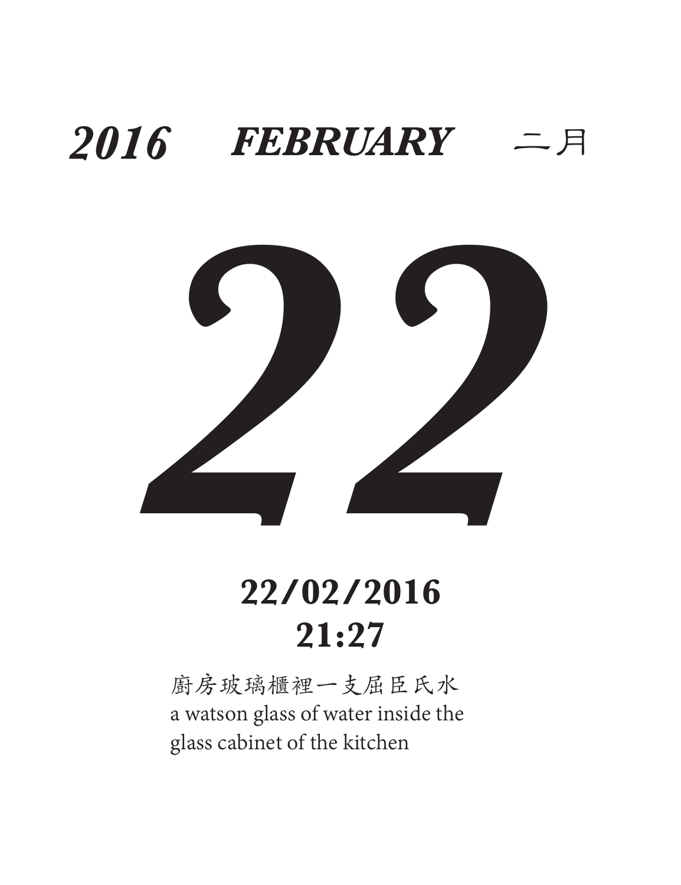***2016*** ***FEBRUARY*** 二月

# 22

**22/02/2016**
**21:27**

廚房玻璃櫃裡一支屈臣氏水
a watson glass of water inside the glass cabinet of the kitchen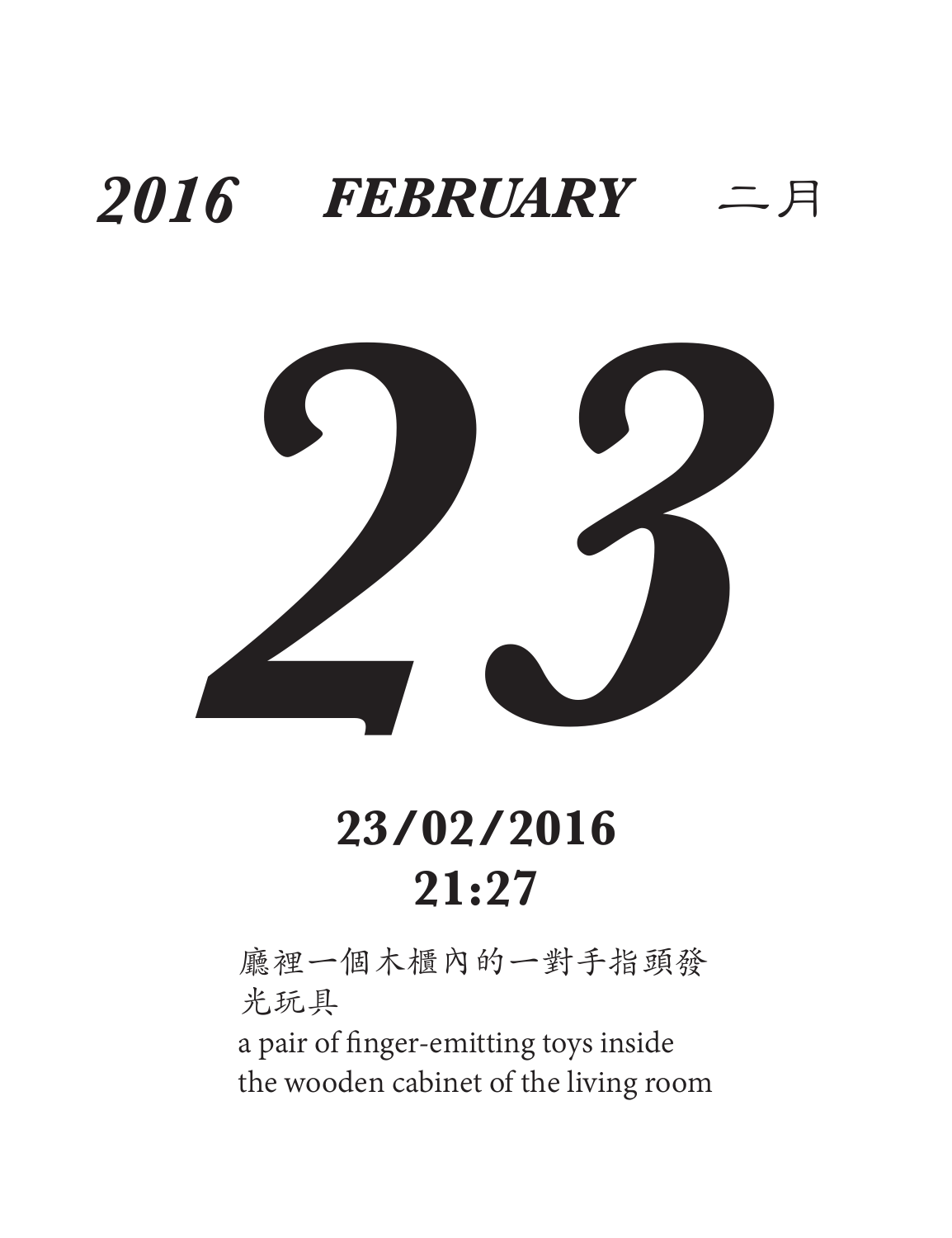***2016*** ***FEBRUARY*** 二月

# *23*

**23/02/2016**
**21:27**

廳裡一個木櫃內的一對手指頭發光玩具

a pair of finger-emitting toys inside the wooden cabinet of the living room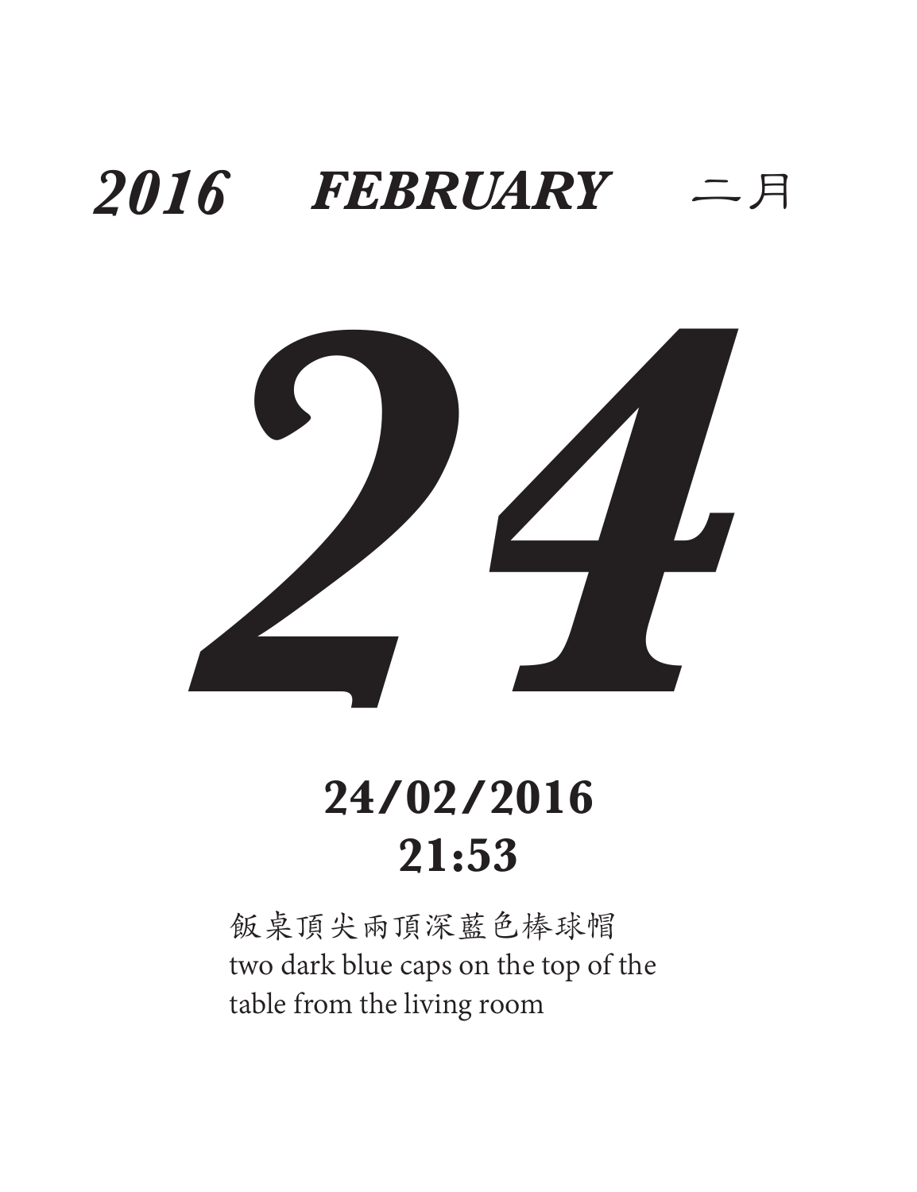***2016*** ***FEBRUARY*** 二月

# ***24***

## 24/02/2016
## 21:53

飯桌頂尖兩頂深藍色棒球帽
two dark blue caps on the top of the table from the living room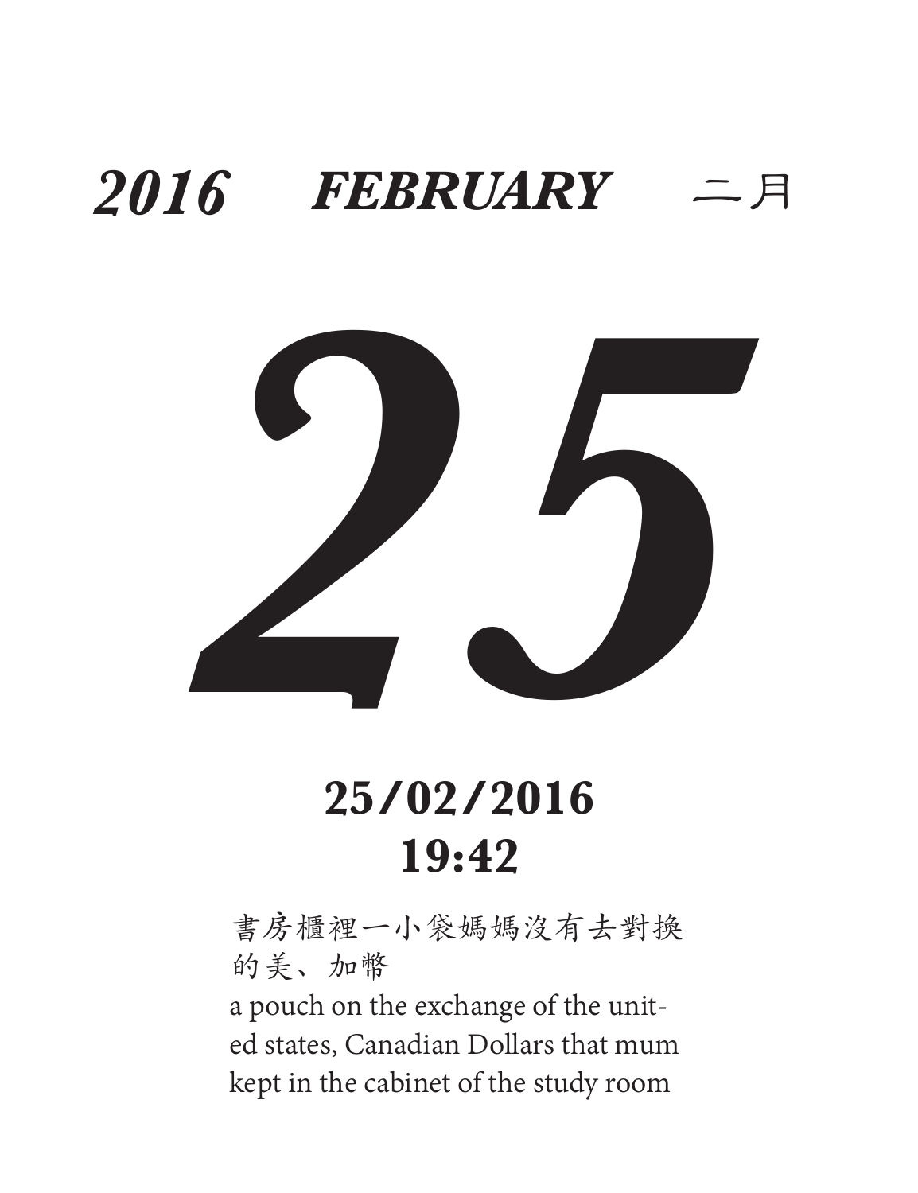***2016*** ***FEBRUARY*** 二月

# *25*

**25/02/2016**
**19:42**

書房櫃裡一小袋媽媽沒有去對換的美、加幣

a pouch on the exchange of the united states, Canadian Dollars that mum kept in the cabinet of the study room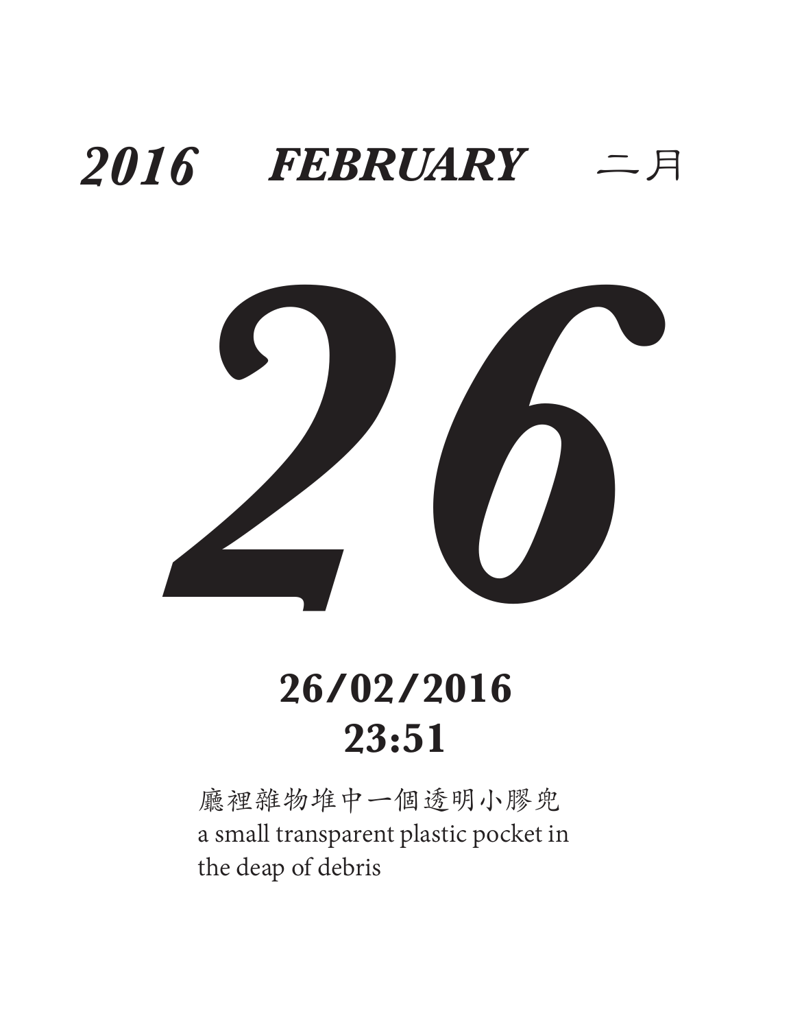***2016 FEBRUARY*** 二月

# *26*

**26/02/2016**
**23:51**

廳裡雜物堆中一個透明小膠兜
a small transparent plastic pocket in the deap of debris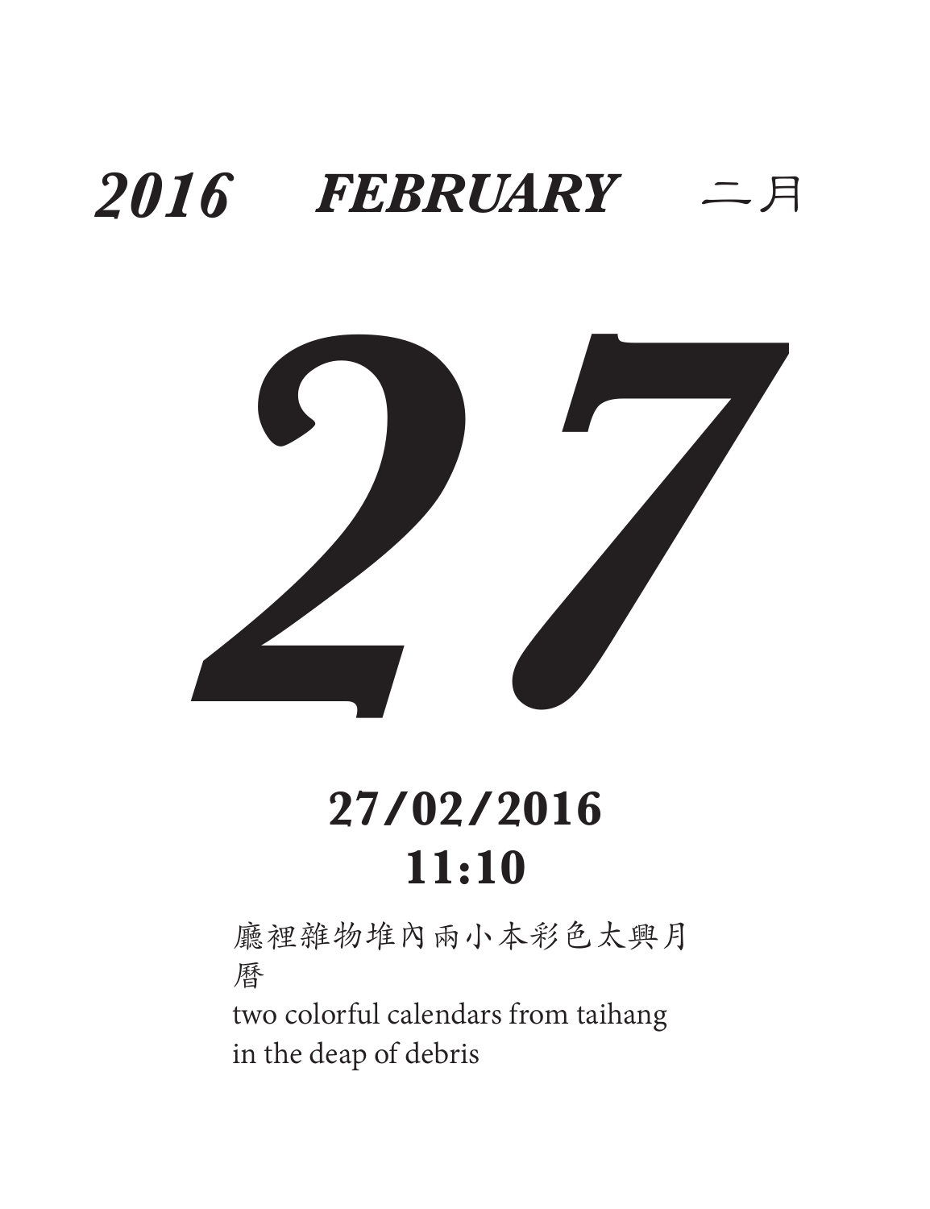***2016 FEBRUARY*** 二月

# *27*

**27/02/2016**
**11:10**

廳裡雜物堆內兩小本彩色太興月曆

two colorful calendars from taihang
in the deap of debris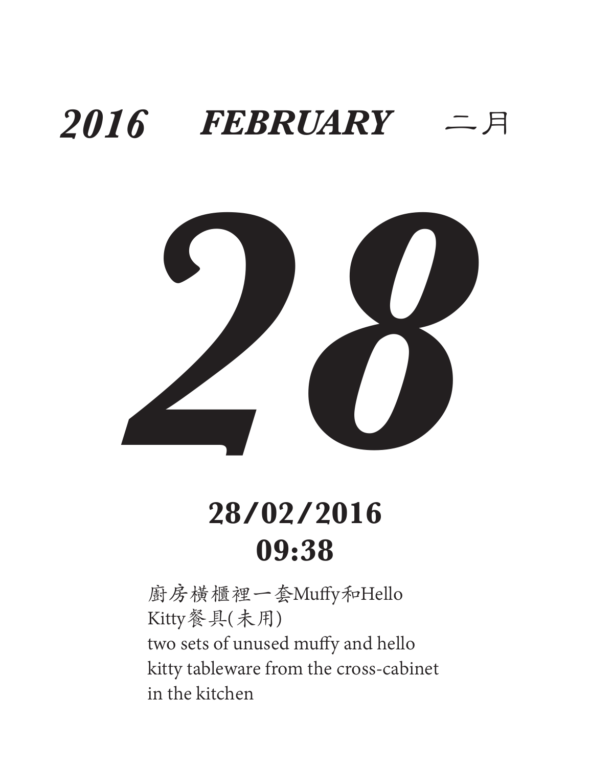**2016 FEBRUARY 二月**

# 28

**28/02/2016**
**09:38**

廚房橫櫃裡一套Muffy和Hello Kitty餐具(未用)
two sets of unused muffy and hello kitty tableware from the cross-cabinet in the kitchen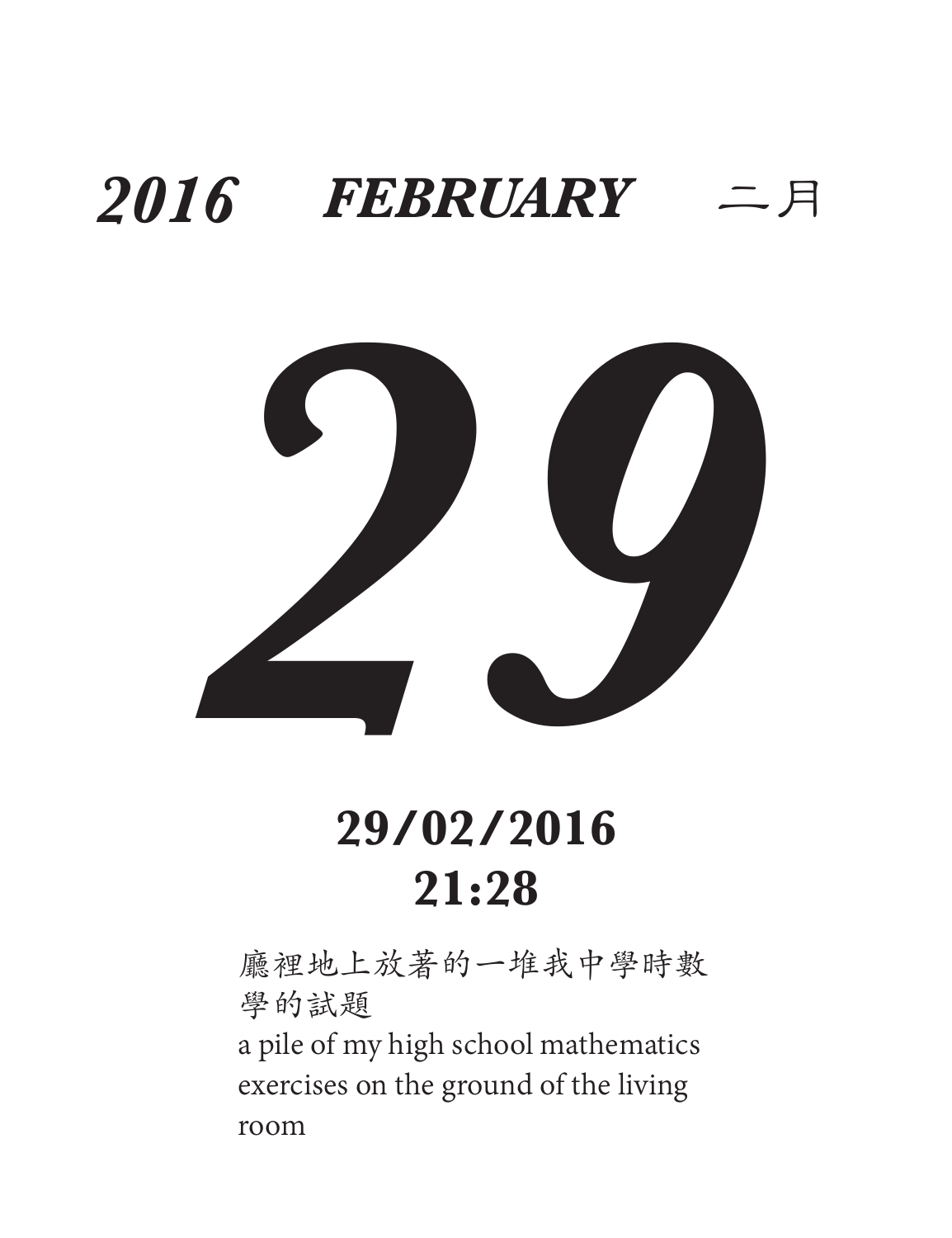***2016*** ***FEBRUARY*** 二月

# *29*

**29/02/2016**
**21:28**

廳裡地上放著的一堆我中學時數學的試題

a pile of my high school mathematics exercises on the ground of the living room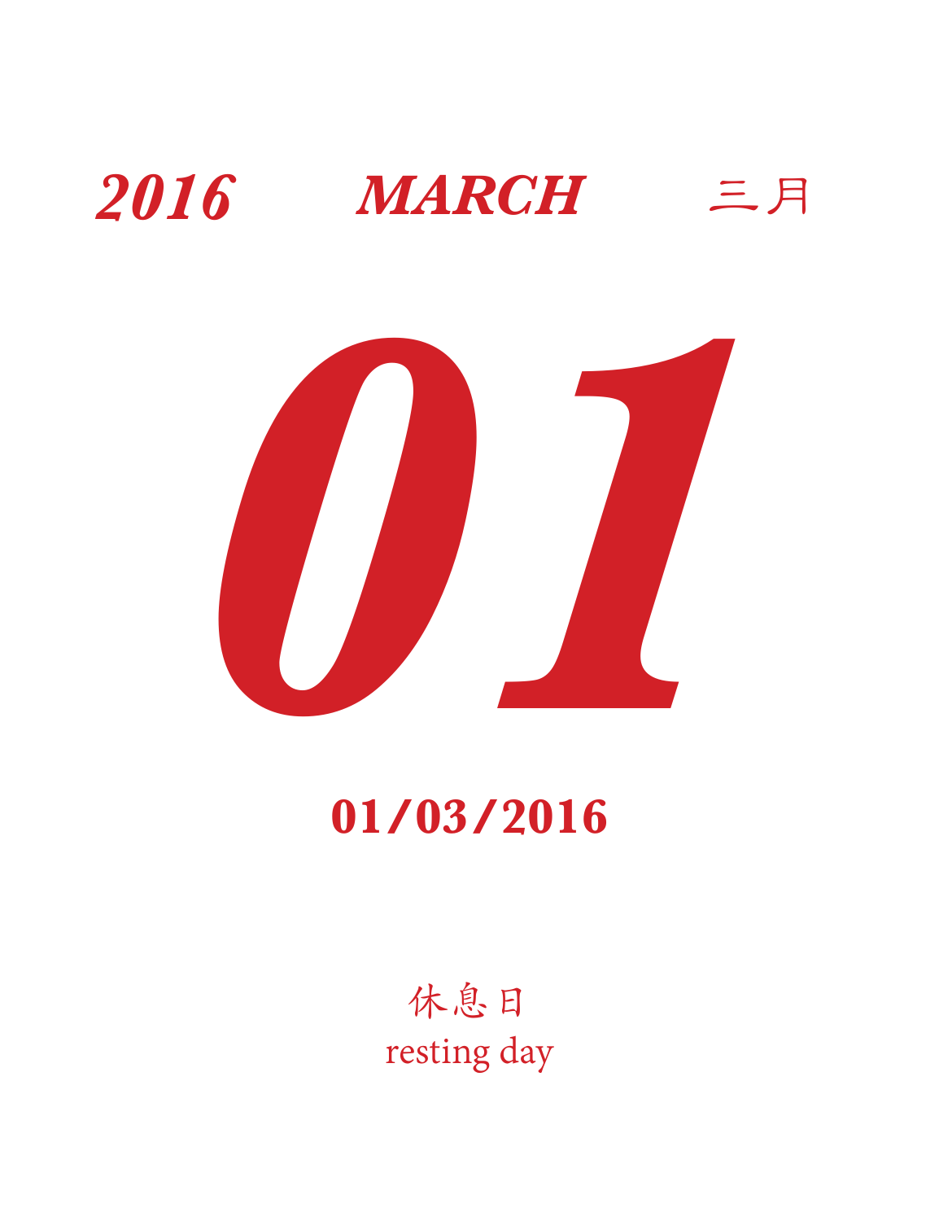***2016*** ***MARCH*** 三月

# ***01***

**01/03/2016**

休息日

resting day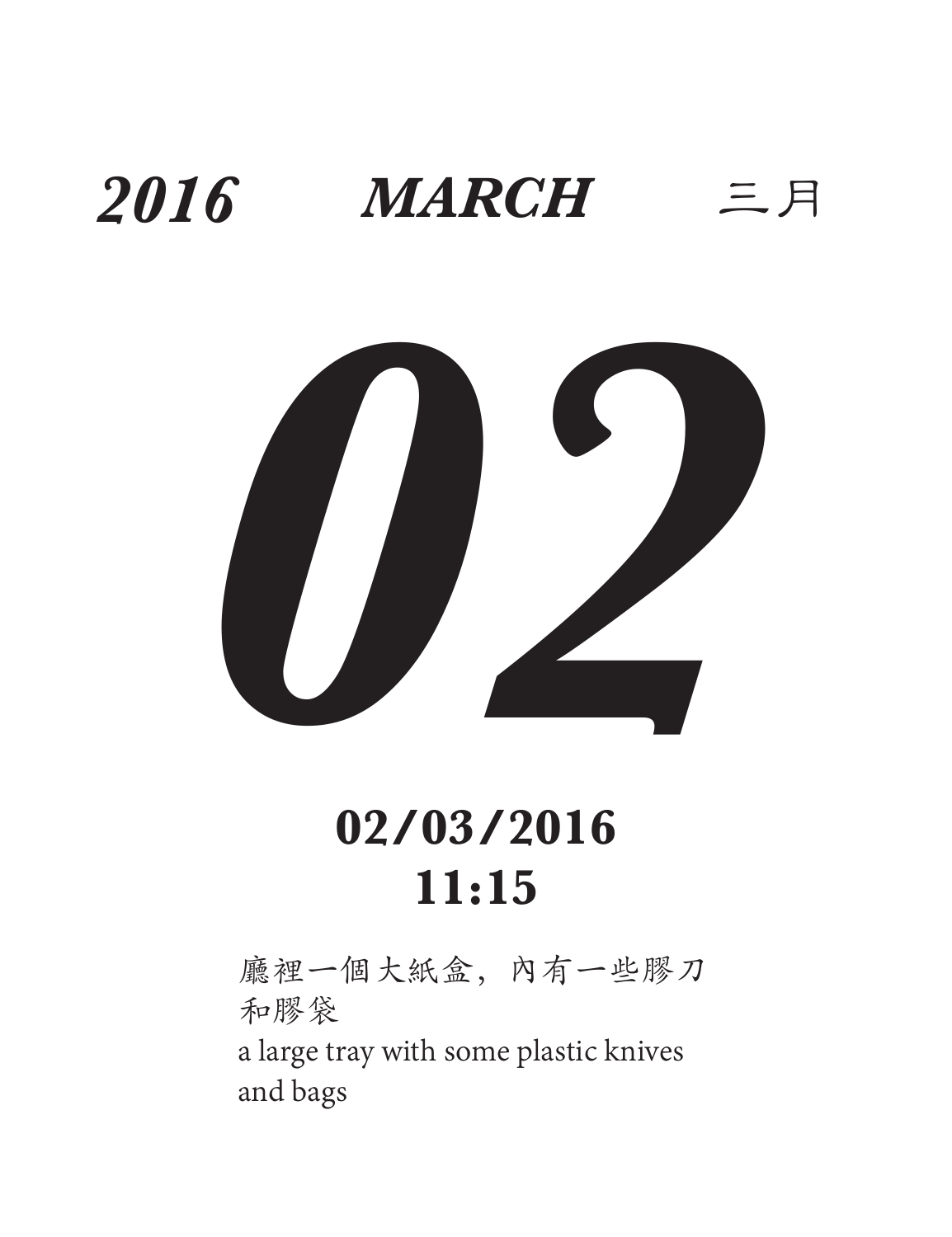***2016*** ***MARCH*** 三月

# *02*

**02/03/2016**
**11:15**

廳裡一個大紙盒，內有一些膠刀和膠袋
a large tray with some plastic knives and bags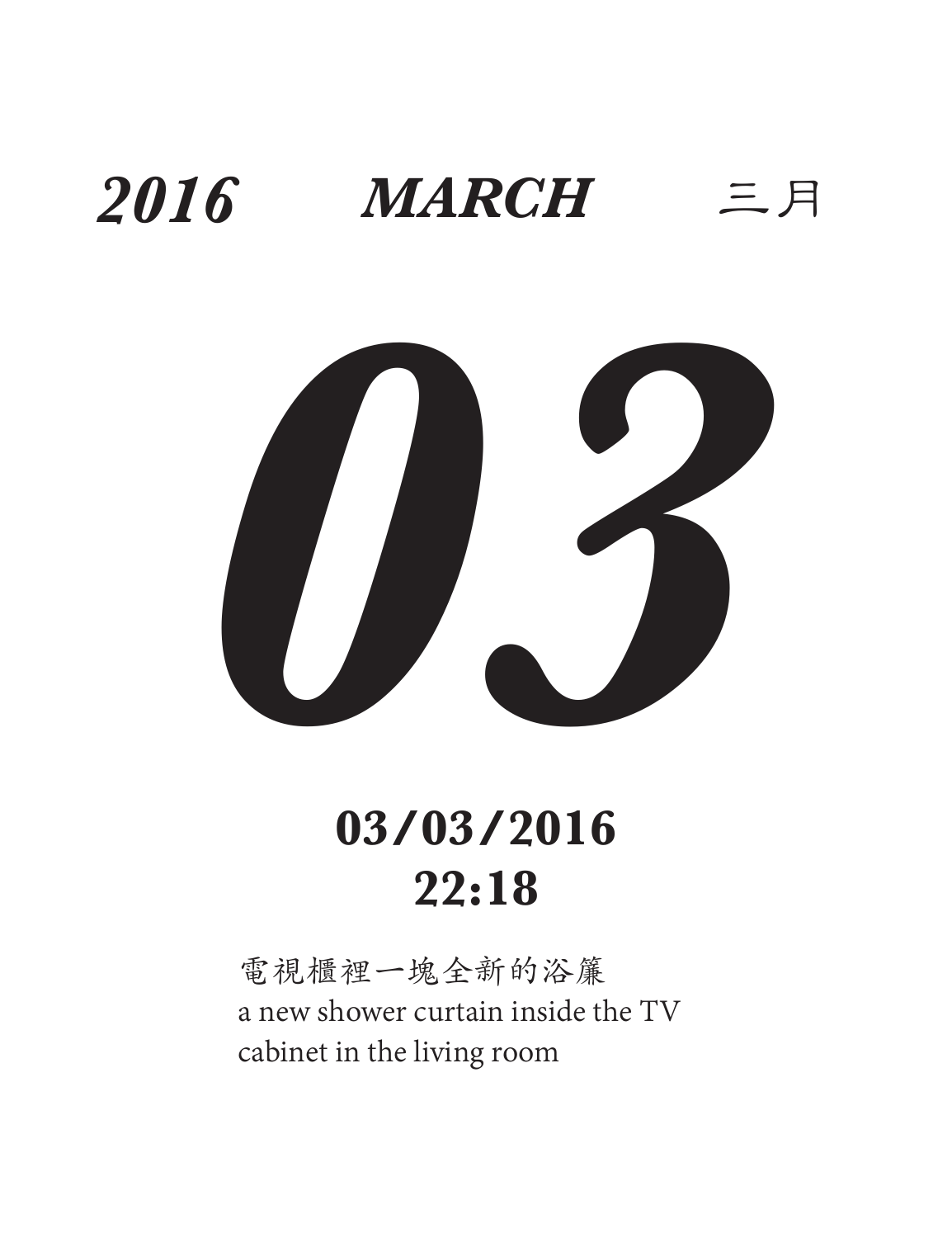***2016*** ***MARCH*** 三月

# *03*

**03/03/2016**
**22:18**

電視櫃裡一塊全新的浴簾
a new shower curtain inside the TV cabinet in the living room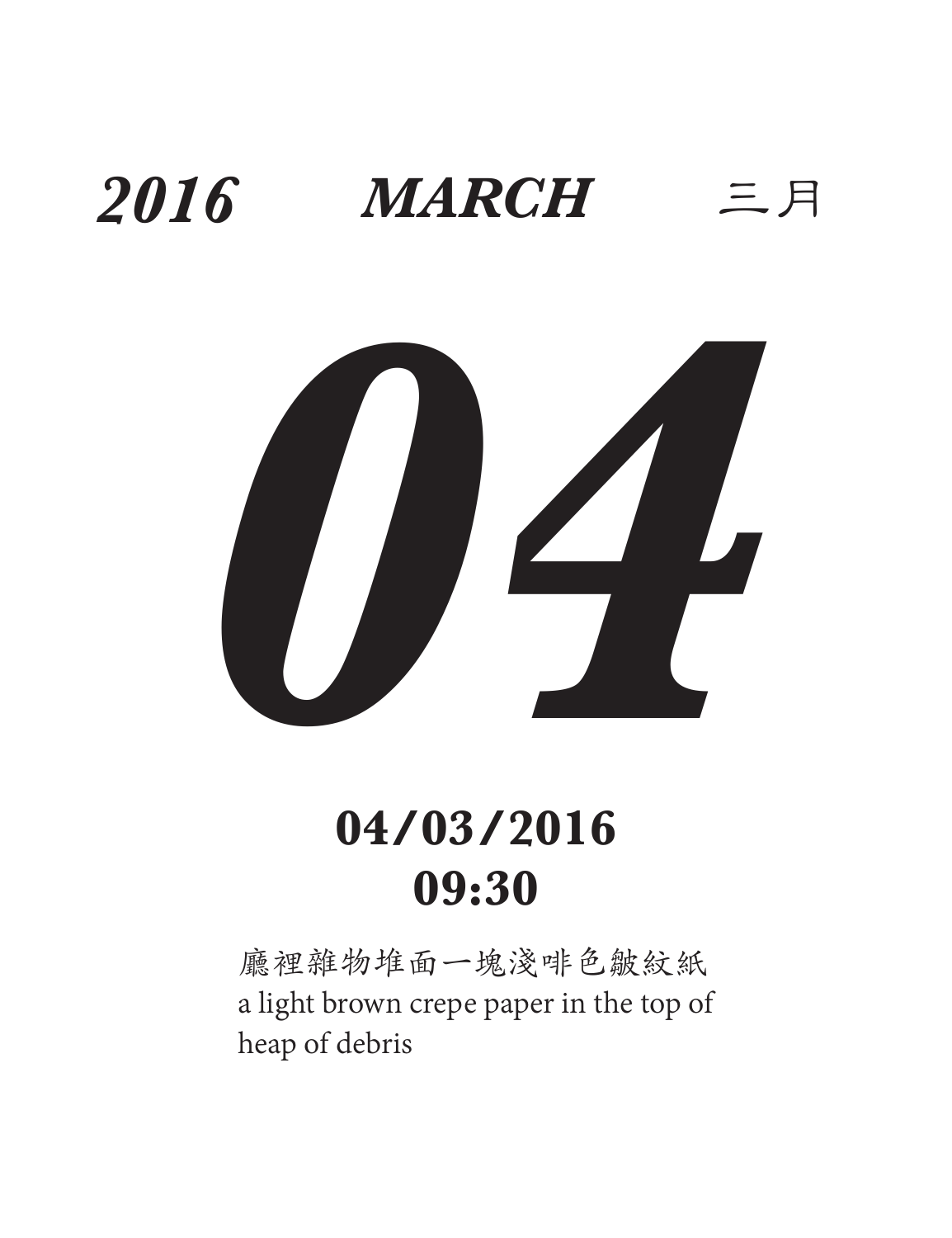***2016*** ***MARCH*** 三月

# ***04***

**04/03/2016**
**09:30**

廳裡雜物堆面一塊淺啡色皺紋紙
a light brown crepe paper in the top of heap of debris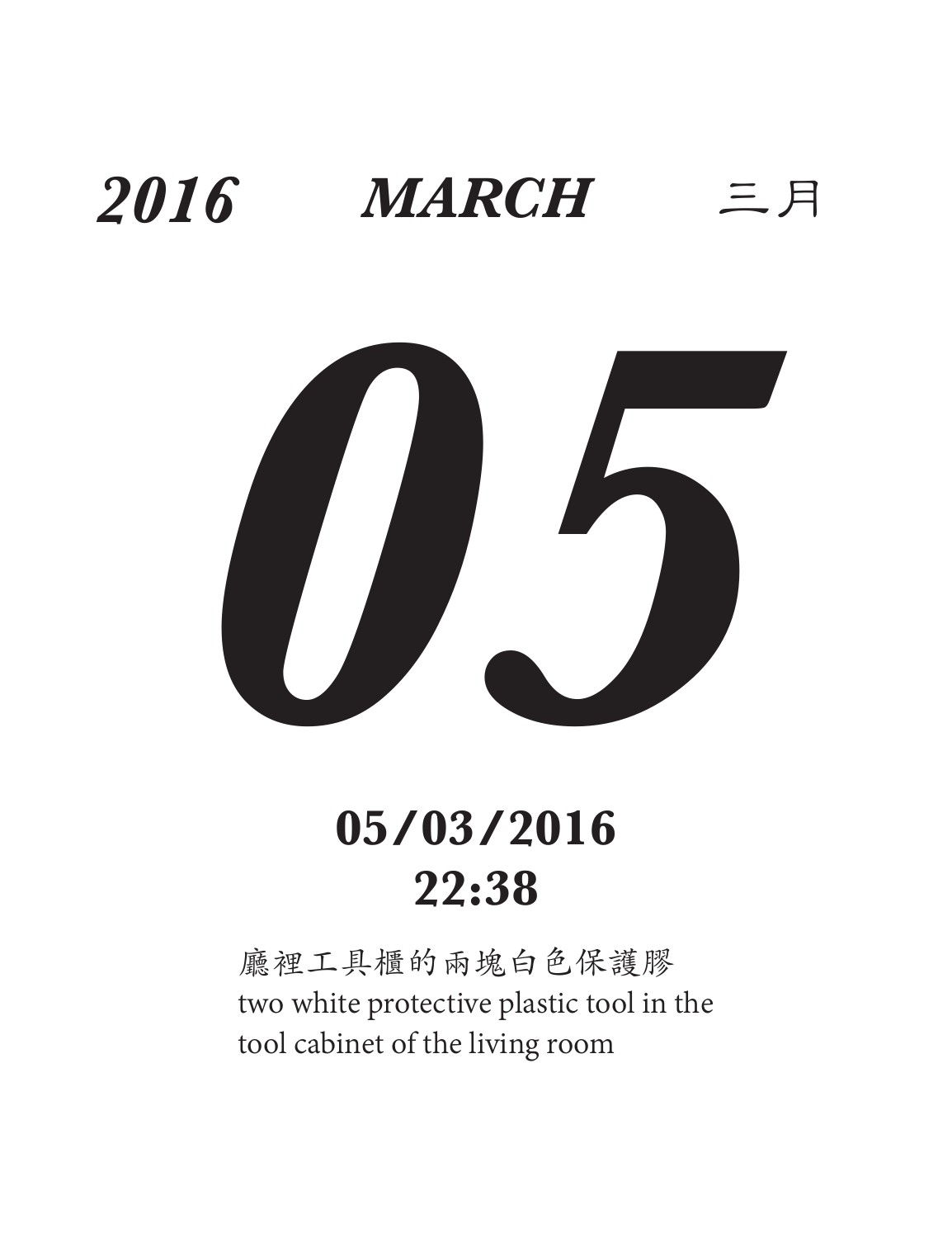***2016*** ***MARCH*** 三月

# *05*

## 05/03/2016
## 22:38

廳裡工具櫃的兩塊白色保護膠
two white protective plastic tool in the tool cabinet of the living room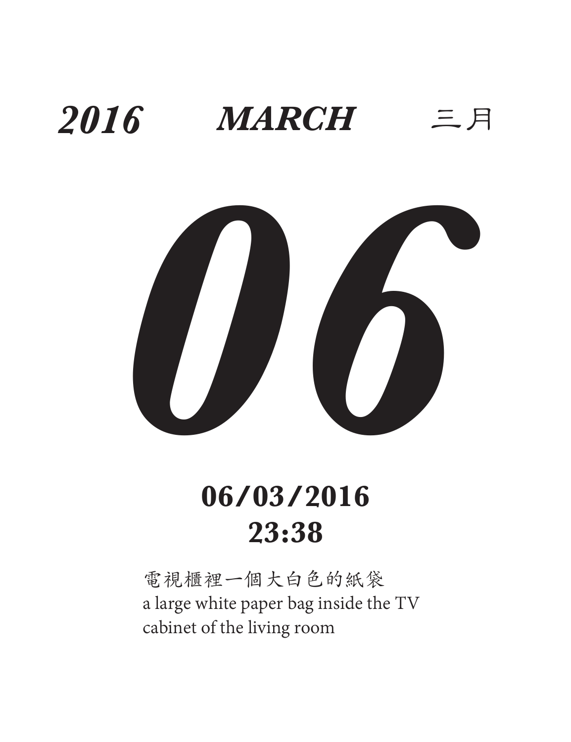***2016*** ***MARCH*** 三月

# *06*

## 06/03/2016
## 23:38

電視櫃裡一個大白色的紙袋
a large white paper bag inside the TV cabinet of the living room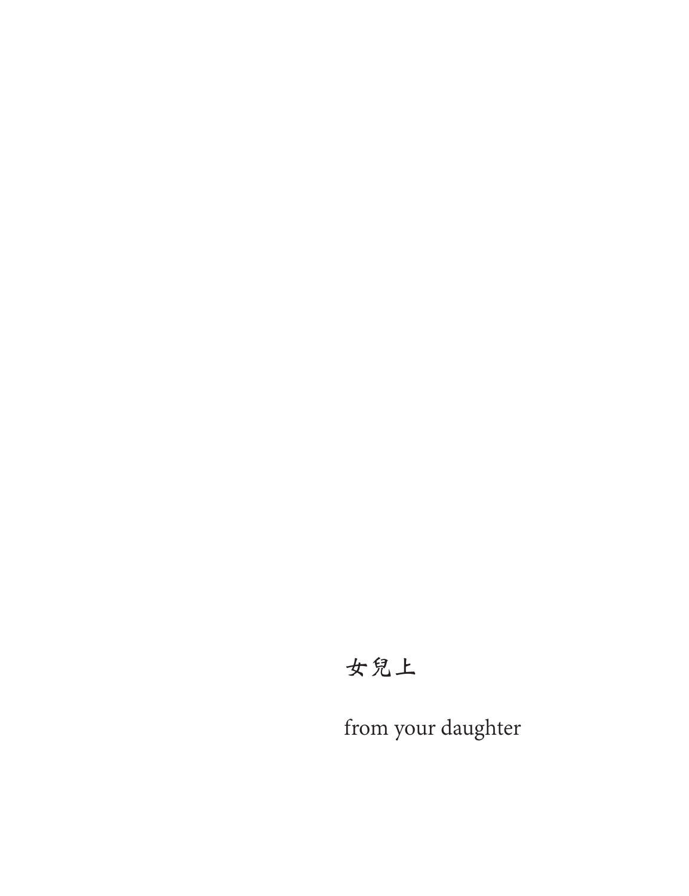女兒上

from your daughter